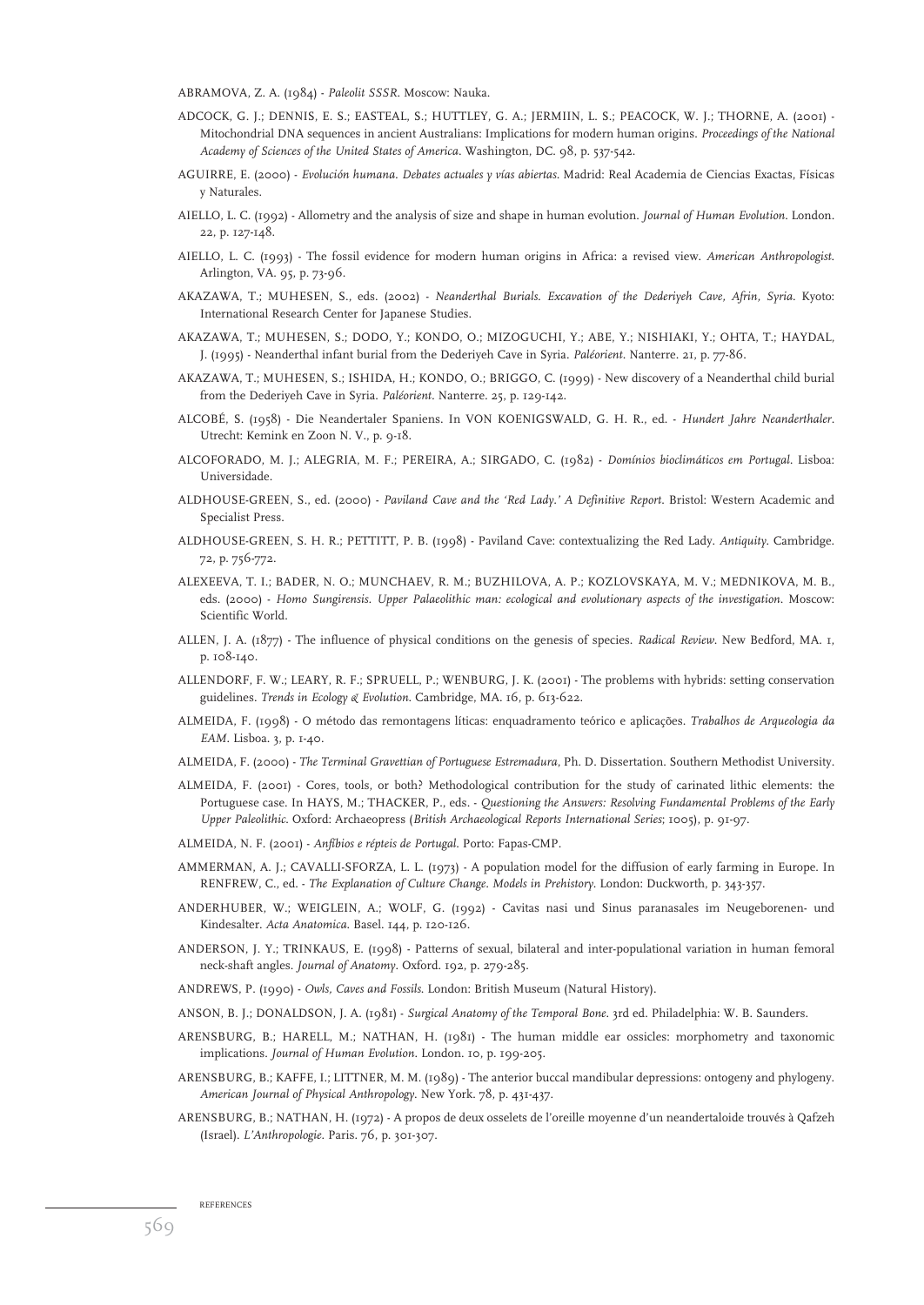ABRAMOVA, Z. A. (1984) - *Paleolit SSSR*. Moscow: Nauka.

ADCOCK, G. J.; DENNIS, E. S.; EASTEAL, S.; HUTTLEY, G. A.; JERMIIN, L. S.; PEACOCK, W. J.; THORNE, A. (2001) - Mitochondrial DNA sequences in ancient Australians: Implications for modern human origins. *Proceedings of the National Academy of Sciences of the United States of America*. Washington, DC. 98, p. 537-542.

AGUIRRE, E. (2000) - *Evolución humana. Debates actuales y vías abiertas*. Madrid: Real Academia de Ciencias Exactas, Físicas y Naturales.

AIELLO, L. C. (1992) - Allometry and the analysis of size and shape in human evolution. *Journal of Human Evolution*. London. 22, p. 127-148.

AIELLO, L. C. (1993) - The fossil evidence for modern human origins in Africa: a revised view. *American Anthropologist*. Arlington, VA. 95, p. 73-96.

AKAZAWA, T.; MUHESEN, S., eds. (2002) - *Neanderthal Burials. Excavation of the Dederiyeh Cave, Afrin, Syria*. Kyoto: International Research Center for Japanese Studies.

AKAZAWA, T.; MUHESEN, S.; DODO, Y.; KONDO, O.; MIZOGUCHI, Y.; ABE, Y.; NISHIAKI, Y.; OHTA, T.; HAYDAL, J. (1995) - Neanderthal infant burial from the Dederiyeh Cave in Syria. *Paléorient*. Nanterre. 21, p. 77-86.

AKAZAWA, T.; MUHESEN, S.; ISHIDA, H.; KONDO, O.; BRIGGO, C. (1999) - New discovery of a Neanderthal child burial from the Dederiyeh Cave in Syria. *Paléorient*. Nanterre. 25, p. 129-142.

ALCOBÉ, S. (1958) - Die Neandertaler Spaniens. In VON KOENIGSWALD, G. H. R., ed. - *Hundert Jahre Neanderthaler*. Utrecht: Kemink en Zoon N. V., p. 9-18.

ALCOFORADO, M. J.; ALEGRIA, M. F.; PEREIRA, A.; SIRGADO, C. (1982) - *Domínios bioclimáticos em Portugal*. Lisboa: Universidade.

ALDHOUSE-GREEN, S., ed. (2000) - *Paviland Cave and the 'Red Lady.' A Definitive Report*. Bristol: Western Academic and Specialist Press.

ALDHOUSE-GREEN, S. H. R.; PETTITT, P. B. (1998) - Paviland Cave: contextualizing the Red Lady. *Antiquity*. Cambridge. 72, p. 756-772.

ALEXEEVA, T. I.; BADER, N. O.; MUNCHAEV, R. M.; BUZHILOVA, A. P.; KOZLOVSKAYA, M. V.; MEDNIKOVA, M. B., eds. (2000) - *Homo Sungirensis. Upper Palaeolithic man: ecological and evolutionary aspects of the investigation*. Moscow: Scientific World.

ALLEN, J. A. (1877) - The influence of physical conditions on the genesis of species. *Radical Review*. New Bedford, MA. 1, p. 108-140.

ALLENDORF, F. W.; LEARY, R. F.; SPRUELL, P.; WENBURG, J. K. (2001) - The problems with hybrids: setting conservation guidelines. *Trends in Ecology & Evolution*. Cambridge, MA. 16, p. 613-622.

ALMEIDA, F. (1998) - O método das remontagens líticas: enquadramento teórico e aplicações. *Trabalhos de Arqueologia da EAM*. Lisboa. 3, p. 1-40.

ALMEIDA, F. (2000) - *The Terminal Gravettian of Portuguese Estremadura*, Ph. D. Dissertation. Southern Methodist University.

ALMEIDA, F. (2001) - Cores, tools, or both? Methodological contribution for the study of carinated lithic elements: the Portuguese case. In HAYS, M.; THACKER, P., eds. - *Questioning the Answers: Resolving Fundamental Problems of the Early Upper Paleolithic*. Oxford: Archaeopress (*British Archaeological Reports International Series*; 1005), p. 91-97.

ALMEIDA, N. F. (2001) - *Anfíbios e répteis de Portugal*. Porto: Fapas-CMP.

AMMERMAN, A. J.; CAVALLI-SFORZA, L. L. (1973) - A population model for the diffusion of early farming in Europe. In RENFREW, C., ed. - *The Explanation of Culture Change. Models in Prehistory*. London: Duckworth, p. 343-357.

ANDERHUBER, W.; WEIGLEIN, A.; WOLF, G. (1992) - Cavitas nasi und Sinus paranasales im Neugeborenen- und Kindesalter. *Acta Anatomica*. Basel. 144, p. 120-126.

ANDERSON, J. Y.; TRINKAUS, E. (1998) - Patterns of sexual, bilateral and inter-populational variation in human femoral neck-shaft angles. *Journal of Anatomy*. Oxford. 192, p. 279-285.

ANDREWS, P. (1990) - *Owls, Caves and Fossils*. London: British Museum (Natural History).

ANSON, B. J.; DONALDSON, J. A. (1981) - *Surgical Anatomy of the Temporal Bone*. 3rd ed. Philadelphia: W. B. Saunders.

ARENSBURG, B.; HARELL, M.; NATHAN, H. (1981) - The human middle ear ossicles: morphometry and taxonomic implications. *Journal of Human Evolution*. London. 10, p. 199-205.

ARENSBURG, B.; KAFFE, I.; LITTNER, M. M. (1989) - The anterior buccal mandibular depressions: ontogeny and phylogeny. *American Journal of Physical Anthropology*. New York. 78, p. 431-437.

ARENSBURG, B.; NATHAN, H. (1972) - A propos de deux osselets de l'oreille moyenne d'un neandertaloide trouvés à Qafzeh (Israel). *L'Anthropologie*. Paris. 76, p. 301-307.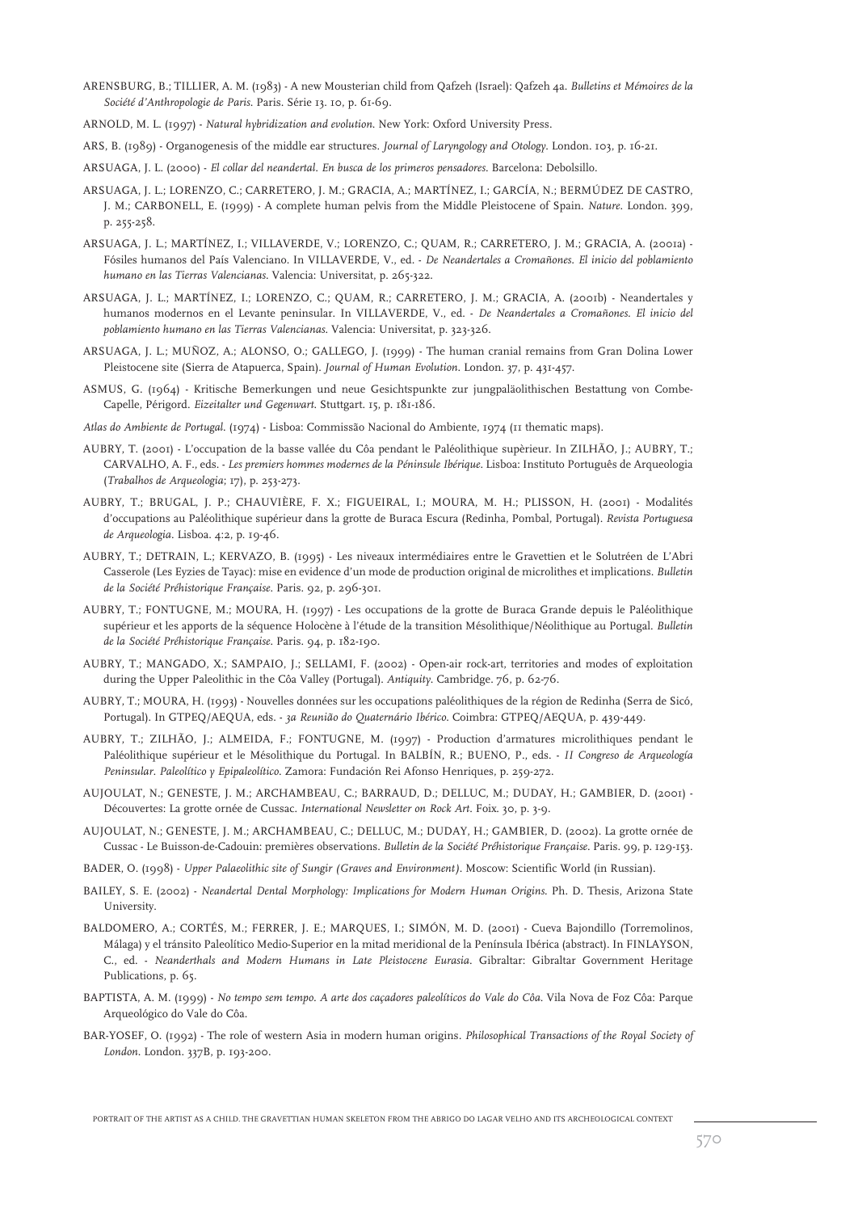ARENSBURG, B.; TILLIER, A. M. (1983) - A new Mousterian child from Qafzeh (Israel): Qafzeh 4a. *Bulletins et Mémoires de la Société d'Anthropologie de Paris*. Paris. Série 13. 10, p. 61-69.

ARNOLD, M. L. (1997) - *Natural hybridization and evolution*. New York: Oxford University Press.

ARS, B. (1989) - Organogenesis of the middle ear structures. *Journal of Laryngology and Otology*. London. 103, p. 16-21.

ARSUAGA, J. L. (2000) - *El collar del neandertal. En busca de los primeros pensadores*. Barcelona: Debolsillo.

ARSUAGA, J. L.; LORENZO, C.; CARRETERO, J. M.; GRACIA, A.; MARTÍNEZ, I.; GARCÍA, N.; BERMÚDEZ DE CASTRO, J. M.; CARBONELL, E. (1999) - A complete human pelvis from the Middle Pleistocene of Spain. *Nature*. London. 399, p. 255-258.

ARSUAGA, J. L.; MARTÍNEZ, I.; VILLAVERDE, V.; LORENZO, C.; QUAM, R.; CARRETERO, J. M.; GRACIA, A. (2001a) - Fósiles humanos del País Valenciano. In VILLAVERDE, V., ed. - *De Neandertales a Cromañones. El inicio del poblamiento humano en las Tierras Valencianas*. Valencia: Universitat, p. 265-322.

ARSUAGA, J. L.; MARTÍNEZ, I.; LORENZO, C.; QUAM, R.; CARRETERO, J. M.; GRACIA, A. (2001b) - Neandertales y humanos modernos en el Levante peninsular. In VILLAVERDE, V., ed. - *De Neandertales a Cromañones. El inicio del poblamiento humano en las Tierras Valencianas*. Valencia: Universitat, p. 323-326.

ARSUAGA, J. L.; MUÑOZ, A.; ALONSO, O.; GALLEGO, J. (1999) - The human cranial remains from Gran Dolina Lower Pleistocene site (Sierra de Atapuerca, Spain). *Journal of Human Evolution*. London. 37, p. 431-457.

ASMUS, G. (1964) - Kritische Bemerkungen und neue Gesichtspunkte zur jungpaläolithischen Bestattung von Combe-Capelle, Périgord. *Eizeitalter und Gegenwart*. Stuttgart. 15, p. 181-186.

*Atlas do Ambiente de Portugal*. (1974) - Lisboa: Commissão Nacional do Ambiente, 1974 (11 thematic maps).

AUBRY, T. (2001) - L'occupation de la basse vallée du Côa pendant le Paléolithique supèrieur. In ZILHÃO, J.; AUBRY, T.; CARVALHO, A. F., eds. - *Les premiers hommes modernes de la Péninsule Ibérique*. Lisboa: Instituto Português de Arqueologia (*Trabalhos de Arqueologia*; 17), p. 253-273.

AUBRY, T.; BRUGAL, J. P.; CHAUVIÈRE, F. X.; FIGUEIRAL, I.; MOURA, M. H.; PLISSON, H. (2001) - Modalités d'occupations au Paléolithique supérieur dans la grotte de Buraca Escura (Redinha, Pombal, Portugal). *Revista Portuguesa de Arqueologia*. Lisboa. 4:2, p. 19-46.

AUBRY, T.; DETRAIN, L.; KERVAZO, B. (1995) - Les niveaux intermédiaires entre le Gravettien et le Solutréen de L'Abri Casserole (Les Eyzies de Tayac): mise en evidence d'un mode de production original de microlithes et implications. *Bulletin de la Société Préhistorique Française*. Paris. 92, p. 296-301.

AUBRY, T.; FONTUGNE, M.; MOURA, H. (1997) - Les occupations de la grotte de Buraca Grande depuis le Paléolithique supérieur et les apports de la séquence Holocène à l'étude de la transition Mésolithique/Néolithique au Portugal. *Bulletin de la Société Préhistorique Française*. Paris. 94, p. 182-190.

AUBRY, T.; MANGADO, X.; SAMPAIO, J.; SELLAMI, F. (2002) - Open-air rock-art, territories and modes of exploitation during the Upper Paleolithic in the Côa Valley (Portugal). *Antiquity*. Cambridge. 76, p. 62-76.

AUBRY, T.; MOURA, H. (1993) - Nouvelles données sur les occupations paléolithiques de la région de Redinha (Serra de Sicó, Portugal). In GTPEQ/AEQUA, eds. - *3a Reunião do Quaternário Ibérico*. Coimbra: GTPEQ/AEQUA, p. 439-449.

AUBRY, T.; ZILHÃO, J.; ALMEIDA, F.; FONTUGNE, M. (1997) - Production d'armatures microlithiques pendant le Paléolithique supérieur et le Mésolithique du Portugal. In BALBÍN, R.; BUENO, P., eds. - *II Congreso de Arqueología Peninsular. Paleolítico y Epipaleolítico*. Zamora: Fundación Rei Afonso Henriques, p. 259-272.

AUJOULAT, N.; GENESTE, J. M.; ARCHAMBEAU, C.; BARRAUD, D.; DELLUC, M.; DUDAY, H.; GAMBIER, D. (2001) - Découvertes: La grotte ornée de Cussac. *International Newsletter on Rock Art*. Foix. 30, p. 3-9.

AUJOULAT, N.; GENESTE, J. M.; ARCHAMBEAU, C.; DELLUC, M.; DUDAY, H.; GAMBIER, D. (2002). La grotte ornée de Cussac - Le Buisson-de-Cadouin: premières observations. *Bulletin de la Société Préhistorique Française*. Paris. 99, p. 129-153.

BADER, O. (1998) - *Upper Palaeolithic site of Sungir (Graves and Environment)*. Moscow: Scientific World (in Russian).

BAILEY, S. E. (2002) - *Neandertal Dental Morphology: Implications for Modern Human Origins*. Ph. D. Thesis, Arizona State University.

BALDOMERO, A.; CORTÉS, M.; FERRER, J. E.; MARQUES, I.; SIMÓN, M. D. (2001) - Cueva Bajondillo (Torremolinos, Málaga) y el tránsito Paleolítico Medio-Superior en la mitad meridional de la Península Ibérica (abstract). In FINLAYSON, C., ed. - *Neanderthals and Modern Humans in Late Pleistocene Eurasia*. Gibraltar: Gibraltar Government Heritage Publications, p. 65.

BAPTISTA, A. M. (1999) - *No tempo sem tempo. A arte dos caçadores paleolíticos do Vale do Côa*. Vila Nova de Foz Côa: Parque Arqueológico do Vale do Côa.

BAR-YOSEF, O. (1992) - The role of western Asia in modern human origins. *Philosophical Transactions of the Royal Society of London*. London. 337B, p. 193-200.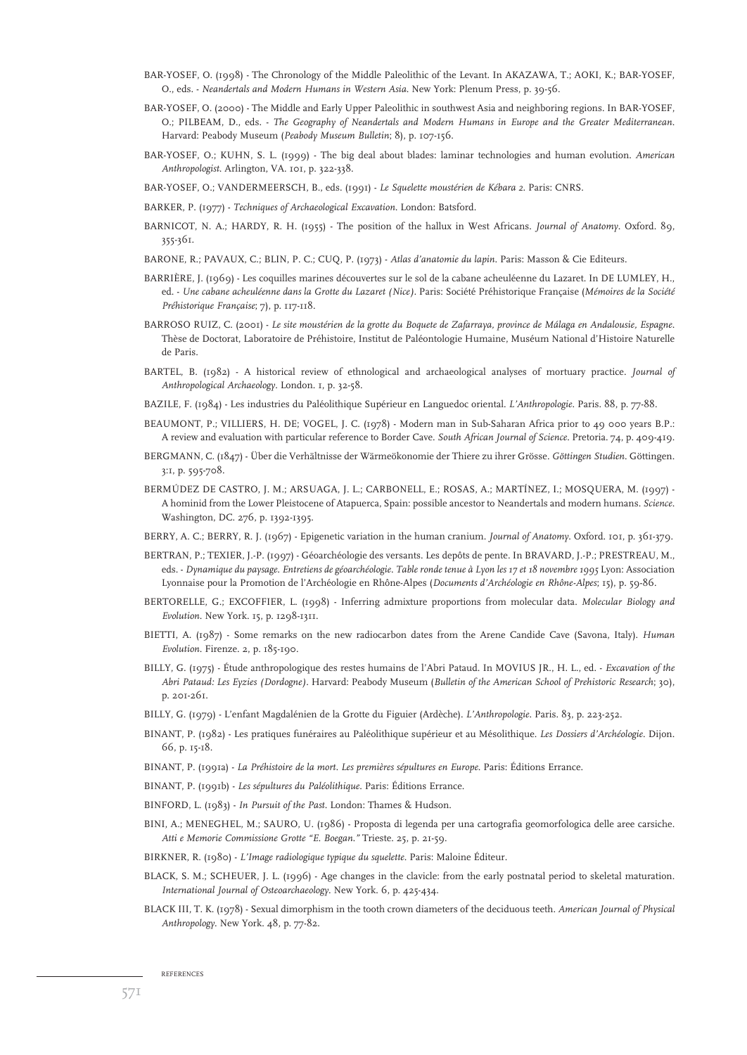BAR-YOSEF, O. (1998) - The Chronology of the Middle Paleolithic of the Levant. In AKAZAWA, T.; AOKI, K.; BAR-YOSEF, O., eds. - *Neandertals and Modern Humans in Western Asia*. New York: Plenum Press, p. 39-56.

BAR-YOSEF, O. (2000) - The Middle and Early Upper Paleolithic in southwest Asia and neighboring regions. In BAR-YOSEF, O.; PILBEAM, D., eds. - *The Geography of Neandertals and Modern Humans in Europe and the Greater Mediterranean*. Harvard: Peabody Museum (*Peabody Museum Bulletin*; 8), p. 107-156.

BAR-YOSEF, O.; KUHN, S. L. (1999) - The big deal about blades: laminar technologies and human evolution. *American Anthropologist*. Arlington, VA. 101, p. 322-338.

BAR-YOSEF, O.; VANDERMEERSCH, B., eds. (1991) - *Le Squelette moustérien de Kébara 2*. Paris: CNRS.

BARKER, P. (1977) - *Techniques of Archaeological Excavation*. London: Batsford.

BARNICOT, N. A.; HARDY, R. H. (1955) - The position of the hallux in West Africans. *Journal of Anatomy*. Oxford. 89, 355-361.

BARONE, R.; PAVAUX, C.; BLIN, P. C.; CUQ, P. (1973) - *Atlas d'anatomie du lapin*. Paris: Masson & Cie Editeurs.

BARRIÈRE, J. (1969) - Les coquilles marines découvertes sur le sol de la cabane acheuléenne du Lazaret. In DE LUMLEY, H., ed. - *Une cabane acheuléenne dans la Grotte du Lazaret (Nice)*. Paris: Société Préhistorique Française (*Mémoires de la Société Préhistorique Française*; 7), p. 117-118.

BARROSO RUIZ, C. (2001) - *Le site moustérien de la grotte du Boquete de Zafarraya, province de Málaga en Andalousie, Espagne*. Thèse de Doctorat, Laboratoire de Préhistoire, Institut de Paléontologie Humaine, Muséum National d'Histoire Naturelle de Paris.

BARTEL, B. (1982) - A historical review of ethnological and archaeological analyses of mortuary practice. *Journal of Anthropological Archaeology*. London. 1, p. 32-58.

BAZILE, F. (1984) - Les industries du Paléolithique Supérieur en Languedoc oriental. *L'Anthropologie*. Paris. 88, p. 77-88.

BEAUMONT, P.; VILLIERS, H. DE; VOGEL, J. C. (1978) - Modern man in Sub-Saharan Africa prior to 49 000 years B.P.: A review and evaluation with particular reference to Border Cave. *South African Journal of Science*. Pretoria. 74, p. 409-419.

BERGMANN, C. (1847) - Über die Verhältnisse der Wärmeökonomie der Thiere zu ihrer Grösse. *Göttingen Studien*. Göttingen. 3:1, p. 595-708.

BERMÚDEZ DE CASTRO, J. M.; ARSUAGA, J. L.; CARBONELL, E.; ROSAS, A.; MARTÍNEZ, I.; MOSQUERA, M. (1997) - A hominid from the Lower Pleistocene of Atapuerca, Spain: possible ancestor to Neandertals and modern humans. *Science*. Washington, DC. 276, p. 1392-1395.

BERRY, A. C.; BERRY, R. J. (1967) - Epigenetic variation in the human cranium. *Journal of Anatomy*. Oxford. 101, p. 361-379.

BERTRAN, P.; TEXIER, J.-P. (1997) - Géoarchéologie des versants. Les depôts de pente. In BRAVARD, J.-P.; PRESTREAU, M., eds. - *Dynamique du paysage. Entretiens de géoarchéologie. Table ronde tenue à Lyon les 17 et 18 novembre 1995* Lyon: Association Lyonnaise pour la Promotion de l'Archéologie en Rhône-Alpes (*Documents d'Archéologie en Rhône-Alpes*; 15), p. 59-86.

BERTORELLE, G.; EXCOFFIER, L. (1998) - Inferring admixture proportions from molecular data. *Molecular Biology and Evolution*. New York. 15, p. 1298-1311.

BIETTI, A. (1987) - Some remarks on the new radiocarbon dates from the Arene Candide Cave (Savona, Italy). *Human Evolution*. Firenze. 2, p. 185-190.

BILLY, G. (1975) - Étude anthropologique des restes humains de l'Abri Pataud. In MOVIUS JR., H. L., ed. - *Excavation of the Abri Pataud: Les Eyzies (Dordogne)*. Harvard: Peabody Museum (*Bulletin of the American School of Prehistoric Research*; 30), p. 201-261.

BILLY, G. (1979) - L'enfant Magdalénien de la Grotte du Figuier (Ardèche). *L'Anthropologie*. Paris. 83, p. 223-252.

BINANT, P. (1982) - Les pratiques funéraires au Paléolithique supérieur et au Mésolithique. *Les Dossiers d'Archéologie*. Dijon. 66, p. 15-18.

BINANT, P. (1991a) - *La Préhistoire de la mort. Les premières sépultures en Europe*. Paris: Éditions Errance.

BINANT, P. (1991b) - *Les sépultures du Paléolithique*. Paris: Éditions Errance.

BINFORD, L. (1983) - *In Pursuit of the Past*. London: Thames & Hudson.

BINI, A.; MENEGHEL, M.; SAURO, U. (1986) - Proposta di legenda per una cartografia geomorfologica delle aree carsiche. *Atti e Memorie Commissione Grotte "E. Boegan."* Trieste. 25, p. 21-59.

BIRKNER, R. (1980) - *L'Image radiologique typique du squelette*. Paris: Maloine Éditeur.

BLACK, S. M.; SCHEUER, J. L. (1996) - Age changes in the clavicle: from the early postnatal period to skeletal maturation. *International Journal of Osteoarchaeology*. New York. 6, p. 425-434.

BLACK III, T. K. (1978) - Sexual dimorphism in the tooth crown diameters of the deciduous teeth. *American Journal of Physical Anthropology*. New York. 48, p. 77-82.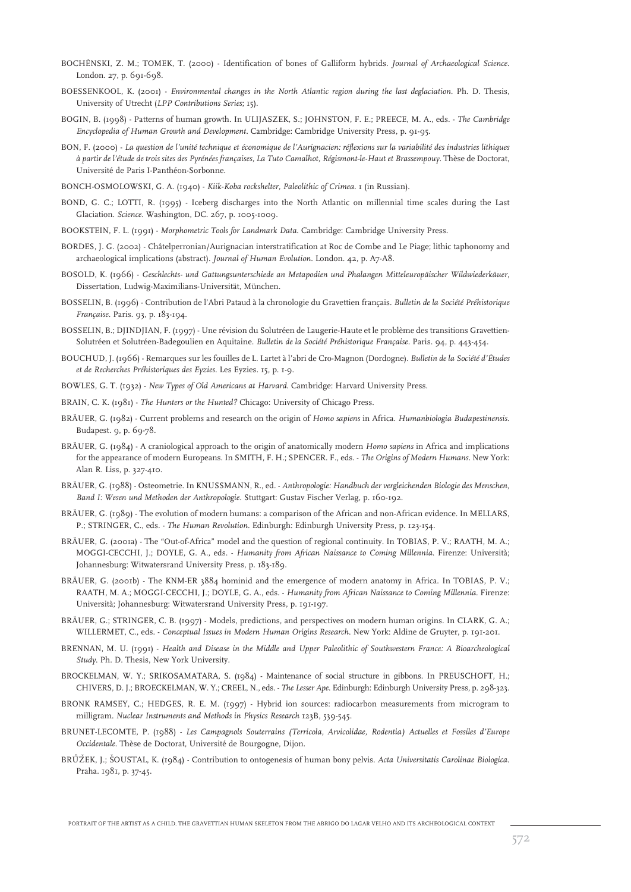BOCHÉNSKI, Z. M.; TOMEK, T. (2000) - Identification of bones of Galliform hybrids. *Journal of Archaeological Science*. London. 27, p. 691-698.

BOESSENKOOL, K. (2001) - *Environmental changes in the North Atlantic region during the last deglaciation*. Ph. D. Thesis, University of Utrecht (*LPP Contributions Series*; 15).

BOGIN, B. (1998) - Patterns of human growth. In ULIJASZEK, S.; JOHNSTON, F. E.; PREECE, M. A., eds. - *The Cambridge Encyclopedia of Human Growth and Development*. Cambridge: Cambridge University Press, p. 91-95.

BON, F. (2000) - *La question de l'unité technique et économique de l'Aurignacien: réflexions sur la variabilité des industries lithiques à partir de l'étude de trois sites des Pyrénées françaises, La Tuto Camalhot, Régismont-le-Haut et Brassempouy*. Thèse de Doctorat, Université de Paris I-Panthéon-Sorbonne.

BONCH-OSMOLOWSKI, G. A. (1940) - *Kiik-Koba rockshelter, Paleolithic of Crimea*. 1 (in Russian).

BOND, G. C.; LOTTI, R. (1995) - Iceberg discharges into the North Atlantic on millennial time scales during the Last Glaciation. *Science*. Washington, DC. 267, p. 1005-1009.

BOOKSTEIN, F. L. (1991) - *Morphometric Tools for Landmark Data*. Cambridge: Cambridge University Press.

BORDES, J. G. (2002) - Châtelperronian/Aurignacian interstratification at Roc de Combe and Le Piage; lithic taphonomy and archaeological implications (abstract). *Journal of Human Evolution*. London. 42, p. A7-A8.

BOSOLD, K. (1966) - *Geschlechts- und Gattungsunterschiede an Metapodien und Phalangen Mitteleuropäischer Wildwiederkäuer*, Dissertation, Ludwig-Maximilians-Universität, München.

BOSSELIN, B. (1996) - Contribution de l'Abri Pataud à la chronologie du Gravettien français. *Bulletin de la Société Préhistorique Française*. Paris. 93, p. 183-194.

BOSSELIN, B.; DJINDJIAN, F. (1997) - Une révision du Solutréen de Laugerie-Haute et le problème des transitions Gravettien-Solutréen et Solutréen-Badegoulien en Aquitaine. *Bulletin de la Société Préhistorique Française*. Paris. 94, p. 443-454.

BOUCHUD, J. (1966) - Remarques sur les fouilles de L. Lartet à l'abri de Cro-Magnon (Dordogne). *Bulletin de la Société d'Études et de Recherches Préhistoriques des Eyzies*. Les Eyzies. 15, p. 1-9.

BOWLES, G. T. (1932) - *New Types of Old Americans at Harvard*. Cambridge: Harvard University Press.

BRAIN, C. K. (1981) - *The Hunters or the Hunted?* Chicago: University of Chicago Press.

BRÄUER, G. (1982) - Current problems and research on the origin of *Homo sapiens* in Africa. *Humanbiologia Budapestinensis*. Budapest. 9, p. 69-78.

BRÄUER, G. (1984) - A craniological approach to the origin of anatomically modern *Homo sapiens* in Africa and implications for the appearance of modern Europeans. In SMITH, F. H.; SPENCER. F., eds. - *The Origins of Modern Humans*. New York: Alan R. Liss, p. 327-410.

BRÄUER, G. (1988) - Osteometrie. In KNUSSMANN, R., ed. - *Anthropologie: Handbuch der vergleichenden Biologie des Menschen, Band I: Wesen und Methoden der Anthropologie*. Stuttgart: Gustav Fischer Verlag, p. 160-192.

BRÄUER, G. (1989) - The evolution of modern humans: a comparison of the African and non-African evidence. In MELLARS, P.; STRINGER, C., eds. - *The Human Revolution*. Edinburgh: Edinburgh University Press, p. 123-154.

BRÄUER, G. (2001a) - The "Out-of-Africa" model and the question of regional continuity. In TOBIAS, P. V.; RAATH, M. A.; MOGGI-CECCHI, J.; DOYLE, G. A., eds. - *Humanity from African Naissance to Coming Millennia*. Firenze: Università; Johannesburg: Witwatersrand University Press, p. 183-189.

BRÄUER, G. (2001b) - The KNM-ER 3884 hominid and the emergence of modern anatomy in Africa. In TOBIAS, P. V.; RAATH, M. A.; MOGGI-CECCHI, J.; DOYLE, G. A., eds. - *Humanity from African Naissance to Coming Millennia*. Firenze: Università; Johannesburg: Witwatersrand University Press, p. 191-197.

BRÄUER, G.; STRINGER, C. B. (1997) - Models, predictions, and perspectives on modern human origins. In CLARK, G. A.; WILLERMET, C., eds. - *Conceptual Issues in Modern Human Origins Research*. New York: Aldine de Gruyter, p. 191-201.

BRENNAN, M. U. (1991) - *Health and Disease in the Middle and Upper Paleolithic of Southwestern France: A Bioarcheological Study*. Ph. D. Thesis, New York University.

BROCKELMAN, W. Y.; SRIKOSAMATARA, S. (1984) - Maintenance of social structure in gibbons. In PREUSCHOFT, H.; CHIVERS, D. J.; BROECKELMAN, W. Y.; CREEL, N., eds. - *The Lesser Ape*. Edinburgh: Edinburgh University Press, p. 298-323.

BRONK RAMSEY, C.; HEDGES, R. E. M. (1997) - Hybrid ion sources: radiocarbon measurements from microgram to milligram. *Nuclear Instruments and Methods in Physics Research* 123B, 539-545.

BRUNET-LECOMTE, P. (1988) - *Les Campagnols Souterrains (Terricola, Arvicolidae, Rodentia) Actuelles et Fossiles d'Europe Occidentale*. Thèse de Doctorat, Université de Bourgogne, Dijon.

BRŮŽEK, J.; ŠOUSTAL, K. (1984) - Contribution to ontogenesis of human bony pelvis. *Acta Universitatis Carolinae Biologica*. Praha. 1981, p. 37-45.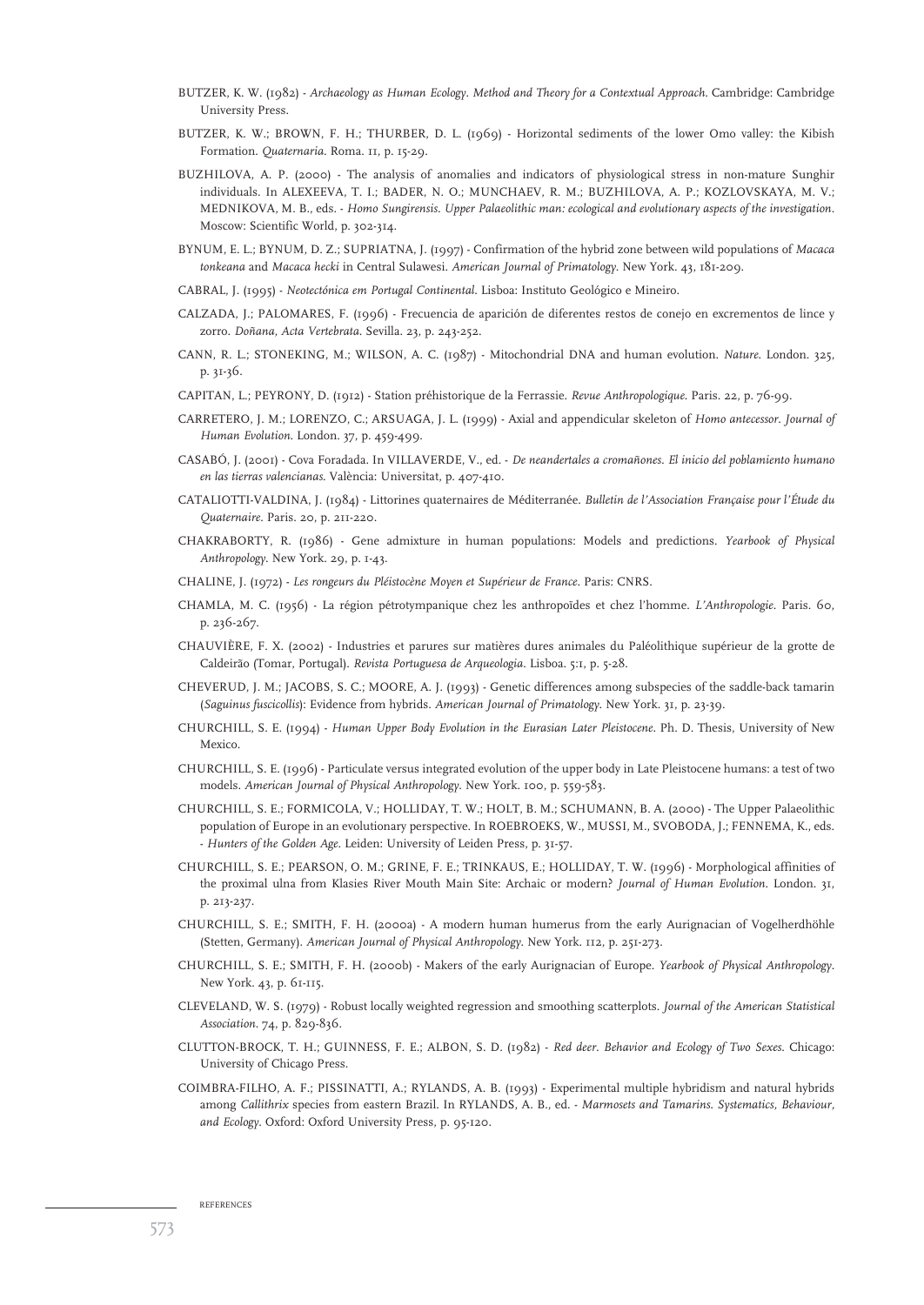BUTZER, K. W. (1982) - *Archaeology as Human Ecology. Method and Theory for a Contextual Approach*. Cambridge: Cambridge University Press.

BUTZER, K. W.; BROWN, F. H.; THURBER, D. L. (1969) - Horizontal sediments of the lower Omo valley: the Kibish Formation. *Quaternaria*. Roma. 11, p. 15-29.

BUZHILOVA, A. P. (2000) - The analysis of anomalies and indicators of physiological stress in non-mature Sunghir individuals. In ALEXEEVA, T. I.; BADER, N. O.; MUNCHAEV, R. M.; BUZHILOVA, A. P.; KOZLOVSKAYA, M. V.; MEDNIKOVA, M. B., eds. - *Homo Sungirensis. Upper Palaeolithic man: ecological and evolutionary aspects of the investigation*. Moscow: Scientific World, p. 302-314.

BYNUM, E. L.; BYNUM, D. Z.; SUPRIATNA, J. (1997) - Confirmation of the hybrid zone between wild populations of *Macaca tonkeana* and *Macaca hecki* in Central Sulawesi. *American Journal of Primatology*. New York. 43, 181-209.

CABRAL, J. (1995) - *Neotectónica em Portugal Continental*. Lisboa: Instituto Geológico e Mineiro.

CALZADA, J.; PALOMARES, F. (1996) - Frecuencia de aparición de diferentes restos de conejo en excrementos de lince y zorro. *Doñana, Acta Vertebrata*. Sevilla. 23, p. 243-252.

CANN, R. L.; STONEKING, M.; WILSON, A. C. (1987) - Mitochondrial DNA and human evolution. *Nature*. London. 325, p. 31-36.

CAPITAN, L.; PEYRONY, D. (1912) - Station préhistorique de la Ferrassie. *Revue Anthropologique*. Paris. 22, p. 76-99.

CARRETERO, J. M.; LORENZO, C.; ARSUAGA, J. L. (1999) - Axial and appendicular skeleton of *Homo antecessor*. *Journal of Human Evolution*. London. 37, p. 459-499.

CASABÓ, J. (2001) - Cova Foradada. In VILLAVERDE, V., ed. - *De neandertales a cromañones. El inicio del poblamiento humano en las tierras valencianas*. València: Universitat, p. 407-410.

CATALIOTTI-VALDINA, J. (1984) - Littorines quaternaires de Méditerranée. *Bulletin de l'Association Française pour l'Étude du Quaternaire*. Paris. 20, p. 211-220.

CHAKRABORTY, R. (1986) - Gene admixture in human populations: Models and predictions. *Yearbook of Physical Anthropology*. New York. 29, p. 1-43.

CHALINE, J. (1972) - *Les rongeurs du Pléistocène Moyen et Supérieur de France*. Paris: CNRS.

CHAMLA, M. C. (1956) - La région pétrotympanique chez les anthropoïdes et chez l'homme. *L'Anthropologie*. Paris. 60, p. 236-267.

CHAUVIÈRE, F. X. (2002) - Industries et parures sur matières dures animales du Paléolithique supérieur de la grotte de Caldeirão (Tomar, Portugal). *Revista Portuguesa de Arqueologia*. Lisboa. 5:1, p. 5-28.

CHEVERUD, J. M.; JACOBS, S. C.; MOORE, A. J. (1993) - Genetic differences among subspecies of the saddle-back tamarin (*Saguinus fuscicollis*): Evidence from hybrids. *American Journal of Primatology*. New York. 31, p. 23-39.

CHURCHILL, S. E. (1994) - *Human Upper Body Evolution in the Eurasian Later Pleistocene*. Ph. D. Thesis, University of New Mexico.

CHURCHILL, S. E. (1996) - Particulate versus integrated evolution of the upper body in Late Pleistocene humans: a test of two models. *American Journal of Physical Anthropology*. New York. 100, p. 559-583.

CHURCHILL, S. E.; FORMICOLA, V.; HOLLIDAY, T. W.; HOLT, B. M.; SCHUMANN, B. A. (2000) - The Upper Palaeolithic population of Europe in an evolutionary perspective. In ROEBROEKS, W., MUSSI, M., SVOBODA, J.; FENNEMA, K., eds. - *Hunters of the Golden Age*. Leiden: University of Leiden Press, p. 31-57.

CHURCHILL, S. E.; PEARSON, O. M.; GRINE, F. E.; TRINKAUS, E.; HOLLIDAY, T. W. (1996) - Morphological affinities of the proximal ulna from Klasies River Mouth Main Site: Archaic or modern? *Journal of Human Evolution*. London. 31, p. 213-237.

CHURCHILL, S. E.; SMITH, F. H. (2000a) - A modern human humerus from the early Aurignacian of Vogelherdhöhle (Stetten, Germany). *American Journal of Physical Anthropology*. New York. 112, p. 251-273.

CHURCHILL, S. E.; SMITH, F. H. (2000b) - Makers of the early Aurignacian of Europe. *Yearbook of Physical Anthropology*. New York. 43, p. 61-115.

CLEVELAND, W. S. (1979) - Robust locally weighted regression and smoothing scatterplots. *Journal of the American Statistical Association*. 74, p. 829-836.

CLUTTON-BROCK, T. H.; GUINNESS, F. E.; ALBON, S. D. (1982) - *Red deer. Behavior and Ecology of Two Sexes*. Chicago: University of Chicago Press.

COIMBRA-FILHO, A. F.; PISSINATTI, A.; RYLANDS, A. B. (1993) - Experimental multiple hybridism and natural hybrids among *Callithrix* species from eastern Brazil. In RYLANDS, A. B., ed. - *Marmosets and Tamarins. Systematics, Behaviour, and Ecology*. Oxford: Oxford University Press, p. 95-120.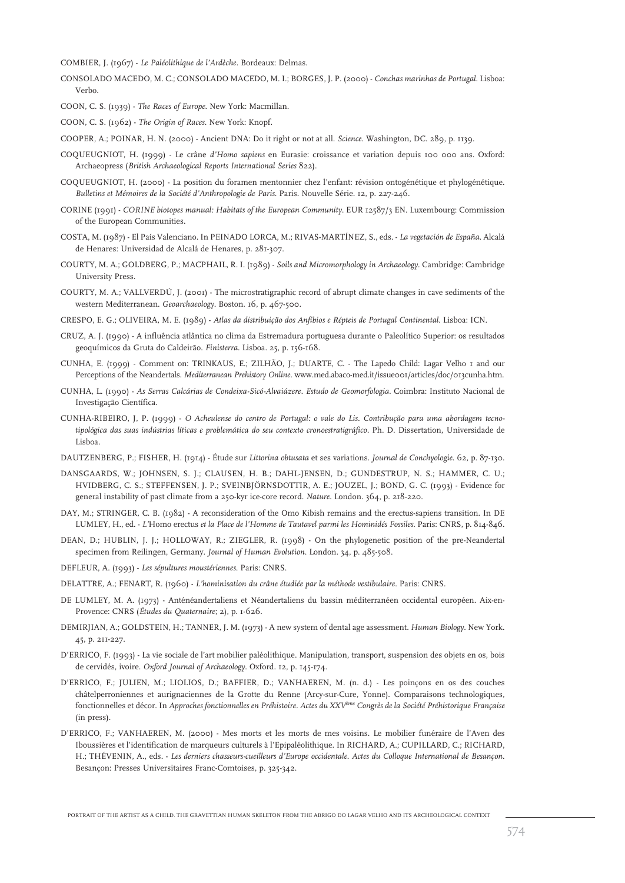COMBIER, J. (1967) - *Le Paléolithique de l'Ardèche*. Bordeaux: Delmas.

CONSOLADO MACEDO, M. C.; CONSOLADO MACEDO, M. I.; BORGES, J. P. (2000) - *Conchas marinhas de Portugal*. Lisboa: Verbo.

COON, C. S. (1939) - *The Races of Europe*. New York: Macmillan.

COON, C. S. (1962) - *The Origin of Races*. New York: Knopf.

COOPER, A.; POINAR, H. N. (2000) - Ancient DNA: Do it right or not at all. *Science*. Washington, DC. 289, p. 1139.

COQUEUGNIOT, H. (1999) - Le crâne *d'Homo sapiens* en Eurasie: croissance et variation depuis 100 000 ans. Oxford: Archaeopress (*British Archaeological Reports International Series* 822).

COQUEUGNIOT, H. (2000) - La position du foramen mentonnier chez l'enfant: révision ontogénétique et phylogénétique. *Bulletins et Mémoires de la Société d'Anthropologie de Paris*. Paris. Nouvelle Série. 12, p. 227-246.

CORINE (1991) - *CORINE biotopes manual: Habitats of the European Community*. EUR 12587/3 EN. Luxembourg: Commission of the European Communities.

COSTA, M. (1987) - El País Valenciano. In PEINADO LORCA, M.; RIVAS-MARTÍNEZ, S., eds. - *La vegetación de España*. Alcalá de Henares: Universidad de Alcalá de Henares, p. 281-307.

COURTY, M. A.; GOLDBERG, P.; MACPHAIL, R. I. (1989) - *Soils and Micromorphology in Archaeology*. Cambridge: Cambridge University Press.

COURTY, M. A.; VALLVERDÚ, J. (2001) - The microstratigraphic record of abrupt climate changes in cave sediments of the western Mediterranean. *Geoarchaeology*. Boston. 16, p. 467-500.

CRESPO, E. G.; OLIVEIRA, M. E. (1989) - *Atlas da distribuição dos Anfíbios e Répteis de Portugal Continental*. Lisboa: ICN.

CRUZ, A. J. (1990) - A influência atlântica no clima da Estremadura portuguesa durante o Paleolítico Superior: os resultados geoquímicos da Gruta do Caldeirão. *Finisterra*. Lisboa. 25, p. 156-168.

CUNHA, E. (1999) - Comment on: TRINKAUS, E.; ZILHÃO, J.; DUARTE, C. - The Lapedo Child: Lagar Velho 1 and our Perceptions of the Neandertals. *Mediterranean Prehistory Online*. www.med.abaco-med.it/issue001/articles/doc/013cunha.htm.

CUNHA, L. (1990) - *As Serras Calcárias de Condeixa-Sicó-Alvaiázere. Estudo de Geomorfologia*. Coimbra: Instituto Nacional de Investigação Científica.

CUNHA-RIBEIRO, J, P. (1999) - *O Acheulense do centro de Portugal: o vale do Lis. Contribuição para uma abordagem tecno-tipológica das suas indústrias líticas e problemática do seu contexto cronoestratigráfico*. Ph. D. Dissertation, Universidade de Lisboa.

DAUTZENBERG, P.; FISHER, H. (1914) - Étude sur *Littorina obtusata* et ses variations. *Journal de Conchyologie*. 62, p. 87-130.

DANSGAARDS, W.; JOHNSEN, S. J.; CLAUSEN, H. B.; DAHL-JENSEN, D.; GUNDESTRUP, N. S.; HAMMER, C. U.; HVIDBERG, C. S.; STEFFENSEN, J. P.; SVEINBJÖRNSDOTTIR, A. E.; JOUZEL, J.; BOND, G. C. (1993) - Evidence for general instability of past climate from a 250-kyr ice-core record. *Nature*. London. 364, p. 218-220.

DAY, M.; STRINGER, C. B. (1982) - A reconsideration of the Omo Kibish remains and the erectus-sapiens transition. In DE LUMLEY, H., ed. - *L'*Homo erectus *et la Place de l'Homme de Tautavel parmi les Hominidés Fossiles*. Paris: CNRS, p. 814-846.

DEAN, D.; HUBLIN, J. J.; HOLLOWAY, R.; ZIEGLER, R. (1998) - On the phylogenetic position of the pre-Neandertal specimen from Reilingen, Germany. *Journal of Human Evolution*. London. 34, p. 485-508.

DEFLEUR, A. (1993) - *Les sépultures moustériennes*. Paris: CNRS.

DELATTRE, A.; FENART, R. (1960) - *L'hominisation du crâne étudiée par la méthode vestibulaire*. Paris: CNRS.

DE LUMLEY, M. A. (1973) - Anténéandertaliens et Néandertaliens du bassin méditerranéen occidental européen. Aix-en-Provence: CNRS (*Études du Quaternaire*; 2), p. 1-626.

DEMIRJIAN, A.; GOLDSTEIN, H.; TANNER, J. M. (1973) - A new system of dental age assessment. *Human Biology*. New York. 45, p. 211-227.

D'ERRICO, F. (1993) - La vie sociale de l'art mobilier paléolithique. Manipulation, transport, suspension des objets en os, bois de cervidés, ivoire. *Oxford Journal of Archaeology*. Oxford. 12, p. 145-174.

D'ERRICO, F.; JULIEN, M.; LIOLIOS, D.; BAFFIER, D.; VANHAEREN, M. (n. d.) - Les poinçons en os des couches châtelperroniennes et aurignaciennes de la Grotte du Renne (Arcy-sur-Cure, Yonne). Comparaisons technologiques, fonctionnelles et décor. In *Approches fonctionnelles en Préhistoire. Actes du XXVème Congrès de la Société Préhistorique Française* (in press).

D'ERRICO, F.; VANHAEREN, M. (2000) - Mes morts et les morts de mes voisins. Le mobilier funéraire de l'Aven des Iboussières et l'identification de marqueurs culturels à l'Epipaléolithique. In RICHARD, A.; CUPILLARD, C.; RICHARD, H.; THÉVENIN, A., eds. - *Les derniers chasseurs-cueilleurs d'Europe occidentale. Actes du Colloque International de Besançon*. Besançon: Presses Universitaires Franc-Comtoises, p. 325-342.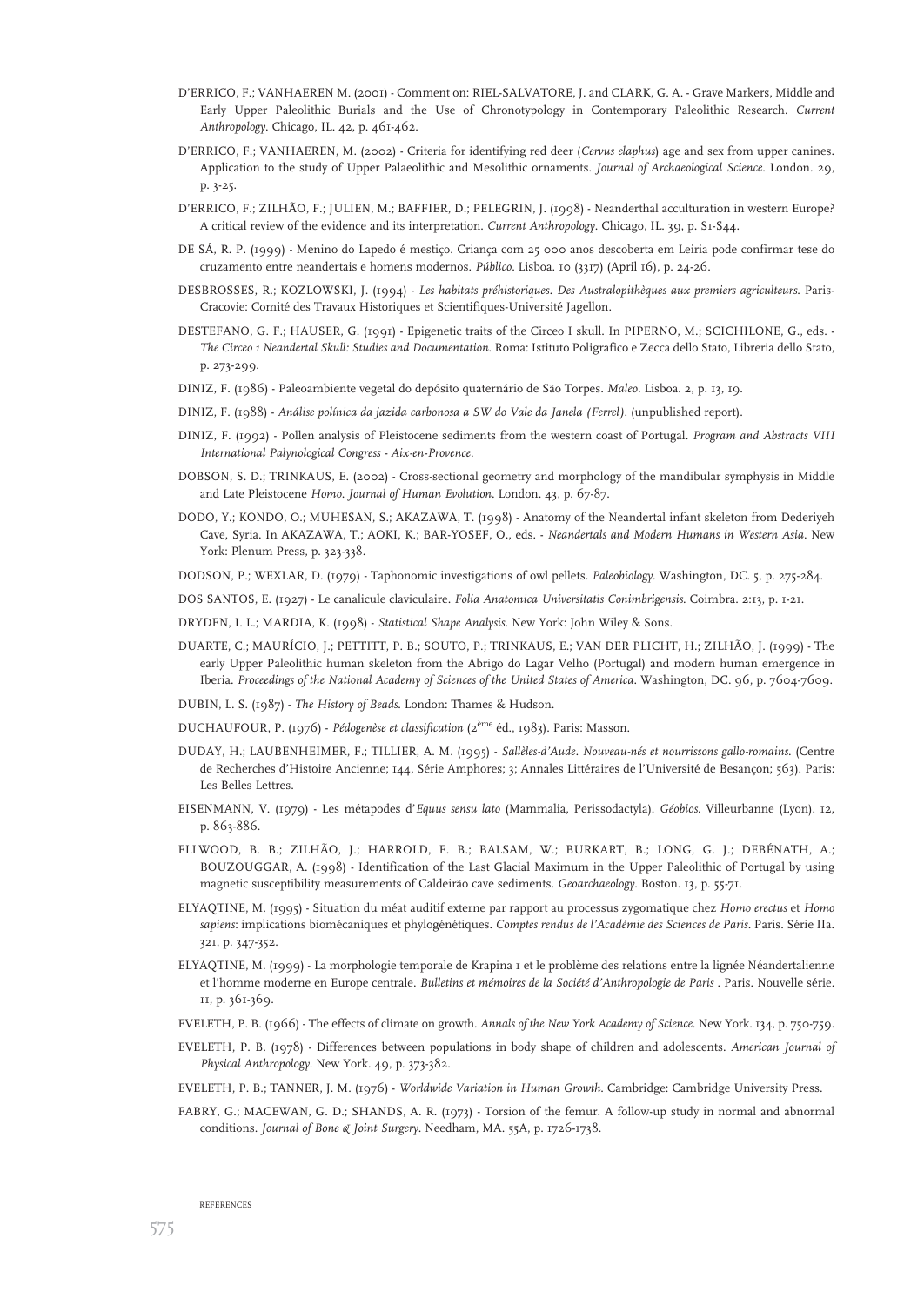D'ERRICO, F.; VANHAEREN M. (2001) - Comment on: RIEL-SALVATORE, J. and CLARK, G. A. - Grave Markers, Middle and Early Upper Paleolithic Burials and the Use of Chronotypology in Contemporary Paleolithic Research. *Current Anthropology*. Chicago, IL. 42, p. 461-462.

D'ERRICO, F.; VANHAEREN, M. (2002) - Criteria for identifying red deer (*Cervus elaphus*) age and sex from upper canines. Application to the study of Upper Palaeolithic and Mesolithic ornaments. *Journal of Archaeological Science*. London. 29, p. 3-25.

D'ERRICO, F.; ZILHÃO, F.; JULIEN, M.; BAFFIER, D.; PELEGRIN, J. (1998) - Neanderthal acculturation in western Europe? A critical review of the evidence and its interpretation. *Current Anthropology*. Chicago, IL. 39, p. S1-S44.

DE SÁ, R. P. (1999) - Menino do Lapedo é mestiço. Criança com 25 000 anos descoberta em Leiria pode confirmar tese do cruzamento entre neandertais e homens modernos. *Público*. Lisboa. 10 (3317) (April 16), p. 24-26.

DESBROSSES, R.; KOZLOWSKI, J. (1994) - *Les habitats préhistoriques. Des Australopithèques aux premiers agriculteurs*. Paris-Cracovie: Comité des Travaux Historiques et Scientifiques-Université Jagellon.

DESTEFANO, G. F.; HAUSER, G. (1991) - Epigenetic traits of the Circeo I skull. In PIPERNO, M.; SCICHILONE, G., eds. - *The Circeo 1 Neandertal Skull: Studies and Documentation*. Roma: Istituto Poligrafico e Zecca dello Stato, Libreria dello Stato, p. 273-299.

DINIZ, F. (1986) - Paleoambiente vegetal do depósito quaternário de São Torpes. *Maleo*. Lisboa. 2, p. 13, 19.

DINIZ, F. (1988) - *Análise polínica da jazida carbonosa a SW do Vale da Janela (Ferrel)*. (unpublished report).

DINIZ, F. (1992) - Pollen analysis of Pleistocene sediments from the western coast of Portugal. *Program and Abstracts VIII International Palynological Congress - Aix-en-Provence*.

DOBSON, S. D.; TRINKAUS, E. (2002) - Cross-sectional geometry and morphology of the mandibular symphysis in Middle and Late Pleistocene *Homo*. *Journal of Human Evolution*. London. 43, p. 67-87.

DODO, Y.; KONDO, O.; MUHESAN, S.; AKAZAWA, T. (1998) - Anatomy of the Neandertal infant skeleton from Dederiyeh Cave, Syria. In AKAZAWA, T.; AOKI, K.; BAR-YOSEF, O., eds. - *Neandertals and Modern Humans in Western Asia*. New York: Plenum Press, p. 323-338.

DODSON, P.; WEXLAR, D. (1979) - Taphonomic investigations of owl pellets. *Paleobiology*. Washington, DC. 5, p. 275-284.

DOS SANTOS, E. (1927) - Le canalicule claviculaire. *Folia Anatomica Universitatis Conimbrigensis*. Coimbra. 2:13, p. 1-21.

DRYDEN, I. L.; MARDIA, K. (1998) - *Statistical Shape Analysis*. New York: John Wiley & Sons.

DUARTE, C.; MAURÍCIO, J.; PETTITT, P. B.; SOUTO, P.; TRINKAUS, E.; VAN DER PLICHT, H.; ZILHÃO, J. (1999) - The early Upper Paleolithic human skeleton from the Abrigo do Lagar Velho (Portugal) and modern human emergence in Iberia. *Proceedings of the National Academy of Sciences of the United States of America*. Washington, DC. 96, p. 7604-7609.

DUBIN, L. S. (1987) - *The History of Beads*. London: Thames & Hudson.

DUCHAUFOUR, P. (1976) - *Pédogenèse et classification* (2ème éd., 1983). Paris: Masson.

DUDAY, H.; LAUBENHEIMER, F.; TILLIER, A. M. (1995) - *Sallèles-d'Aude. Nouveau-nés et nourrissons gallo-romains*. (Centre de Recherches d'Histoire Ancienne; 144, Série Amphores; 3; Annales Littéraires de l'Université de Besançon; 563). Paris: Les Belles Lettres.

EISENMANN, V. (1979) - Les métapodes d'*Equus sensu lato* (Mammalia, Perissodactyla). *Géobios*. Villeurbanne (Lyon). 12, p. 863-886.

ELLWOOD, B. B.; ZILHÃO, J.; HARROLD, F. B.; BALSAM, W.; BURKART, B.; LONG, G. J.; DEBÉNATH, A.; BOUZOUGGAR, A. (1998) - Identification of the Last Glacial Maximum in the Upper Paleolithic of Portugal by using magnetic susceptibility measurements of Caldeirão cave sediments. *Geoarchaeology*. Boston. 13, p. 55-71.

ELYAQTINE, M. (1995) - Situation du méat auditif externe par rapport au processus zygomatique chez *Homo erectus* et *Homo sapiens*: implications biomécaniques et phylogénétiques. *Comptes rendus de l'Académie des Sciences de Paris*. Paris. Série IIa. 321, p. 347-352.

ELYAQTINE, M. (1999) - La morphologie temporale de Krapina 1 et le problème des relations entre la lignée Néandertalienne et l'homme moderne en Europe centrale. *Bulletins et mémoires de la Société d'Anthropologie de Paris* . Paris. Nouvelle série. 11, p. 361-369.

EVELETH, P. B. (1966) - The effects of climate on growth. *Annals of the New York Academy of Science*. New York. 134, p. 750-759.

EVELETH, P. B. (1978) - Differences between populations in body shape of children and adolescents. *American Journal of Physical Anthropology*. New York. 49, p. 373-382.

EVELETH, P. B.; TANNER, J. M. (1976) - *Worldwide Variation in Human Growth*. Cambridge: Cambridge University Press.

FABRY, G.; MACEWAN, G. D.; SHANDS, A. R. (1973) - Torsion of the femur. A follow-up study in normal and abnormal conditions. *Journal of Bone & Joint Surgery*. Needham, MA. 55A, p. 1726-1738.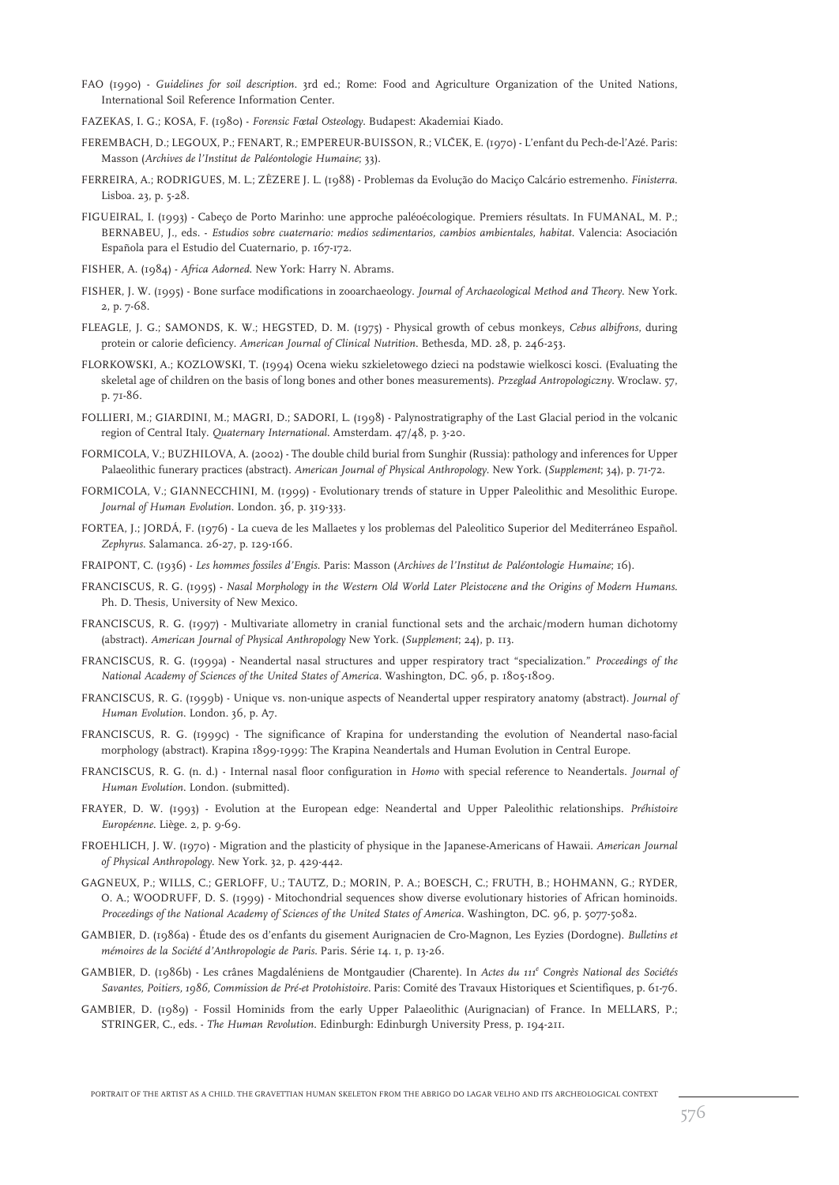FAO (1990) - *Guidelines for soil description*. 3rd ed.; Rome: Food and Agriculture Organization of the United Nations, International Soil Reference Information Center.

FAZEKAS, I. G.; KOSA, F. (1980) - *Forensic Fœtal Osteology*. Budapest: Akademiai Kiado.

FEREMBACH, D.; LEGOUX, P.; FENART, R.; EMPEREUR-BUISSON, R.; VLČEK, E. (1970) - L'enfant du Pech-de-l'Azé. Paris: Masson (*Archives de l'Institut de Paléontologie Humaine*; 33).

FERREIRA, A.; RODRIGUES, M. L.; ZÊZERE J. L. (1988) - Problemas da Evolução do Maciço Calcário estremenho. *Finisterra*. Lisboa. 23, p. 5-28.

FIGUEIRAL, I. (1993) - Cabeço de Porto Marinho: une approche paléoécologique. Premiers résultats. In FUMANAL, M. P.; BERNABEU, J., eds. - *Estudios sobre cuaternario: medios sedimentarios, cambios ambientales, habitat*. Valencia: Asociación Española para el Estudio del Cuaternario, p. 167-172.

FISHER, A. (1984) - *Africa Adorned*. New York: Harry N. Abrams.

FISHER, J. W. (1995) - Bone surface modifications in zooarchaeology. *Journal of Archaeological Method and Theory*. New York. 2, p. 7-68.

FLEAGLE, J. G.; SAMONDS, K. W.; HEGSTED, D. M. (1975) - Physical growth of cebus monkeys, *Cebus albifrons*, during protein or calorie deficiency. *American Journal of Clinical Nutrition*. Bethesda, MD. 28, p. 246-253.

FLORKOWSKI, A.; KOZLOWSKI, T. (1994) Ocena wieku szkieletowego dzieci na podstawie wielkosci kosci. (Evaluating the skeletal age of children on the basis of long bones and other bones measurements). *Przeglad Antropologiczny*. Wroclaw. 57, p. 71-86.

FOLLIERI, M.; GIARDINI, M.; MAGRI, D.; SADORI, L. (1998) - Palynostratigraphy of the Last Glacial period in the volcanic region of Central Italy. *Quaternary International*. Amsterdam. 47/48, p. 3-20.

FORMICOLA, V.; BUZHILOVA, A. (2002) - The double child burial from Sunghir (Russia): pathology and inferences for Upper Palaeolithic funerary practices (abstract). *American Journal of Physical Anthropology*. New York. (*Supplement*; 34), p. 71-72.

FORMICOLA, V.; GIANNECCHINI, M. (1999) - Evolutionary trends of stature in Upper Paleolithic and Mesolithic Europe. *Journal of Human Evolution*. London. 36, p. 319-333.

FORTEA, J.; JORDÁ, F. (1976) - La cueva de les Mallaetes y los problemas del Paleolitico Superior del Mediterráneo Español. *Zephyrus*. Salamanca. 26-27, p. 129-166.

FRAIPONT, C. (1936) - *Les hommes fossiles d'Engis*. Paris: Masson (*Archives de l'Institut de Paléontologie Humaine*; 16).

FRANCISCUS, R. G. (1995) - *Nasal Morphology in the Western Old World Later Pleistocene and the Origins of Modern Humans*. Ph. D. Thesis, University of New Mexico.

FRANCISCUS, R. G. (1997) - Multivariate allometry in cranial functional sets and the archaic/modern human dichotomy (abstract). *American Journal of Physical Anthropology* New York. (*Supplement*; 24), p. 113.

FRANCISCUS, R. G. (1999a) - Neandertal nasal structures and upper respiratory tract "specialization." *Proceedings of the National Academy of Sciences of the United States of America*. Washington, DC. 96, p. 1805-1809.

FRANCISCUS, R. G. (1999b) - Unique vs. non-unique aspects of Neandertal upper respiratory anatomy (abstract). *Journal of Human Evolution*. London. 36, p. A7.

FRANCISCUS, R. G. (1999c) - The significance of Krapina for understanding the evolution of Neandertal naso-facial morphology (abstract). Krapina 1899-1999: The Krapina Neandertals and Human Evolution in Central Europe.

FRANCISCUS, R. G. (n. d.) - Internal nasal floor configuration in *Homo* with special reference to Neandertals. *Journal of Human Evolution*. London. (submitted).

FRAYER, D. W. (1993) - Evolution at the European edge: Neandertal and Upper Paleolithic relationships. *Préhistoire Européenne*. Liège. 2, p. 9-69.

FROEHLICH, J. W. (1970) - Migration and the plasticity of physique in the Japanese-Americans of Hawaii. *American Journal of Physical Anthropology*. New York. 32, p. 429-442.

GAGNEUX, P.; WILLS, C.; GERLOFF, U.; TAUTZ, D.; MORIN, P. A.; BOESCH, C.; FRUTH, B.; HOHMANN, G.; RYDER, O. A.; WOODRUFF, D. S. (1999) - Mitochondrial sequences show diverse evolutionary histories of African hominoids. *Proceedings of the National Academy of Sciences of the United States of America*. Washington, DC. 96, p. 5077-5082.

GAMBIER, D. (1986a) - Étude des os d'enfants du gisement Aurignacien de Cro-Magnon, Les Eyzies (Dordogne). *Bulletins et mémoires de la Société d'Anthropologie de Paris*. Paris. Série 14. 1, p. 13-26.

GAMBIER, D. (1986b) - Les crânes Magdaléniens de Montgaudier (Charente). In *Actes du 111e Congrès National des Sociétés Savantes, Poitiers, 1986, Commission de Pré-et Protohistoire*. Paris: Comité des Travaux Historiques et Scientifiques, p. 61-76.

GAMBIER, D. (1989) - Fossil Hominids from the early Upper Palaeolithic (Aurignacian) of France. In MELLARS, P.; STRINGER, C., eds. - *The Human Revolution*. Edinburgh: Edinburgh University Press, p. 194-211.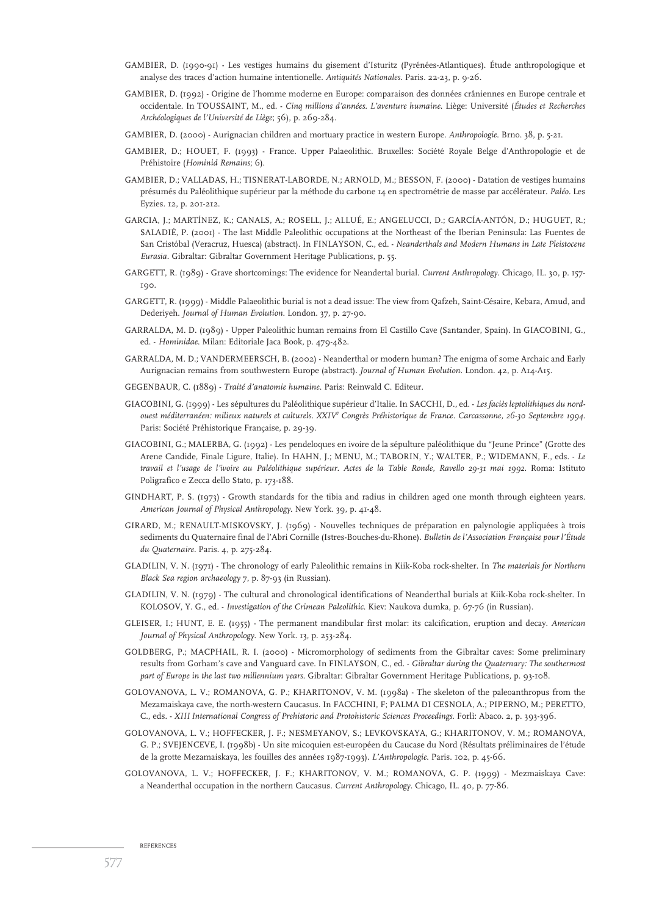GAMBIER, D. (1990-91) - Les vestiges humains du gisement d'Isturitz (Pyrénées-Atlantiques). Étude anthropologique et analyse des traces d'action humaine intentionelle. *Antiquités Nationales*. Paris. 22-23, p. 9-26.

GAMBIER, D. (1992) - Origine de l'homme moderne en Europe: comparaison des données crâniennes en Europe centrale et occidentale. In TOUSSAINT, M., ed. - *Cinq millions d'années. L'aventure humaine*. Liège: Université (*Études et Recherches Archéologiques de l'Université de Liège*; 56), p. 269-284.

GAMBIER, D. (2000) - Aurignacian children and mortuary practice in western Europe. *Anthropologie*. Brno. 38, p. 5-21.

GAMBIER, D.; HOUET, F. (1993) - France. Upper Palaeolithic. Bruxelles: Société Royale Belge d'Anthropologie et de Préhistoire (*Hominid Remains*; 6).

GAMBIER, D.; VALLADAS, H.; TISNERAT-LABORDE, N.; ARNOLD, M.; BESSON, F. (2000) - Datation de vestiges humains présumés du Paléolithique supérieur par la méthode du carbone 14 en spectrométrie de masse par accélérateur. *Paléo*. Les Eyzies. 12, p. 201-212.

GARCIA, J.; MARTÍNEZ, K.; CANALS, A.; ROSELL, J.; ALLUÉ, E.; ANGELUCCI, D.; GARCÍA-ANTÓN, D.; HUGUET, R.; SALADIÉ, P. (2001) - The last Middle Paleolithic occupations at the Northeast of the Iberian Peninsula: Las Fuentes de San Cristóbal (Veracruz, Huesca) (abstract). In FINLAYSON, C., ed. - *Neanderthals and Modern Humans in Late Pleistocene Eurasia*. Gibraltar: Gibraltar Government Heritage Publications, p. 55.

GARGETT, R. (1989) - Grave shortcomings: The evidence for Neandertal burial. *Current Anthropology*. Chicago, IL. 30, p. 157-190.

GARGETT, R. (1999) - Middle Palaeolithic burial is not a dead issue: The view from Qafzeh, Saint-Césaire, Kebara, Amud, and Dederiyeh. *Journal of Human Evolution*. London. 37, p. 27-90.

GARRALDA, M. D. (1989) - Upper Paleolithic human remains from El Castillo Cave (Santander, Spain). In GIACOBINI, G., ed. - *Hominidae*. Milan: Editoriale Jaca Book, p. 479-482.

GARRALDA, M. D.; VANDERMEERSCH, B. (2002) - Neanderthal or modern human? The enigma of some Archaic and Early Aurignacian remains from southwestern Europe (abstract). *Journal of Human Evolution*. London. 42, p. A14-A15.

GEGENBAUR, C. (1889) - *Traité d'anatomie humaine*. Paris: Reinwald C. Editeur.

GIACOBINI, G. (1999) - Les sépultures du Paléolithique supérieur d'Italie. In SACCHI, D., ed. - *Les faciès leptolithiques du nord-ouest méditerranéen: milieux naturels et culturels. XXIV[e] Congrès Préhistorique de France. Carcassonne, 26-30 Septembre 1994*. Paris: Société Préhistorique Française, p. 29-39.

GIACOBINI, G.; MALERBA, G. (1992) - Les pendeloques en ivoire de la sépulture paléolithique du "Jeune Prince" (Grotte des Arene Candide, Finale Ligure, Italie). In HAHN, J.; MENU, M.; TABORIN, Y.; WALTER, P.; WIDEMANN, F., eds. - *Le travail et l'usage de l'ivoire au Paléolithique supérieur. Actes de la Table Ronde, Ravello 29-31 mai 1992*. Roma: Istituto Poligrafico e Zecca dello Stato, p. 173-188.

GINDHART, P. S. (1973) - Growth standards for the tibia and radius in children aged one month through eighteen years. *American Journal of Physical Anthropology*. New York. 39, p. 41-48.

GIRARD, M.; RENAULT-MISKOVSKY, J. (1969) - Nouvelles techniques de préparation en palynologie appliquées à trois sediments du Quaternaire final de l'Abri Cornille (Istres-Bouches-du-Rhone). *Bulletin de l'Association Française pour l'Étude du Quaternaire*. Paris. 4, p. 275-284.

GLADILIN, V. N. (1971) - The chronology of early Paleolithic remains in Kiik-Koba rock-shelter. In *The materials for Northern Black Sea region archaeology* 7, p. 87-93 (in Russian).

GLADILIN, V. N. (1979) - The cultural and chronological identifications of Neanderthal burials at Kiik-Koba rock-shelter. In KOLOSOV, Y. G., ed. - *Investigation of the Crimean Paleolithic*. Kiev: Naukova dumka, p. 67-76 (in Russian).

GLEISER, I.; HUNT, E. E. (1955) - The permanent mandibular first molar: its calcification, eruption and decay. *American Journal of Physical Anthropology*. New York. 13, p. 253-284.

GOLDBERG, P.; MACPHAIL, R. I. (2000) - Micromorphology of sediments from the Gibraltar caves: Some preliminary results from Gorham's cave and Vanguard cave. In FINLAYSON, C., ed. - *Gibraltar during the Quaternary: The southermost part of Europe in the last two millennium years*. Gibraltar: Gibraltar Government Heritage Publications, p. 93-108.

GOLOVANOVA, L. V.; ROMANOVA, G. P.; KHARITONOV, V. M. (1998a) - The skeleton of the paleoanthropus from the Mezamaiskaya cave, the north-western Caucasus. In FACCHINI, F; PALMA DI CESNOLA, A.; PIPERNO, M.; PERETTO, C., eds. - *XIII International Congress of Prehistoric and Protohistoric Sciences Proceedings*. Forlì: Abaco. 2, p. 393-396.

GOLOVANOVA, L. V.; HOFFECKER, J. F.; NESMEYANOV, S.; LEVKOVSKAYA, G.; KHARITONOV, V. M.; ROMANOVA, G. P.; SVEJENCEVE, I. (1998b) - Un site micoquien est-européen du Caucase du Nord (Résultats préliminaires de l'étude de la grotte Mezamaiskaya, les fouilles des années 1987-1993). *L'Anthropologie*. Paris. 102, p. 45-66.

GOLOVANOVA, L. V.; HOFFECKER, J. F.; KHARITONOV, V. M.; ROMANOVA, G. P. (1999) - Mezmaiskaya Cave: a Neanderthal occupation in the northern Caucasus. *Current Anthropology*. Chicago, IL. 40, p. 77-86.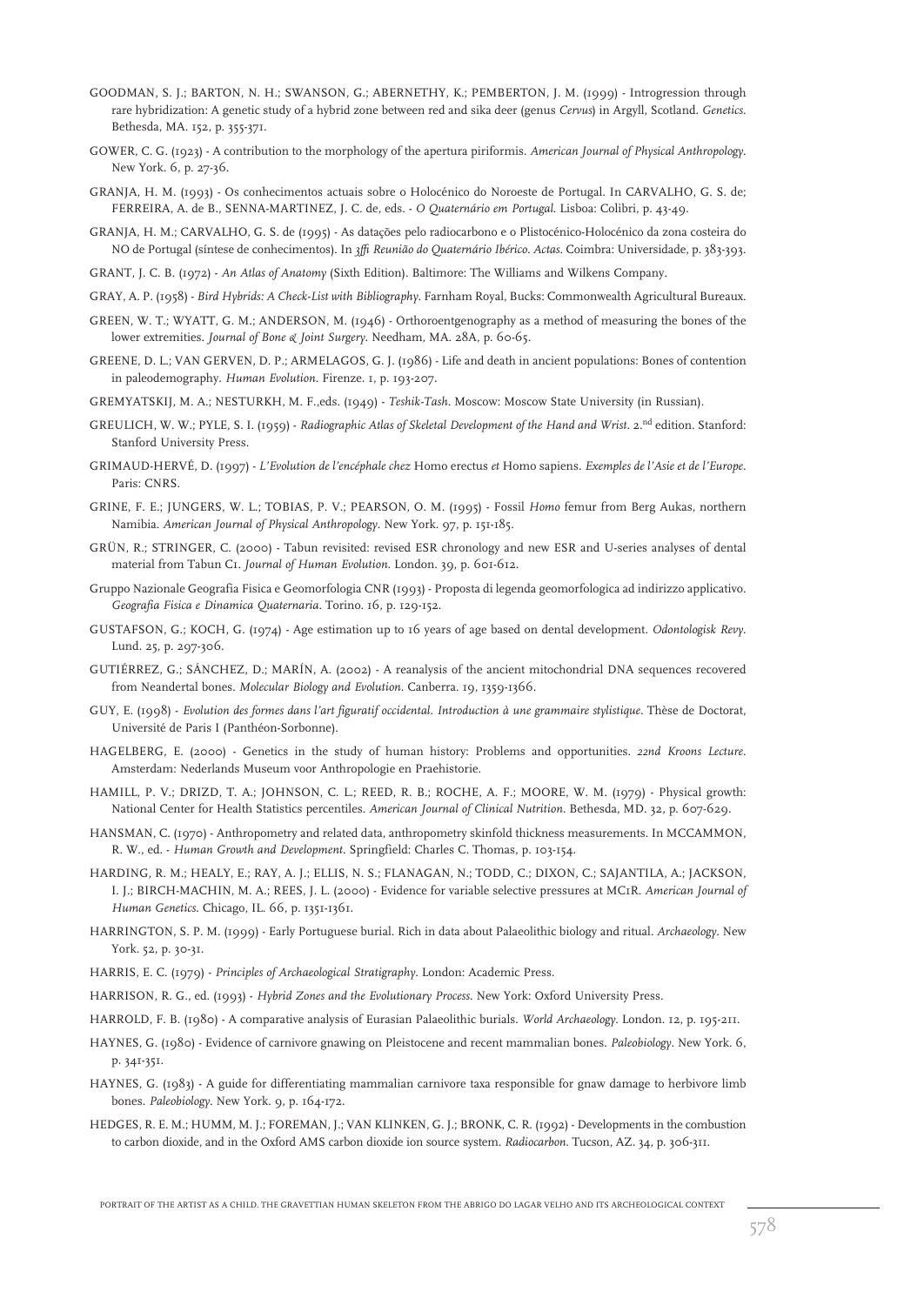GOODMAN, S. J.; BARTON, N. H.; SWANSON, G.; ABERNETHY, K.; PEMBERTON, J. M. (1999) - Introgression through rare hybridization: A genetic study of a hybrid zone between red and sika deer (genus *Cervus*) in Argyll, Scotland. *Genetics*. Bethesda, MA. 152, p. 355-371.

GOWER, C. G. (1923) - A contribution to the morphology of the apertura piriformis. *American Journal of Physical Anthropology*. New York. 6, p. 27-36.

GRANJA, H. M. (1993) - Os conhecimentos actuais sobre o Holocénico do Noroeste de Portugal. In CARVALHO, G. S. de; FERREIRA, A. de B., SENNA-MARTINEZ, J. C. de, eds. - *O Quaternário em Portugal*. Lisboa: Colibri, p. 43-49.

GRANJA, H. M.; CARVALHO, G. S. de (1995) - As datações pelo radiocarbono e o Plistocénico-Holocénico da zona costeira do NO de Portugal (síntese de conhecimentos). In *3ffi Reunião do Quaternário Ibérico. Actas*. Coimbra: Universidade, p. 383-393.

GRANT, J. C. B. (1972) - *An Atlas of Anatomy* (Sixth Edition). Baltimore: The Williams and Wilkens Company.

GRAY, A. P. (1958) - *Bird Hybrids: A Check-List with Bibliography*. Farnham Royal, Bucks: Commonwealth Agricultural Bureaux.

GREEN, W. T.; WYATT, G. M.; ANDERSON, M. (1946) - Orthoroentgenography as a method of measuring the bones of the lower extremities. *Journal of Bone & Joint Surgery*. Needham, MA. 28A, p. 60-65.

GREENE, D. L.; VAN GERVEN, D. P.; ARMELAGOS, G. J. (1986) - Life and death in ancient populations: Bones of contention in paleodemography. *Human Evolution*. Firenze. 1, p. 193-207.

GREMYATSKIJ, M. A.; NESTURKH, M. F.,eds. (1949) - *Teshik-Tash*. Moscow: Moscow State University (in Russian).

GREULICH, W. W.; PYLE, S. I. (1959) - *Radiographic Atlas of Skeletal Development of the Hand and Wrist*. 2.nd edition. Stanford: Stanford University Press.

GRIMAUD-HERVÉ, D. (1997) - *L'Evolution de l'encéphale chez* Homo erectus *et* Homo sapiens. *Exemples de l'Asie et de l'Europe*. Paris: CNRS.

GRINE, F. E.; JUNGERS, W. L.; TOBIAS, P. V.; PEARSON, O. M. (1995) - Fossil *Homo* femur from Berg Aukas, northern Namibia. *American Journal of Physical Anthropology*. New York. 97, p. 151-185.

GRÜN, R.; STRINGER, C. (2000) - Tabun revisited: revised ESR chronology and new ESR and U-series analyses of dental material from Tabun C1. *Journal of Human Evolution*. London. 39, p. 601-612.

Gruppo Nazionale Geografia Fisica e Geomorfologia CNR (1993) - Proposta di legenda geomorfologica ad indirizzo applicativo. *Geografia Fisica e Dinamica Quaternaria*. Torino. 16, p. 129-152.

GUSTAFSON, G.; KOCH, G. (1974) - Age estimation up to 16 years of age based on dental development. *Odontologisk Revy*. Lund. 25, p. 297-306.

GUTIÉRREZ, G.; SÁNCHEZ, D.; MARÍN, A. (2002) - A reanalysis of the ancient mitochondrial DNA sequences recovered from Neandertal bones. *Molecular Biology and Evolution*. Canberra. 19, 1359-1366.

GUY, E. (1998) - *Evolution des formes dans l'art figuratif occidental. Introduction à une grammaire stylistique*. Thèse de Doctorat, Université de Paris I (Panthéon-Sorbonne).

HAGELBERG, E. (2000) - Genetics in the study of human history: Problems and opportunities. *22nd Kroons Lecture*. Amsterdam: Nederlands Museum voor Anthropologie en Praehistorie.

HAMILL, P. V.; DRIZD, T. A.; JOHNSON, C. L.; REED, R. B.; ROCHE, A. F.; MOORE, W. M. (1979) - Physical growth: National Center for Health Statistics percentiles. *American Journal of Clinical Nutrition*. Bethesda, MD. 32, p. 607-629.

HANSMAN, C. (1970) - Anthropometry and related data, anthropometry skinfold thickness measurements. In MCCAMMON, R. W., ed. - *Human Growth and Development*. Springfield: Charles C. Thomas, p. 103-154.

HARDING, R. M.; HEALY, E.; RAY, A. J.; ELLIS, N. S.; FLANAGAN, N.; TODD, C.; DIXON, C.; SAJANTILA, A.; JACKSON, I. J.; BIRCH-MACHIN, M. A.; REES, J. L. (2000) - Evidence for variable selective pressures at MC1R. *American Journal of Human Genetics*. Chicago, IL. 66, p. 1351-1361.

HARRINGTON, S. P. M. (1999) - Early Portuguese burial. Rich in data about Palaeolithic biology and ritual. *Archaeology*. New York. 52, p. 30-31.

HARRIS, E. C. (1979) - *Principles of Archaeological Stratigraphy*. London: Academic Press.

HARRISON, R. G., ed. (1993) - *Hybrid Zones and the Evolutionary Process*. New York: Oxford University Press.

HARROLD, F. B. (1980) - A comparative analysis of Eurasian Palaeolithic burials. *World Archaeology*. London. 12, p. 195-211.

HAYNES, G. (1980) - Evidence of carnivore gnawing on Pleistocene and recent mammalian bones. *Paleobiology*. New York. 6, p. 341-351.

HAYNES, G. (1983) - A guide for differentiating mammalian carnivore taxa responsible for gnaw damage to herbivore limb bones. *Paleobiology*. New York. 9, p. 164-172.

HEDGES, R. E. M.; HUMM, M. J.; FOREMAN, J.; VAN KLINKEN, G. J.; BRONK, C. R. (1992) - Developments in the combustion to carbon dioxide, and in the Oxford AMS carbon dioxide ion source system. *Radiocarbon*. Tucson, AZ. 34, p. 306-311.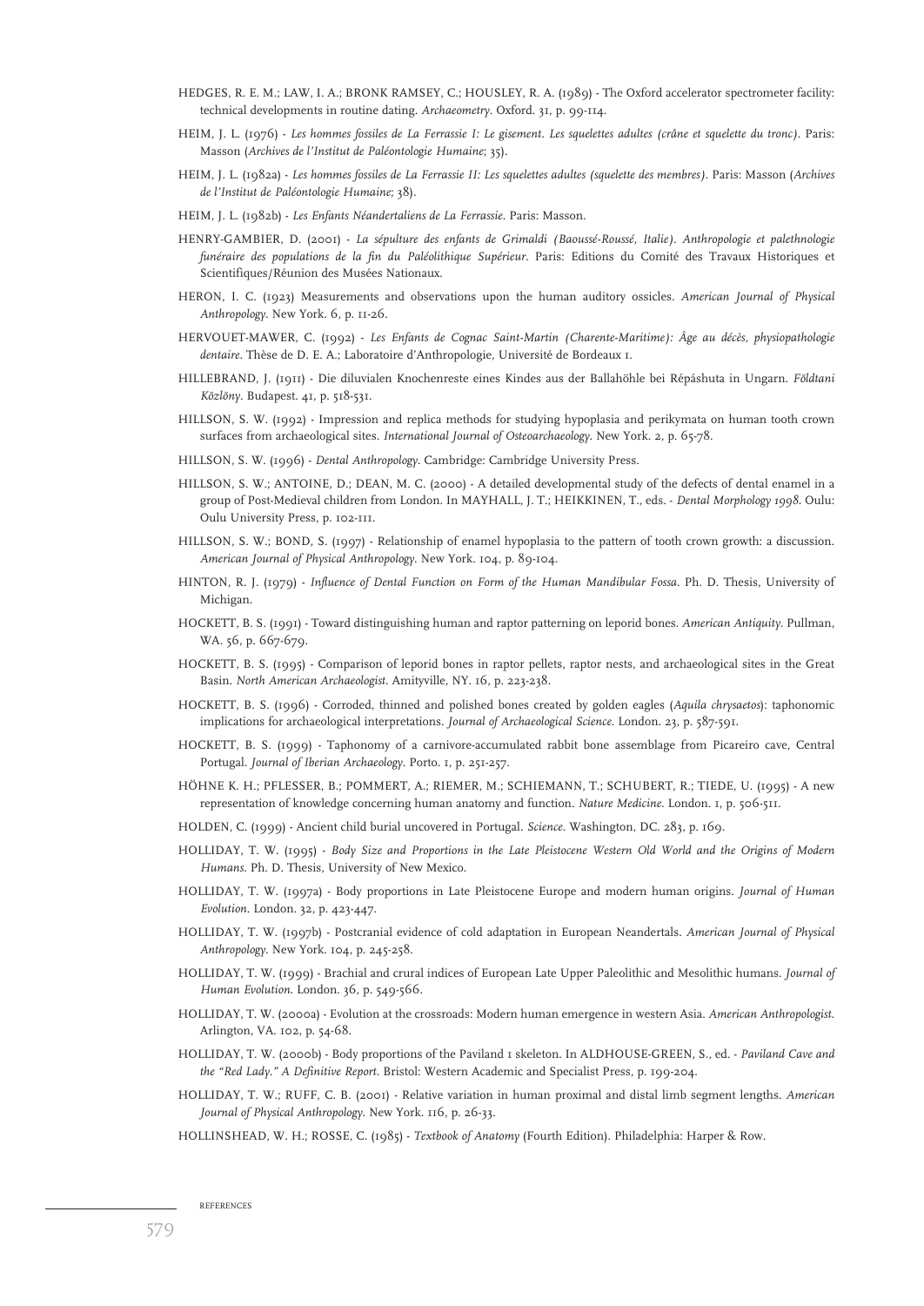HEDGES, R. E. M.; LAW, I. A.; BRONK RAMSEY, C.; HOUSLEY, R. A. (1989) - The Oxford accelerator spectrometer facility: technical developments in routine dating. *Archaeometry*. Oxford. 31, p. 99-114.

HEIM, J. L. (1976) - *Les hommes fossiles de La Ferrassie I: Le gisement. Les squelettes adultes (crâne et squelette du tronc)*. Paris: Masson (*Archives de l'Institut de Paléontologie Humaine*; 35).

HEIM, J. L. (1982a) - *Les hommes fossiles de La Ferrassie II: Les squelettes adultes (squelette des membres)*. Paris: Masson (*Archives de l'Institut de Paléontologie Humaine*; 38).

HEIM, J. L. (1982b) - *Les Enfants Néandertaliens de La Ferrassie*. Paris: Masson.

HENRY-GAMBIER, D. (2001) - *La sépulture des enfants de Grimaldi (Baoussé-Roussé, Italie). Anthropologie et palethnologie funéraire des populations de la fin du Paléolithique Supérieur*. Paris: Editions du Comité des Travaux Historiques et Scientifiques/Réunion des Musées Nationaux.

HERON, I. C. (1923) Measurements and observations upon the human auditory ossicles. *American Journal of Physical Anthropology*. New York. 6, p. 11-26.

HERVOUET-MAWER, C. (1992) - *Les Enfants de Cognac Saint-Martin (Charente-Maritime): Âge au décès, physiopathologie dentaire*. Thèse de D. E. A.; Laboratoire d'Anthropologie, Université de Bordeaux 1.

HILLEBRAND, J. (1911) - Die diluvialen Knochenreste eines Kindes aus der Ballahöhle bei Répáshuta in Ungarn. *Földtani Közlöny*. Budapest. 41, p. 518-531.

HILLSON, S. W. (1992) - Impression and replica methods for studying hypoplasia and perikymata on human tooth crown surfaces from archaeological sites. *International Journal of Osteoarchaeology*. New York. 2, p. 65-78.

HILLSON, S. W. (1996) - *Dental Anthropology*. Cambridge: Cambridge University Press.

HILLSON, S. W.; ANTOINE, D.; DEAN, M. C. (2000) - A detailed developmental study of the defects of dental enamel in a group of Post-Medieval children from London. In MAYHALL, J. T.; HEIKKINEN, T., eds. - *Dental Morphology 1998*. Oulu: Oulu University Press, p. 102-111.

HILLSON, S. W.; BOND, S. (1997) - Relationship of enamel hypoplasia to the pattern of tooth crown growth: a discussion. *American Journal of Physical Anthropology*. New York. 104, p. 89-104.

HINTON, R. J. (1979) - *Influence of Dental Function on Form of the Human Mandibular Fossa*. Ph. D. Thesis, University of Michigan.

HOCKETT, B. S. (1991) - Toward distinguishing human and raptor patterning on leporid bones. *American Antiquity*. Pullman, WA. 56, p. 667-679.

HOCKETT, B. S. (1995) - Comparison of leporid bones in raptor pellets, raptor nests, and archaeological sites in the Great Basin. *North American Archaeologist*. Amityville, NY. 16, p. 223-238.

HOCKETT, B. S. (1996) - Corroded, thinned and polished bones created by golden eagles (*Aquila chrysaetos*): taphonomic implications for archaeological interpretations. *Journal of Archaeological Science*. London. 23, p. 587-591.

HOCKETT, B. S. (1999) - Taphonomy of a carnivore-accumulated rabbit bone assemblage from Picareiro cave, Central Portugal. *Journal of Iberian Archaeology*. Porto. 1, p. 251-257.

HÖHNE K. H.; PFLESSER, B.; POMMERT, A.; RIEMER, M.; SCHIEMANN, T.; SCHUBERT, R.; TIEDE, U. (1995) - A new representation of knowledge concerning human anatomy and function. *Nature Medicine*. London. 1, p. 506-511.

HOLDEN, C. (1999) - Ancient child burial uncovered in Portugal. *Science*. Washington, DC. 283, p. 169.

HOLLIDAY, T. W. (1995) - *Body Size and Proportions in the Late Pleistocene Western Old World and the Origins of Modern Humans*. Ph. D. Thesis, University of New Mexico.

HOLLIDAY, T. W. (1997a) - Body proportions in Late Pleistocene Europe and modern human origins. *Journal of Human Evolution*. London. 32, p. 423-447.

HOLLIDAY, T. W. (1997b) - Postcranial evidence of cold adaptation in European Neandertals. *American Journal of Physical Anthropology*. New York. 104, p. 245-258.

HOLLIDAY, T. W. (1999) - Brachial and crural indices of European Late Upper Paleolithic and Mesolithic humans. *Journal of Human Evolution*. London. 36, p. 549-566.

HOLLIDAY, T. W. (2000a) - Evolution at the crossroads: Modern human emergence in western Asia. *American Anthropologist*. Arlington, VA. 102, p. 54-68.

HOLLIDAY, T. W. (2000b) - Body proportions of the Paviland 1 skeleton. In ALDHOUSE-GREEN, S., ed. - *Paviland Cave and the "Red Lady." A Definitive Report*. Bristol: Western Academic and Specialist Press, p. 199-204.

HOLLIDAY, T. W.; RUFF, C. B. (2001) - Relative variation in human proximal and distal limb segment lengths. *American Journal of Physical Anthropology*. New York. 116, p. 26-33.

HOLLINSHEAD, W. H.; ROSSE, C. (1985) - *Textbook of Anatomy* (Fourth Edition). Philadelphia: Harper & Row.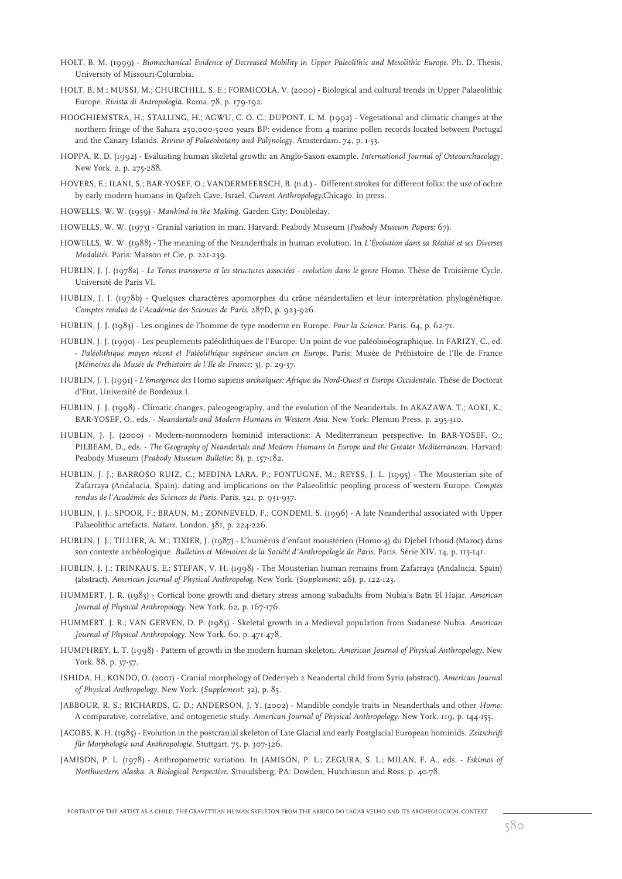HOLT, B. M. (1999) - *Biomechanical Evidence of Decreased Mobility in Upper Paleolithic and Mesolithic Europe*. Ph. D. Thesis, University of Missouri-Columbia.

HOLT, B. M.; MUSSI, M.; CHURCHILL, S. E.; FORMICOLA, V. (2000) - Biological and cultural trends in Upper Palaeolithic Europe. *Rivista di Antropologia*. Roma. 78, p. 179-192.

HOOGHIEMSTRA, H.; STALLING, H.; AGWU, C. O. C.; DUPONT, L. M. (1992) - Vegetational and climatic changes at the northern fringe of the Sahara 250,000-5000 years BP: evidence from 4 marine pollen records located between Portugal and the Canary Islands. *Review of Palaeobotany and Palynology*. Amsterdam. 74, p. 1-53.

HOPPA, R. D. (1992) - Evaluating human skeletal growth: an Anglo-Saxon example. *International Journal of Osteoarchaeology*. New York. 2, p. 275-288.

HOVERS, E.; ILANI, S.; BAR-YOSEF, O.; VANDERMEERSCH, B. (n.d.) - Different strokes for different folks: the use of ochre by early modern humans in Qafzeh Cave, Israel. *Current Anthropology*.Chicago. in press.

HOWELLS, W. W. (1959) - *Mankind in the Making*. Garden City: Doubleday.

HOWELLS, W. W. (1973) - Cranial variation in man. Harvard: Peabody Museum (*Peabody Museum Papers*; 67).

HOWELLS, W. W. (1988) - The meaning of the Neanderthals in human evolution. In *L'Évolution dans sa Réalité et ses Diverses Modalités*. Paris: Masson et Cie, p. 221-239.

HUBLIN, J. J. (1978a) - *Le Torus transverse et les structures associées - evolution dans le genre* Homo. Thèse de Troisième Cycle, Université de Paris VI.

HUBLIN, J. J. (1978b) - Quelques charactères apomorphes du crâne néandertalien et leur interprétation phylogénétique. *Comptes rendus de l'Académie des Sciences de Paris*. 287D, p. 923-926.

HUBLIN, J. J. (1983) - Les origines de l'homme de type moderne en Europe. *Pour la Science*. Paris. 64, p. 62-71.

HUBLIN, J. J. (1990) - Les peuplements paléolithiques de l'Europe: Un point de vue paléobioéographique. In FARIZY, C., ed. - *Paléolithique moyen récent et Paléolithique supérieur ancien en Europe*. Paris: Musée de Préhistoire de l'Ile de France (*Mémoires du Musée de Préhistoire de l'Ile de France*; 3), p. 29-37.

HUBLIN, J. J. (1991) - *L'émergence des* Homo sapiens *archaïques: Afrique du Nord-Ouest et Europe Occidentale*. Thèse de Doctorat d'Etat, Université de Bordeaux I.

HUBLIN, J. J. (1998) - Climatic changes, paleogeography, and the evolution of the Neandertals. In AKAZAWA, T.; AOKI, K.; BAR-YOSEF, O., eds. - *Neandertals and Modern Humans in Western Asia*. New York: Plenum Press, p. 295-310.

HUBLIN, J. J. (2000) - Modern-nonmodern hominid interactions: A Mediterranean perspective. In BAR-YOSEF, O.; PILBEAM, D., eds. - *The Geography of Neandertals and Modern Humans in Europe and the Greater Mediterranean*. Harvard: Peabody Museum (*Peabody Museum Bulletin*; 8), p. 157-182.

HUBLIN, J. J.; BARROSO RUIZ, C.; MEDINA LARA, P.; FONTUGNE, M.; REYSS, J. L. (1995) - The Mousterian site of Zafarraya (Andalucia, Spain): dating and implications on the Palaeolithic peopling process of western Europe. *Comptes rendus de l'Académie des Sciences de Paris*. Paris. 321, p. 931-937.

HUBLIN, J. J.; SPOOR, F.; BRAUN, M.; ZONNEVELD, F.; CONDEMI, S. (1996) - A late Neanderthal associated with Upper Palaeolithic artefacts. *Nature*. London. 381, p. 224-226.

HUBLIN, J. J.; TILLIER, A. M.; TIXIER, J. (1987) - L'humérus d'enfant moustérien (Homo 4) du Djebel Irhoud (Maroc) dans son contexte archéologique. *Bulletins et Mémoires de la Société d'Anthropologie de Paris*. Paris. Série XIV. 14, p. 115-141.

HUBLIN, J. J.; TRINKAUS, E.; STEFAN, V. H. (1998) - The Mousterian human remains from Zafarraya (Andalucia, Spain) (abstract). *American Journal of Physical Anthropolog*. New York. (*Supplement*; 26), p. 122-123.

HUMMERT, J. R. (1983) - Cortical bone growth and dietary stress among subadults from Nubia's Batn El Hajar. *American Journal of Physical Anthropology*. New York. 62, p. 167-176.

HUMMERT, J. R.; VAN GERVEN, D. P. (1983) - Skeletal growth in a Medieval population from Sudanese Nubia. *American Journal of Physical Anthropology*. New York. 60, p. 471-478.

HUMPHREY, L. T. (1998) - Pattern of growth in the modern human skeleton. *American Journal of Physical Anthropology*. New York. 88, p. 37-57.

ISHIDA, H.; KONDO, O. (2001) - Cranial morphology of Dederiyeh 2 Neandertal child from Syria (abstract). *American Journal of Physical Anthropology*. New York. (*Supplement*; 32), p. 85.

JABBOUR, R. S.; RICHARDS, G. D.; ANDERSON, J. Y. (2002) - Mandible condyle traits in Neanderthals and other *Homo*: A comparative, correlative, and ontogenetic study. *American Journal of Physical Anthropology*. New York. 119, p. 144-155.

JACOBS, K. H. (1985) - Evolution in the postcranial skeleton of Late Glacial and early Postglacial European hominids. *Zeitschrift für Morphologie und Anthropologie*. Stuttgart. 75, p. 307-326.

JAMISON, P. L. (1978) - Anthropometric variation. In JAMISON, P. L.; ZEGURA, S. L.; MILAN, F. A., eds. - *Eskimos of Northwestern Alaska. A Biological Perspective*. Stroudsberg, PA: Dowden, Hutchinson and Ross, p. 40-78.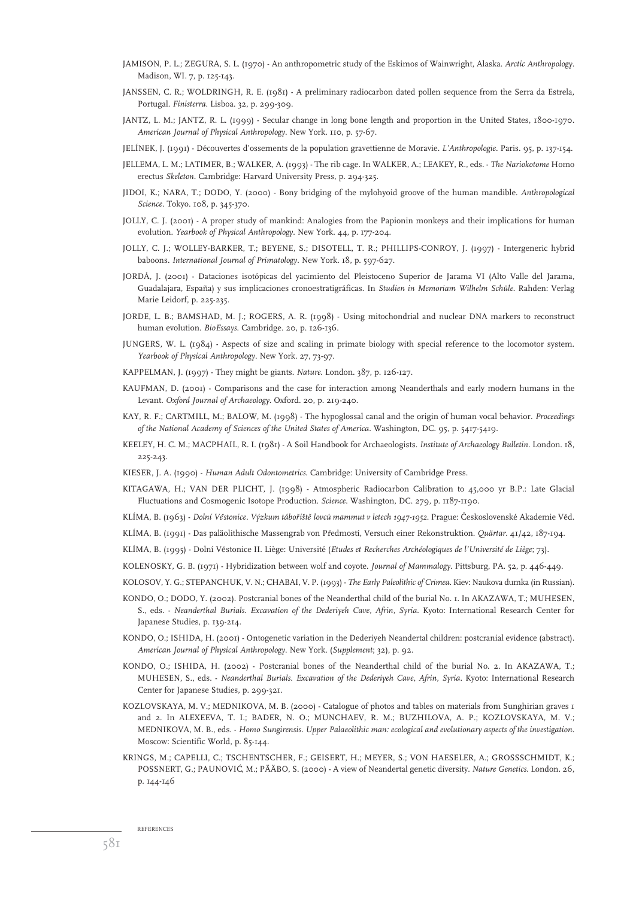JAMISON, P. L.; ZEGURA, S. L. (1970) - An anthropometric study of the Eskimos of Wainwright, Alaska. *Arctic Anthropology*. Madison, WI. 7, p. 125-143.

JANSSEN, C. R.; WOLDRINGH, R. E. (1981) - A preliminary radiocarbon dated pollen sequence from the Serra da Estrela, Portugal. *Finisterra*. Lisboa. 32, p. 299-309.

JANTZ, L. M.; JANTZ, R. L. (1999) - Secular change in long bone length and proportion in the United States, 1800-1970. *American Journal of Physical Anthropology*. New York. 110, p. 57-67.

JELÍNEK, J. (1991) - Découvertes d'ossements de la population gravettienne de Moravie. *L'Anthropologie*. Paris. 95, p. 137-154.

JELLEMA, L. M.; LATIMER, B.; WALKER, A. (1993) - The rib cage. In WALKER, A.; LEAKEY, R., eds. - *The Nariokotome* Homo erectus *Skeleton*. Cambridge: Harvard University Press, p. 294-325.

JIDOI, K.; NARA, T.; DODO, Y. (2000) - Bony bridging of the mylohyoid groove of the human mandible. *Anthropological Science*. Tokyo. 108, p. 345-370.

JOLLY, C. J. (2001) - A proper study of mankind: Analogies from the Papionin monkeys and their implications for human evolution. *Yearbook of Physical Anthropology*. New York. 44, p. 177-204.

JOLLY, C. J.; WOLLEY-BARKER, T.; BEYENE, S.; DISOTELL, T. R.; PHILLIPS-CONROY, J. (1997) - Intergeneric hybrid baboons. *International Journal of Primatology*. New York. 18, p. 597-627.

JORDÁ, J. (2001) - Dataciones isotópicas del yacimiento del Pleistoceno Superior de Jarama VI (Alto Valle del Jarama, Guadalajara, España) y sus implicaciones cronoestratigráficas. In *Studien in Memoriam Wilhelm Schüle*. Rahden: Verlag Marie Leidorf, p. 225-235.

JORDE, L. B.; BAMSHAD, M. J.; ROGERS, A. R. (1998) - Using mitochondrial and nuclear DNA markers to reconstruct human evolution. *BioEssays*. Cambridge. 20, p. 126-136.

JUNGERS, W. L. (1984) - Aspects of size and scaling in primate biology with special reference to the locomotor system. *Yearbook of Physical Anthropology*. New York. 27, 73-97.

KAPPELMAN, J. (1997) - They might be giants. *Nature*. London. 387, p. 126-127.

KAUFMAN, D. (2001) - Comparisons and the case for interaction among Neanderthals and early modern humans in the Levant. *Oxford Journal of Archaeology*. Oxford. 20, p. 219-240.

KAY, R. F.; CARTMILL, M.; BALOW, M. (1998) - The hypoglossal canal and the origin of human vocal behavior. *Proceedings of the National Academy of Sciences of the United States of America*. Washington, DC. 95, p. 5417-5419.

KEELEY, H. C. M.; MACPHAIL, R. I. (1981) - A Soil Handbook for Archaeologists. *Institute of Archaeology Bulletin*. London. 18, 225-243.

KIESER, J. A. (1990) - *Human Adult Odontometrics*. Cambridge: University of Cambridge Press.

KITAGAWA, H.; VAN DER PLICHT, J. (1998) - Atmospheric Radiocarbon Calibration to 45,000 yr B.P.: Late Glacial Fluctuations and Cosmogenic Isotope Production. *Science*. Washington, DC. 279, p. 1187-1190.

KLÍMA, B. (1963) - *Dolní Věstonice. Výzkum tábořiště lovců mammut v letech 1947-1952*. Prague: Československé Akademie Věd.

KLÍMA, B. (1991) - Das paläolithische Massengrab von Předmostí, Versuch einer Rekonstruktion. *Quärtar*. 41/42, 187-194.

KLÍMA, B. (1995) - Dolní Věstonice II. Liège: Université (*Etudes et Recherches Archéologiques de l'Université de Liège*; 73).

KOLENOSKY, G. B. (1971) - Hybridization between wolf and coyote. *Journal of Mammalogy*. Pittsburg, PA. 52, p. 446-449.

KOLOSOV, Y. G.; STEPANCHUK, V. N.; CHABAI, V. P. (1993) - *The Early Paleolithic of Crimea*. Kiev: Naukova dumka (in Russian).

KONDO, O.; DODO, Y. (2002). Postcranial bones of the Neanderthal child of the burial No. 1. In AKAZAWA, T.; MUHESEN, S., eds. - *Neanderthal Burials. Excavation of the Dederiyeh Cave, Afrin, Syria*. Kyoto: International Research Center for Japanese Studies, p. 139-214.

KONDO, O.; ISHIDA, H. (2001) - Ontogenetic variation in the Dederiyeh Neandertal children: postcranial evidence (abstract). *American Journal of Physical Anthropology*. New York. (*Supplement*; 32), p. 92.

KONDO, O.; ISHIDA, H. (2002) - Postcranial bones of the Neanderthal child of the burial No. 2. In AKAZAWA, T.; MUHESEN, S., eds. - *Neanderthal Burials. Excavation of the Dederiyeh Cave, Afrin, Syria*. Kyoto: International Research Center for Japanese Studies, p. 299-321.

KOZLOVSKAYA, M. V.; MEDNIKOVA, M. B. (2000) - Catalogue of photos and tables on materials from Sunghirian graves 1 and 2. In ALEXEEVA, T. I.; BADER, N. O.; MUNCHAEV, R. M.; BUZHILOVA, A. P.; KOZLOVSKAYA, M. V.; MEDNIKOVA, M. B., eds. - *Homo Sungirensis. Upper Palaeolithic man: ecological and evolutionary aspects of the investigation*. Moscow: Scientific World, p. 85-144.

KRINGS, M.; CAPELLI, C.; TSCHENTSCHER, F.; GEISERT, H.; MEYER, S.; VON HAESELER, A.; GROSSSCHMIDT, K.; POSSNERT, G.; PAUNOVIĆ, M.; PÄÄBO, S. (2000) - A view of Neandertal genetic diversity. *Nature Genetics*. London. 26, p. 144-146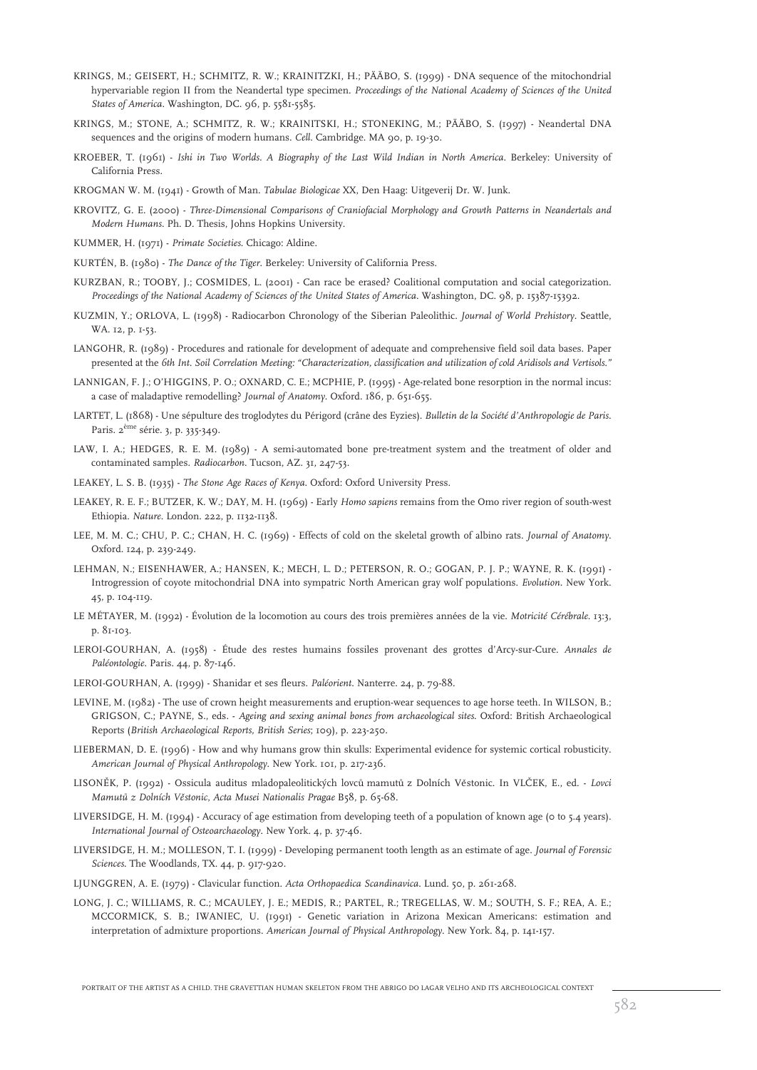KRINGS, M.; GEISERT, H.; SCHMITZ, R. W.; KRAINITZKI, H.; PÄÄBO, S. (1999) - DNA sequence of the mitochondrial hypervariable region II from the Neandertal type specimen. *Proceedings of the National Academy of Sciences of the United States of America*. Washington, DC. 96, p. 5581-5585.

KRINGS, M.; STONE, A.; SCHMITZ, R. W.; KRAINITSKI, H.; STONEKING, M.; PÄÄBO, S. (1997) - Neandertal DNA sequences and the origins of modern humans. *Cell*. Cambridge. MA 90, p. 19-30.

KROEBER, T. (1961) - *Ishi in Two Worlds. A Biography of the Last Wild Indian in North America*. Berkeley: University of California Press.

KROGMAN W. M. (1941) - Growth of Man. *Tabulae Biologicae* XX, Den Haag: Uitgeverij Dr. W. Junk.

KROVITZ, G. E. (2000) - *Three-Dimensional Comparisons of Craniofacial Morphology and Growth Patterns in Neandertals and Modern Humans*. Ph. D. Thesis, Johns Hopkins University.

KUMMER, H. (1971) - *Primate Societies*. Chicago: Aldine.

KURTÉN, B. (1980) - *The Dance of the Tiger*. Berkeley: University of California Press.

KURZBAN, R.; TOOBY, J.; COSMIDES, L. (2001) - Can race be erased? Coalitional computation and social categorization. *Proceedings of the National Academy of Sciences of the United States of America*. Washington, DC. 98, p. 15387-15392.

KUZMIN, Y.; ORLOVA, L. (1998) - Radiocarbon Chronology of the Siberian Paleolithic. *Journal of World Prehistory*. Seattle, WA. 12, p. 1-53.

LANGOHR, R. (1989) - Procedures and rationale for development of adequate and comprehensive field soil data bases. Paper presented at the *6th Int. Soil Correlation Meeting: "Characterization, classification and utilization of cold Aridisols and Vertisols."*

LANNIGAN, F. J.; O'HIGGINS, P. O.; OXNARD, C. E.; MCPHIE, P. (1995) - Age-related bone resorption in the normal incus: a case of maladaptive remodelling? *Journal of Anatomy*. Oxford. 186, p. 651-655.

LARTET, L. (1868) - Une sépulture des troglodytes du Périgord (crâne des Eyzies). *Bulletin de la Société d'Anthropologie de Paris*. Paris. 2ème série. 3, p. 335-349.

LAW, I. A.; HEDGES, R. E. M. (1989) - A semi-automated bone pre-treatment system and the treatment of older and contaminated samples. *Radiocarbon*. Tucson, AZ. 31, 247-53.

LEAKEY, L. S. B. (1935) - *The Stone Age Races of Kenya*. Oxford: Oxford University Press.

LEAKEY, R. E. F.; BUTZER, K. W.; DAY, M. H. (1969) - Early *Homo sapiens* remains from the Omo river region of south-west Ethiopia. *Nature*. London. 222, p. 1132-1138.

LEE, M. M. C.; CHU, P. C.; CHAN, H. C. (1969) - Effects of cold on the skeletal growth of albino rats. *Journal of Anatomy*. Oxford. 124, p. 239-249.

LEHMAN, N.; EISENHAWER, A.; HANSEN, K.; MECH, L. D.; PETERSON, R. O.; GOGAN, P. J. P.; WAYNE, R. K. (1991) - Introgression of coyote mitochondrial DNA into sympatric North American gray wolf populations. *Evolution*. New York. 45, p. 104-119.

LE MÉTAYER, M. (1992) - Évolution de la locomotion au cours des trois premières années de la vie. *Motricité Cérébrale*. 13:3, p. 81-103.

LEROI-GOURHAN, A. (1958) - Étude des restes humains fossiles provenant des grottes d'Arcy-sur-Cure. *Annales de Paléontologie*. Paris. 44, p. 87-146.

LEROI-GOURHAN, A. (1999) - Shanidar et ses fleurs. *Paléorient*. Nanterre. 24, p. 79-88.

LEVINE, M. (1982) - The use of crown height measurements and eruption-wear sequences to age horse teeth. In WILSON, B.; GRIGSON, C.; PAYNE, S., eds. - *Ageing and sexing animal bones from archaeological sites*. Oxford: British Archaeological Reports (*British Archaeological Reports, British Series*; 109), p. 223-250.

LIEBERMAN, D. E. (1996) - How and why humans grow thin skulls: Experimental evidence for systemic cortical robusticity. *American Journal of Physical Anthropology*. New York. 101, p. 217-236.

LISONĚK, P. (1992) - Ossicula auditus mladopaleolitických lovců mamutů z Dolních Věstonic. In VLČEK, E., ed. - *Lovci Mamutů z Dolních Věstonic, Acta Musei Nationalis Pragae* B58, p. 65-68.

LIVERSIDGE, H. M. (1994) - Accuracy of age estimation from developing teeth of a population of known age (0 to 5.4 years). *International Journal of Osteoarchaeology*. New York. 4, p. 37-46.

LIVERSIDGE, H. M.; MOLLESON, T. I. (1999) - Developing permanent tooth length as an estimate of age. *Journal of Forensic Sciences*. The Woodlands, TX. 44, p. 917-920.

LJUNGGREN, A. E. (1979) - Clavicular function. *Acta Orthopaedica Scandinavica*. Lund. 50, p. 261-268.

LONG, J. C.; WILLIAMS, R. C.; MCAULEY, J. E.; MEDIS, R.; PARTEL, R.; TREGELLAS, W. M.; SOUTH, S. F.; REA, A. E.; MCCORMICK, S. B.; IWANIEC, U. (1991) - Genetic variation in Arizona Mexican Americans: estimation and interpretation of admixture proportions. *American Journal of Physical Anthropology*. New York. 84, p. 141-157.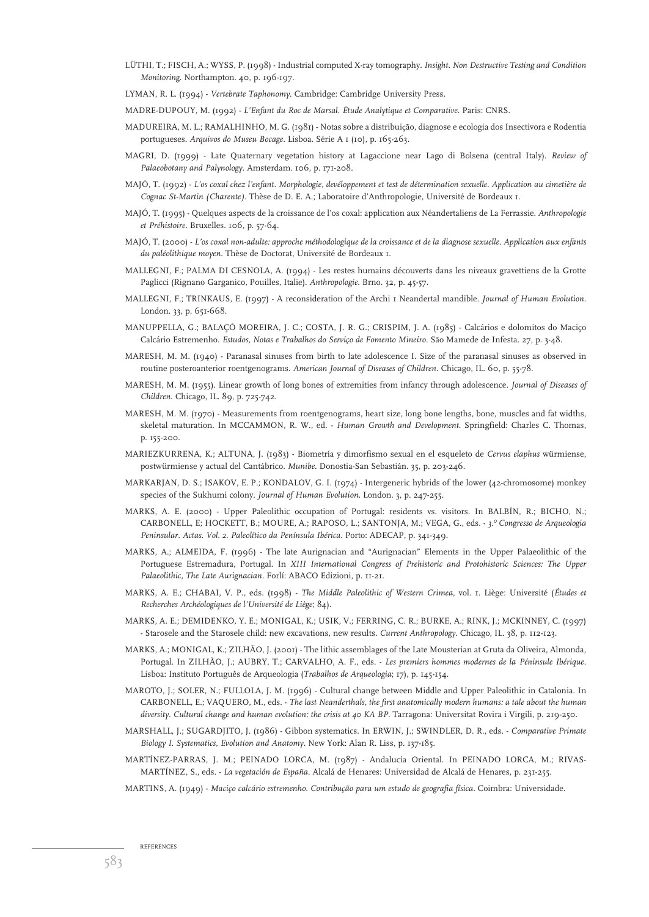LÜTHI, T.; FISCH, A.; WYSS, P. (1998) - Industrial computed X-ray tomography. *Insight. Non Destructive Testing and Condition Monitoring*. Northampton. 40, p. 196-197.

LYMAN, R. L. (1994) - *Vertebrate Taphonomy*. Cambridge: Cambridge University Press.

MADRE-DUPOUY, M. (1992) - *L'Enfant du Roc de Marsal. Étude Analytique et Comparative*. Paris: CNRS.

MADUREIRA, M. L.; RAMALHINHO, M. G. (1981) - Notas sobre a distribuição, diagnose e ecologia dos Insectivora e Rodentia portugueses. *Arquivos do Museu Bocage*. Lisboa. Série A 1 (10), p. 165-263.

MAGRI, D. (1999) - Late Quaternary vegetation history at Lagaccione near Lago di Bolsena (central Italy). *Review of Palaeobotany and Palynology*. Amsterdam. 106, p. 171-208.

MAJÓ, T. (1992) - *L'os coxal chez l'enfant. Morphologie, devéloppement et test de détermination sexuelle. Application au cimetière de Cognac St-Martin (Charente)*. Thèse de D. E. A.; Laboratoire d'Anthropologie, Université de Bordeaux 1.

MAJÓ, T. (1995) - Quelques aspects de la croissance de l'os coxal: application aux Néandertaliens de La Ferrassie. *Anthropologie et Préhistoire*. Bruxelles. 106, p. 57-64.

MAJÓ, T. (2000) - *L'os coxal non-adulte: approche méthodologique de la croissance et de la diagnose sexuelle. Application aux enfants du paléolithique moyen*. Thèse de Doctorat, Université de Bordeaux 1.

MALLEGNI, F.; PALMA DI CESNOLA, A. (1994) - Les restes humains découverts dans les niveaux gravettiens de la Grotte Paglicci (Rignano Garganico, Pouilles, Italie). *Anthropologie*. Brno. 32, p. 45-57.

MALLEGNI, F.; TRINKAUS, E. (1997) - A reconsideration of the Archi 1 Neandertal mandible. *Journal of Human Evolution*. London. 33, p. 651-668.

MANUPPELLA, G.; BALAÇÓ MOREIRA, J. C.; COSTA, J. R. G.; CRISPIM, J. A. (1985) - Calcários e dolomitos do Maciço Calcário Estremenho. *Estudos, Notas e Trabalhos do Serviço de Fomento Mineiro*. São Mamede de Infesta. 27, p. 3-48.

MARESH, M. M. (1940) - Paranasal sinuses from birth to late adolescence I. Size of the paranasal sinuses as observed in routine posteroanterior roentgenograms. *American Journal of Diseases of Children*. Chicago, IL. 60, p. 55-78.

MARESH, M. M. (1955). Linear growth of long bones of extremities from infancy through adolescence. *Journal of Diseases of Children*. Chicago, IL. 89, p. 725-742.

MARESH, M. M. (1970) - Measurements from roentgenograms, heart size, long bone lengths, bone, muscles and fat widths, skeletal maturation. In MCCAMMON, R. W., ed. - *Human Growth and Development*. Springfield: Charles C. Thomas, p. 155-200.

MARIEZKURRENA, K.; ALTUNA, J. (1983) - Biometría y dimorfismo sexual en el esqueleto de *Cervus elaphus* würmiense, postwürmiense y actual del Cantábrico. *Munibe*. Donostia-San Sebastián. 35, p. 203-246.

MARKARJAN, D. S.; ISAKOV, E. P.; KONDALOV, G. I. (1974) - Intergeneric hybrids of the lower (42-chromosome) monkey species of the Sukhumi colony. *Journal of Human Evolution*. London. 3, p. 247-255.

MARKS, A. E. (2000) - Upper Paleolithic occupation of Portugal: residents vs. visitors. In BALBÍN, R.; BICHO, N.; CARBONELL, E; HOCKETT, B.; MOURE, A.; RAPOSO, L.; SANTONJA, M.; VEGA, G., eds. - *3.º Congresso de Arqueologia Peninsular. Actas. Vol. 2. Paleolítico da Península Ibérica*. Porto: ADECAP, p. 341-349.

MARKS, A.; ALMEIDA, F. (1996) - The late Aurignacian and "Aurignacian" Elements in the Upper Palaeolithic of the Portuguese Estremadura, Portugal. In *XIII International Congress of Prehistoric and Protohistoric Sciences: The Upper Palaeolithic, The Late Aurignacian*. Forlí: ABACO Edizioni, p. 11-21.

MARKS, A. E.; CHABAI, V. P., eds. (1998) - *The Middle Paleolithic of Western Crimea*, vol. 1. Liège: Université (*Études et Recherches Archéologiques de l'Université de Liège*; 84).

MARKS, A. E.; DEMIDENKO, Y. E.; MONIGAL, K.; USIK, V.; FERRING, C. R.; BURKE, A.; RINK, J.; MCKINNEY, C. (1997) - Starosele and the Starosele child: new excavations, new results. *Current Anthropology*. Chicago, IL. 38, p. 112-123.

MARKS, A.; MONIGAL, K.; ZILHÃO, J. (2001) - The lithic assemblages of the Late Mousterian at Gruta da Oliveira, Almonda, Portugal. In ZILHÃO, J.; AUBRY, T.; CARVALHO, A. F., eds. - *Les premiers hommes modernes de la Péninsule Ibérique*. Lisboa: Instituto Português de Arqueologia (*Trabalhos de Arqueologia*; 17), p. 145-154.

MAROTO, J.; SOLER, N.; FULLOLA, J. M. (1996) - Cultural change between Middle and Upper Paleolithic in Catalonia. In CARBONELL, E.; VAQUERO, M., eds. - *The last Neanderthals, the first anatomically modern humans: a tale about the human diversity. Cultural change and human evolution: the crisis at 40 KA BP*. Tarragona: Universitat Rovira i Virgili, p. 219-250.

MARSHALL, J.; SUGARDJITO, J. (1986) - Gibbon systematics. In ERWIN, J.; SWINDLER, D. R., eds. - *Comparative Primate Biology I. Systematics, Evolution and Anatomy*. New York: Alan R. Liss, p. 137-185.

MARTÍNEZ-PARRAS, J. M.; PEINADO LORCA, M. (1987) - Andalucía Oriental. In PEINADO LORCA, M.; RIVAS-MARTÍNEZ, S., eds. - *La vegetación de España*. Alcalá de Henares: Universidad de Alcalá de Henares, p. 231-255.

MARTINS, A. (1949) - *Maciço calcário estremenho. Contribução para um estudo de geografia física*. Coimbra: Universidade.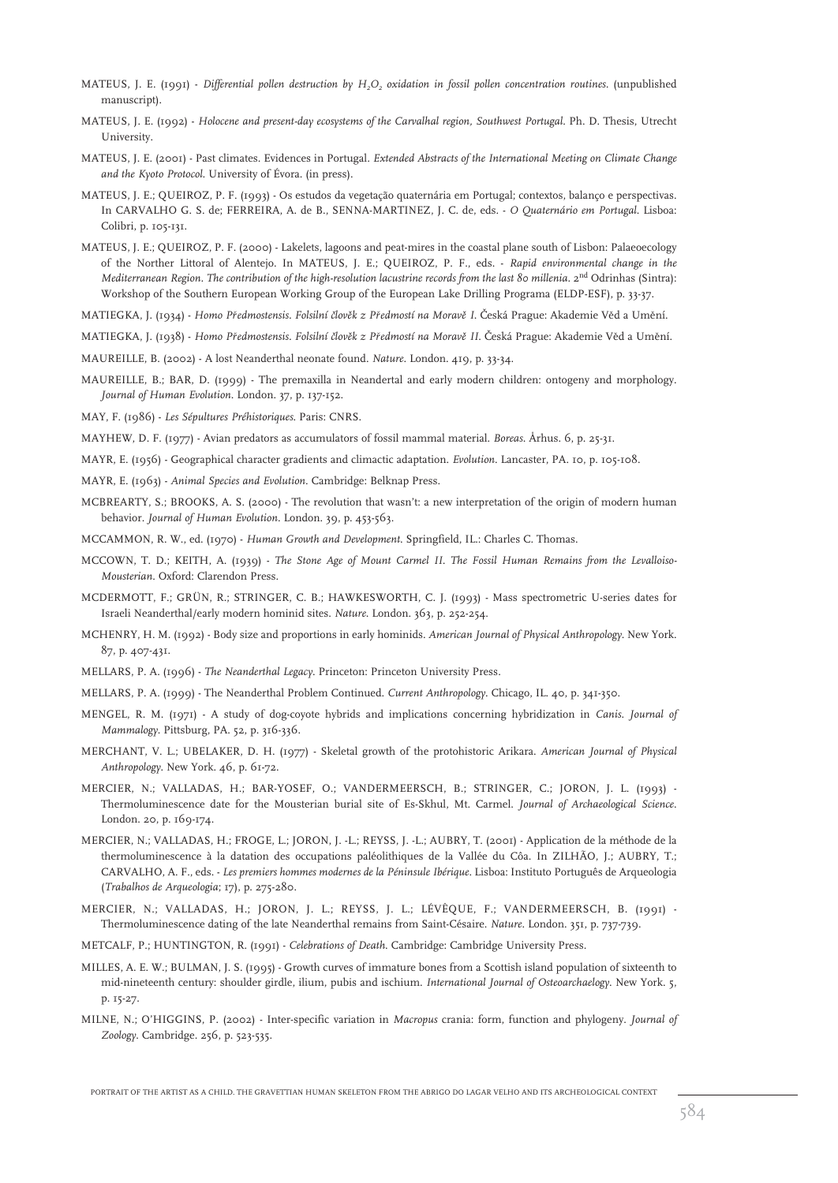MATEUS, J. E. (1991) - *Differential pollen destruction by $H_2O_2$ oxidation in fossil pollen concentration routines*. (unpublished manuscript).

MATEUS, J. E. (1992) - *Holocene and present-day ecosystems of the Carvalhal region, Southwest Portugal*. Ph. D. Thesis, Utrecht University.

MATEUS, J. E. (2001) - Past climates. Evidences in Portugal. *Extended Abstracts of the International Meeting on Climate Change and the Kyoto Protocol*. University of Évora. (in press).

MATEUS, J. E.; QUEIROZ, P. F. (1993) - Os estudos da vegetação quaternária em Portugal; contextos, balanço e perspectivas. In CARVALHO G. S. de; FERREIRA, A. de B., SENNA-MARTINEZ, J. C. de, eds. - *O Quaternário em Portugal*. Lisboa: Colibri, p. 105-131.

MATEUS, J. E.; QUEIROZ, P. F. (2000) - Lakelets, lagoons and peat-mires in the coastal plane south of Lisbon: Palaeoecology of the Norther Littoral of Alentejo. In MATEUS, J. E.; QUEIROZ, P. F., eds. - *Rapid environmental change in the Mediterranean Region. The contribution of the high-resolution lacustrine records from the last 80 millenia*. 2nd Odrinhas (Sintra): Workshop of the Southern European Working Group of the European Lake Drilling Programa (ELDP-ESF), p. 33-37.

MATIEGKA, J. (1934) - *Homo Předmostensis. Folsilní člověk z Předmostí na Moravě I*. Česká Prague: Akademie Věd a Umění.

MATIEGKA, J. (1938) - *Homo Předmostensis. Folsilní člověk z Předmostí na Moravě II*. Česká Prague: Akademie Věd a Umění.

MAUREILLE, B. (2002) - A lost Neanderthal neonate found. *Nature*. London. 419, p. 33-34.

MAUREILLE, B.; BAR, D. (1999) - The premaxilla in Neandertal and early modern children: ontogeny and morphology. *Journal of Human Evolution*. London. 37, p. 137-152.

MAY, F. (1986) - *Les Sépultures Préhistoriques*. Paris: CNRS.

MAYHEW, D. F. (1977) - Avian predators as accumulators of fossil mammal material. *Boreas*. Århus. 6, p. 25-31.

MAYR, E. (1956) - Geographical character gradients and climactic adaptation. *Evolution*. Lancaster, PA. 10, p. 105-108.

MAYR, E. (1963) - *Animal Species and Evolution*. Cambridge: Belknap Press.

MCBREARTY, S.; BROOKS, A. S. (2000) - The revolution that wasn't: a new interpretation of the origin of modern human behavior. *Journal of Human Evolution*. London. 39, p. 453-563.

MCCAMMON, R. W., ed. (1970) - *Human Growth and Development*. Springfield, IL.: Charles C. Thomas.

MCCOWN, T. D.; KEITH, A. (1939) - *The Stone Age of Mount Carmel II. The Fossil Human Remains from the Levalloiso-Mousterian*. Oxford: Clarendon Press.

MCDERMOTT, F.; GRÜN, R.; STRINGER, C. B.; HAWKESWORTH, C. J. (1993) - Mass spectrometric U-series dates for Israeli Neanderthal/early modern hominid sites. *Nature*. London. 363, p. 252-254.

MCHENRY, H. M. (1992) - Body size and proportions in early hominids. *American Journal of Physical Anthropology*. New York. 87, p. 407-431.

MELLARS, P. A. (1996) - *The Neanderthal Legacy*. Princeton: Princeton University Press.

MELLARS, P. A. (1999) - The Neanderthal Problem Continued. *Current Anthropology*. Chicago, IL. 40, p. 341-350.

MENGEL, R. M. (1971) - A study of dog-coyote hybrids and implications concerning hybridization in *Canis*. *Journal of Mammalogy*. Pittsburg, PA. 52, p. 316-336.

MERCHANT, V. L.; UBELAKER, D. H. (1977) - Skeletal growth of the protohistoric Arikara. *American Journal of Physical Anthropology*. New York. 46, p. 61-72.

MERCIER, N.; VALLADAS, H.; BAR-YOSEF, O.; VANDERMEERSCH, B.; STRINGER, C.; JORON, J. L. (1993) - Thermoluminescence date for the Mousterian burial site of Es-Skhul, Mt. Carmel. *Journal of Archaeological Science*. London. 20, p. 169-174.

MERCIER, N.; VALLADAS, H.; FROGE, L.; JORON, J. -L.; REYSS, J. -L.; AUBRY, T. (2001) - Application de la méthode de la thermoluminescence à la datation des occupations paléolithiques de la Vallée du Côa. In ZILHÃO, J.; AUBRY, T.; CARVALHO, A. F., eds. - *Les premiers hommes modernes de la Péninsule Ibérique*. Lisboa: Instituto Português de Arqueologia (*Trabalhos de Arqueologia*; 17), p. 275-280.

MERCIER, N.; VALLADAS, H.; JORON, J. L.; REYSS, J. L.; LÉVÊQUE, F.; VANDERMEERSCH, B. (1991) - Thermoluminescence dating of the late Neanderthal remains from Saint-Césaire. *Nature*. London. 351, p. 737-739.

METCALF, P.; HUNTINGTON, R. (1991) - *Celebrations of Death*. Cambridge: Cambridge University Press.

MILLES, A. E. W.; BULMAN, J. S. (1995) - Growth curves of immature bones from a Scottish island population of sixteenth to mid-nineteenth century: shoulder girdle, ilium, pubis and ischium. *International Journal of Osteoarchaelogy*. New York. 5, p. 15-27.

MILNE, N.; O'HIGGINS, P. (2002) - Inter-specific variation in *Macropus* crania: form, function and phylogeny. *Journal of Zoology*. Cambridge. 256, p. 523-535.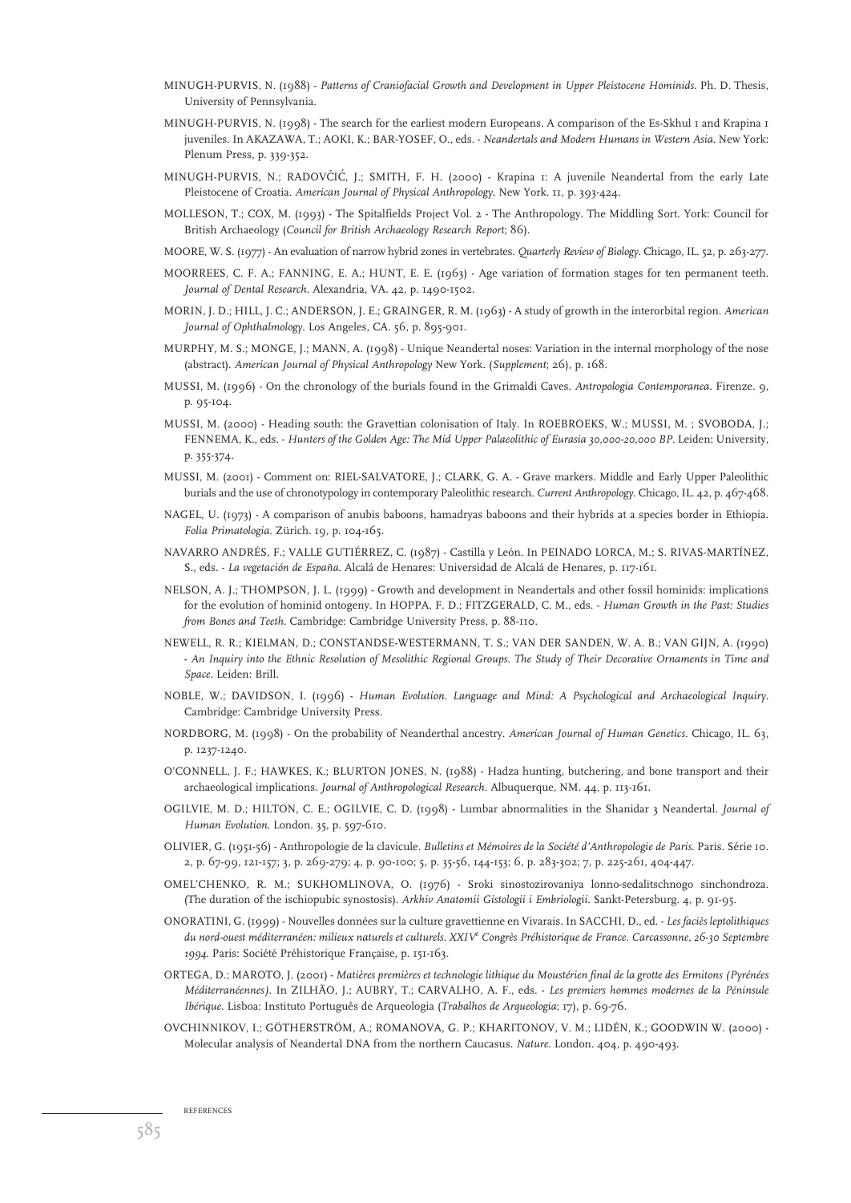MINUGH-PURVIS, N. (1988) - *Patterns of Craniofacial Growth and Development in Upper Pleistocene Hominids*. Ph. D. Thesis, University of Pennsylvania.

MINUGH-PURVIS, N. (1998) - The search for the earliest modern Europeans. A comparison of the Es-Skhul 1 and Krapina 1 juveniles. In AKAZAWA, T.; AOKI, K.; BAR-YOSEF, O., eds. - *Neandertals and Modern Humans in Western Asia*. New York: Plenum Press, p. 339-352.

MINUGH-PURVIS, N.; RADOVČIĆ, J.; SMITH, F. H. (2000) - Krapina 1: A juvenile Neandertal from the early Late Pleistocene of Croatia. *American Journal of Physical Anthropology*. New York. 11, p. 393-424.

MOLLESON, T.; COX, M. (1993) - The Spitalfields Project Vol. 2 - The Anthropology. The Middling Sort. York: Council for British Archaeology (*Council for British Archaeology Research Report*; 86).

MOORE, W. S. (1977) - An evaluation of narrow hybrid zones in vertebrates. *Quarterly Review of Biology*. Chicago, IL. 52, p. 263-277.

MOORREES, C. F. A.; FANNING, E. A.; HUNT, E. E. (1963) - Age variation of formation stages for ten permanent teeth. *Journal of Dental Research*. Alexandria, VA. 42, p. 1490-1502.

MORIN, J. D.; HILL, J. C.; ANDERSON, J. E.; GRAINGER, R. M. (1963) - A study of growth in the interorbital region. *American Journal of Ophthalmology*. Los Angeles, CA. 56, p. 895-901.

MURPHY, M. S.; MONGE, J.; MANN, A. (1998) - Unique Neandertal noses: Variation in the internal morphology of the nose (abstract). *American Journal of Physical Anthropology* New York. (*Supplement*; 26), p. 168.

MUSSI, M. (1996) - On the chronology of the burials found in the Grimaldi Caves. *Antropologia Contemporanea*. Firenze. 9, p. 95-104.

MUSSI, M. (2000) - Heading south: the Gravettian colonisation of Italy. In ROEBROEKS, W.; MUSSI, M. ; SVOBODA, J.; FENNEMA, K., eds. - *Hunters of the Golden Age: The Mid Upper Palaeolithic of Eurasia 30,000-20,000 BP*. Leiden: University, p. 355-374.

MUSSI, M. (2001) - Comment on: RIEL-SALVATORE, J.; CLARK, G. A. - Grave markers. Middle and Early Upper Paleolithic burials and the use of chronotypology in contemporary Paleolithic research. *Current Anthropology*. Chicago, IL. 42, p. 467-468.

NAGEL, U. (1973) - A comparison of anubis baboons, hamadryas baboons and their hybrids at a species border in Ethiopia. *Folia Primatologia*. Zürich. 19, p. 104-165.

NAVARRO ANDRÉS, F.; VALLE GUTIÉRREZ, C. (1987) - Castilla y León. In PEINADO LORCA, M.; S. RIVAS-MARTÍNEZ, S., eds. - *La vegetación de España*. Alcalá de Henares: Universidad de Alcalá de Henares, p. 117-161.

NELSON, A. J.; THOMPSON, J. L. (1999) - Growth and development in Neandertals and other fossil hominids: implications for the evolution of hominid ontogeny. In HOPPA, F. D.; FITZGERALD, C. M., eds. - *Human Growth in the Past: Studies from Bones and Teeth*. Cambridge: Cambridge University Press, p. 88-110.

NEWELL, R. R.; KIELMAN, D.; CONSTANDSE-WESTERMANN, T. S.; VAN DER SANDEN, W. A. B.; VAN GIJN, A. (1990) - *An Inquiry into the Ethnic Resolution of Mesolithic Regional Groups. The Study of Their Decorative Ornaments in Time and Space*. Leiden: Brill.

NOBLE, W.; DAVIDSON, I. (1996) - *Human Evolution. Language and Mind: A Psychological and Archaeological Inquiry*. Cambridge: Cambridge University Press.

NORDBORG, M. (1998) - On the probability of Neanderthal ancestry. *American Journal of Human Genetics*. Chicago, IL. 63, p. 1237-1240.

O'CONNELL, J. F.; HAWKES, K.; BLURTON JONES, N. (1988) - Hadza hunting, butchering, and bone transport and their archaeological implications. *Journal of Anthropological Research*. Albuquerque, NM. 44, p. 113-161.

OGILVIE, M. D.; HILTON, C. E.; OGILVIE, C. D. (1998) - Lumbar abnormalities in the Shanidar 3 Neandertal. *Journal of Human Evolution*. London. 35, p. 597-610.

OLIVIER, G. (1951-56) - Anthropologie de la clavicule. *Bulletins et Mémoires de la Société d'Anthropologie de Paris*. Paris. Série 10. 2, p. 67-99, 121-157; 3, p. 269-279; 4, p. 90-100; 5, p. 35-56, 144-153; 6, p. 283-302; 7, p. 225-261, 404-447.

OMEL'CHENKO, R. M.; SUKHOMLINOVA, O. (1976) - Sroki sinostozirovaniya lonno-sedalitschnogo sinchondroza. (The duration of the ischiopubic synostosis). *Arkhiv Anatomii Gistologii i Embriologii*. Sankt-Petersburg. 4, p. 91-95.

ONORATINI, G. (1999) - Nouvelles données sur la culture gravettienne en Vivarais. In SACCHI, D., ed. - *Les faciès leptolithiques du nord-ouest méditerranéen: milieux naturels et culturels. XXIV^e Congrès Préhistorique de France. Carcassonne, 26-30 Septembre 1994*. Paris: Société Préhistorique Française, p. 151-163.

ORTEGA, D.; MAROTO, J. (2001) - *Matières premières et technologie lithique du Moustérien final de la grotte des Ermitons (Pyrénées Méditerranéennes)*. In ZILHÃO, J.; AUBRY, T.; CARVALHO, A. F., eds. - *Les premiers hommes modernes de la Péninsule Ibérique*. Lisboa: Instituto Português de Arqueologia (*Trabalhos de Arqueologia*; 17), p. 69-76.

OVCHINNIKOV, I.; GÖTHERSTRÖM, A.; ROMANOVA, G. P.; KHARITONOV, V. M.; LIDÉN, K.; GOODWIN W. (2000) - Molecular analysis of Neandertal DNA from the northern Caucasus. *Nature*. London. 404, p. 490-493.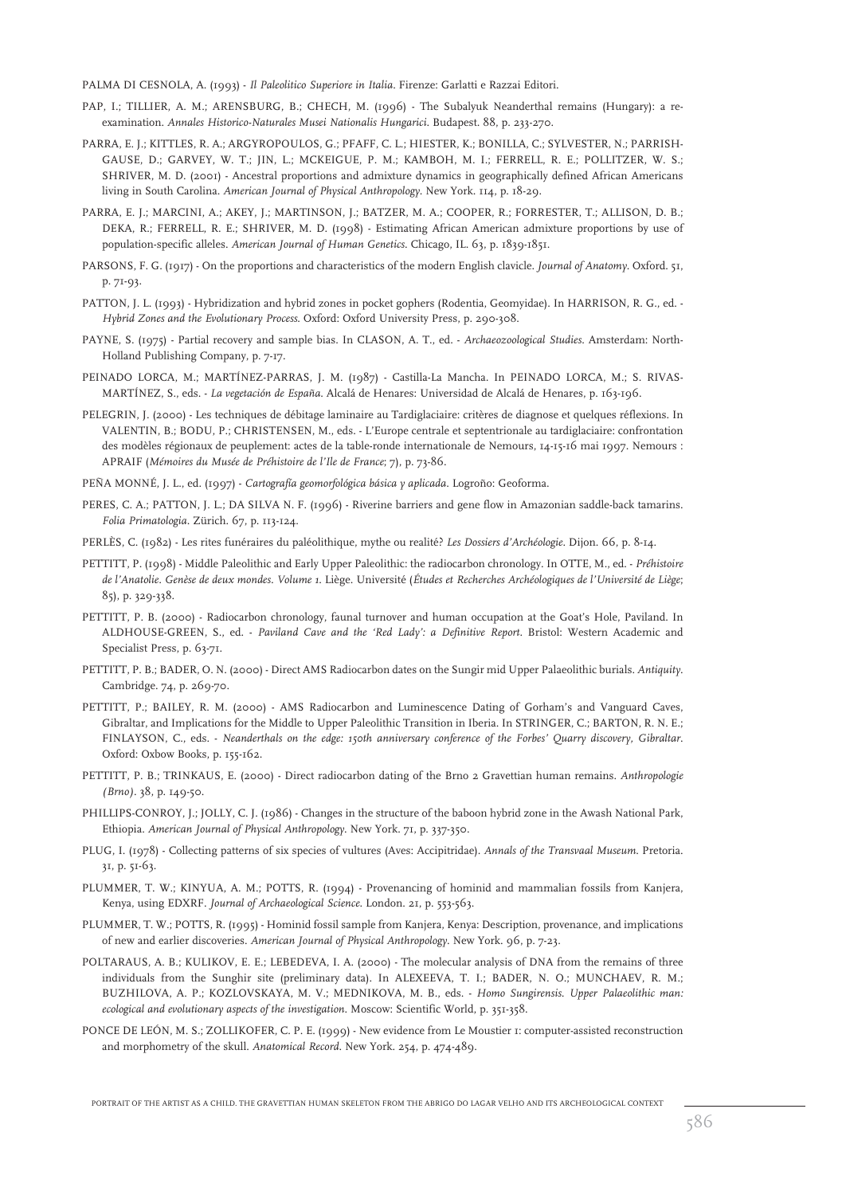PALMA DI CESNOLA, A. (1993) - *Il Paleolitico Superiore in Italia*. Firenze: Garlatti e Razzai Editori.

PAP, I.; TILLIER, A. M.; ARENSBURG, B.; CHECH, M. (1996) - The Subalyuk Neanderthal remains (Hungary): a re-examination. *Annales Historico-Naturales Musei Nationalis Hungarici*. Budapest. 88, p. 233-270.

PARRA, E. J.; KITTLES, R. A.; ARGYROPOULOS, G.; PFAFF, C. L.; HIESTER, K.; BONILLA, C.; SYLVESTER, N.; PARRISH-GAUSE, D.; GARVEY, W. T.; JIN, L.; MCKEIGUE, P. M.; KAMBOH, M. I.; FERRELL, R. E.; POLLITZER, W. S.; SHRIVER, M. D. (2001) - Ancestral proportions and admixture dynamics in geographically defined African Americans living in South Carolina. *American Journal of Physical Anthropology*. New York. 114, p. 18-29.

PARRA, E. J.; MARCINI, A.; AKEY, J.; MARTINSON, J.; BATZER, M. A.; COOPER, R.; FORRESTER, T.; ALLISON, D. B.; DEKA, R.; FERRELL, R. E.; SHRIVER, M. D. (1998) - Estimating African American admixture proportions by use of population-specific alleles. *American Journal of Human Genetics*. Chicago, IL. 63, p. 1839-1851.

PARSONS, F. G. (1917) - On the proportions and characteristics of the modern English clavicle. *Journal of Anatomy*. Oxford. 51, p. 71-93.

PATTON, J. L. (1993) - Hybridization and hybrid zones in pocket gophers (Rodentia, Geomyidae). In HARRISON, R. G., ed. - *Hybrid Zones and the Evolutionary Process*. Oxford: Oxford University Press, p. 290-308.

PAYNE, S. (1975) - Partial recovery and sample bias. In CLASON, A. T., ed. - *Archaeozoological Studies*. Amsterdam: North-Holland Publishing Company, p. 7-17.

PEINADO LORCA, M.; MARTÍNEZ-PARRAS, J. M. (1987) - Castilla-La Mancha. In PEINADO LORCA, M.; S. RIVAS-MARTÍNEZ, S., eds. - *La vegetación de España*. Alcalá de Henares: Universidad de Alcalá de Henares, p. 163-196.

PELEGRIN, J. (2000) - Les techniques de débitage laminaire au Tardiglaciaire: critères de diagnose et quelques réflexions. In VALENTIN, B.; BODU, P.; CHRISTENSEN, M., eds. - L'Europe centrale et septentrionale au tardiglaciaire: confrontation des modèles régionaux de peuplement: actes de la table-ronde internationale de Nemours, 14-15-16 mai 1997. Nemours : APRAIF (*Mémoires du Musée de Préhistoire de l'Ile de France*; 7), p. 73-86.

PEÑA MONNÉ, J. L., ed. (1997) - *Cartografía geomorfológica básica y aplicada*. Logroño: Geoforma.

PERES, C. A.; PATTON, J. L.; DA SILVA N. F. (1996) - Riverine barriers and gene flow in Amazonian saddle-back tamarins. *Folia Primatologia*. Zürich. 67, p. 113-124.

PERLÈS, C. (1982) - Les rites funéraires du paléolithique, mythe ou realité? *Les Dossiers d'Archéologie*. Dijon. 66, p. 8-14.

PETTITT, P. (1998) - Middle Paleolithic and Early Upper Paleolithic: the radiocarbon chronology. In OTTE, M., ed. - *Préhistoire de l'Anatolie. Genèse de deux mondes. Volume 1*. Liège. Université (*Études et Recherches Archéologiques de l'Université de Liège*; 85), p. 329-338.

PETTITT, P. B. (2000) - Radiocarbon chronology, faunal turnover and human occupation at the Goat's Hole, Paviland. In ALDHOUSE-GREEN, S., ed. - *Paviland Cave and the 'Red Lady': a Definitive Report*. Bristol: Western Academic and Specialist Press, p. 63-71.

PETTITT, P. B.; BADER, O. N. (2000) - Direct AMS Radiocarbon dates on the Sungir mid Upper Palaeolithic burials. *Antiquity*. Cambridge. 74, p. 269-70.

PETTITT, P.; BAILEY, R. M. (2000) - AMS Radiocarbon and Luminescence Dating of Gorham's and Vanguard Caves, Gibraltar, and Implications for the Middle to Upper Paleolithic Transition in Iberia. In STRINGER, C.; BARTON, R. N. E.; FINLAYSON, C., eds. - *Neanderthals on the edge: 150th anniversary conference of the Forbes' Quarry discovery, Gibraltar*. Oxford: Oxbow Books, p. 155-162.

PETTITT, P. B.; TRINKAUS, E. (2000) - Direct radiocarbon dating of the Brno 2 Gravettian human remains. *Anthropologie (Brno)*. 38, p. 149-50.

PHILLIPS-CONROY, J.; JOLLY, C. J. (1986) - Changes in the structure of the baboon hybrid zone in the Awash National Park, Ethiopia. *American Journal of Physical Anthropology*. New York. 71, p. 337-350.

PLUG, I. (1978) - Collecting patterns of six species of vultures (Aves: Accipitridae). *Annals of the Transvaal Museum*. Pretoria. 31, p. 51-63.

PLUMMER, T. W.; KINYUA, A. M.; POTTS, R. (1994) - Provenancing of hominid and mammalian fossils from Kanjera, Kenya, using EDXRF. *Journal of Archaeological Science*. London. 21, p. 553-563.

PLUMMER, T. W.; POTTS, R. (1995) - Hominid fossil sample from Kanjera, Kenya: Description, provenance, and implications of new and earlier discoveries. *American Journal of Physical Anthropology*. New York. 96, p. 7-23.

POLTARAUS, A. B.; KULIKOV, E. E.; LEBEDEVA, I. A. (2000) - The molecular analysis of DNA from the remains of three individuals from the Sunghir site (preliminary data). In ALEXEEVA, T. I.; BADER, N. O.; MUNCHAEV, R. M.; BUZHILOVA, A. P.; KOZLOVSKAYA, M. V.; MEDNIKOVA, M. B., eds. - *Homo Sungirensis. Upper Palaeolithic man: ecological and evolutionary aspects of the investigation*. Moscow: Scientific World, p. 351-358.

PONCE DE LEÓN, M. S.; ZOLLIKOFER, C. P. E. (1999) - New evidence from Le Moustier 1: computer-assisted reconstruction and morphometry of the skull. *Anatomical Record*. New York. 254, p. 474-489.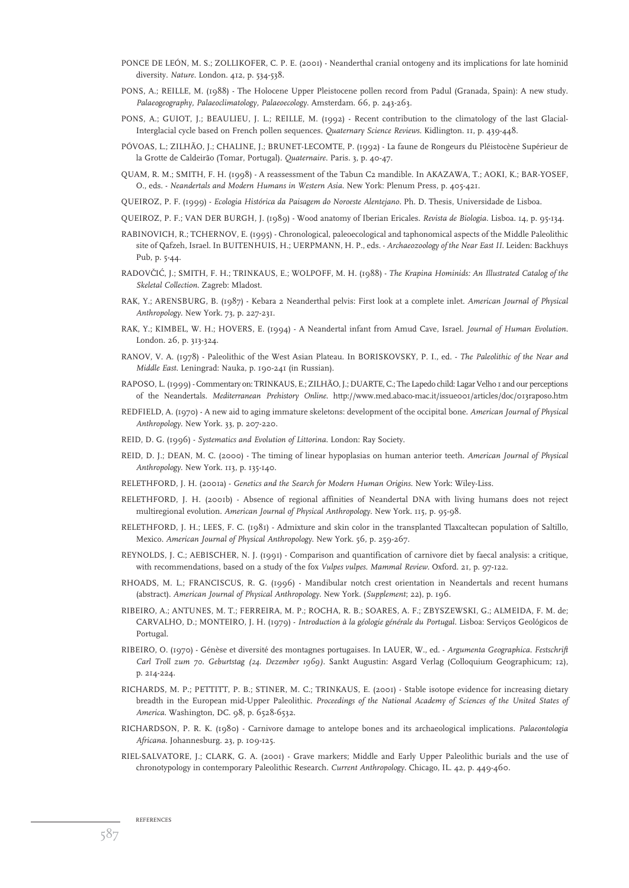PONCE DE LEÓN, M. S.; ZOLLIKOFER, C. P. E. (2001) - Neanderthal cranial ontogeny and its implications for late hominid diversity. *Nature*. London. 412, p. 534-538.

PONS, A.; REILLE, M. (1988) - The Holocene Upper Pleistocene pollen record from Padul (Granada, Spain): A new study. *Palaeogeography, Palaeoclimatology, Palaeoecology*. Amsterdam. 66, p. 243-263.

PONS, A.; GUIOT, J.; BEAULIEU, J. L.; REILLE, M. (1992) - Recent contribution to the climatology of the last Glacial-Interglacial cycle based on French pollen sequences. *Quaternary Science Reviews*. Kidlington. 11, p. 439-448.

PÓVOAS, L.; ZILHÃO, J.; CHALINE, J.; BRUNET-LECOMTE, P. (1992) - La faune de Rongeurs du Pléistocène Supérieur de la Grotte de Caldeirão (Tomar, Portugal). *Quaternaire*. Paris. 3, p. 40-47.

QUAM, R. M.; SMITH, F. H. (1998) - A reassessment of the Tabun C2 mandible. In AKAZAWA, T.; AOKI, K.; BAR-YOSEF, O., eds. - *Neandertals and Modern Humans in Western Asia*. New York: Plenum Press, p. 405-421.

QUEIROZ, P. F. (1999) - *Ecologia Histórica da Paisagem do Noroeste Alentejano*. Ph. D. Thesis, Universidade de Lisboa.

QUEIROZ, P. F.; VAN DER BURGH, J. (1989) - Wood anatomy of Iberian Ericales. *Revista de Biologia*. Lisboa. 14, p. 95-134.

RABINOVICH, R.; TCHERNOV, E. (1995) - Chronological, paleoecological and taphonomical aspects of the Middle Paleolithic site of Qafzeh, Israel. In BUITENHUIS, H.; UERPMANN, H. P., eds. - *Archaeozoology of the Near East II*. Leiden: Backhuys Pub, p. 5-44.

RADOVČIĆ, J.; SMITH, F. H.; TRINKAUS, E.; WOLPOFF, M. H. (1988) - *The Krapina Hominids: An Illustrated Catalog of the Skeletal Collection*. Zagreb: Mladost.

RAK, Y.; ARENSBURG, B. (1987) - Kebara 2 Neanderthal pelvis: First look at a complete inlet. *American Journal of Physical Anthropology*. New York. 73, p. 227-231.

RAK, Y.; KIMBEL, W. H.; HOVERS, E. (1994) - A Neandertal infant from Amud Cave, Israel. *Journal of Human Evolution*. London. 26, p. 313-324.

RANOV, V. A. (1978) - Paleolithic of the West Asian Plateau. In BORISKOVSKY, P. I., ed. - *The Paleolithic of the Near and Middle East*. Leningrad: Nauka, p. 190-241 (in Russian).

RAPOSO, L. (1999) - Commentary on: TRINKAUS, E.; ZILHÃO, J.; DUARTE, C.; The Lapedo child: Lagar Velho 1 and our perceptions of the Neandertals. *Mediterranean Prehistory Online*. http://www.med.abaco-mac.it/issue001/articles/doc/013raposo.htm

REDFIELD, A. (1970) - A new aid to aging immature skeletons: development of the occipital bone. *American Journal of Physical Anthropology*. New York. 33, p. 207-220.

REID, D. G. (1996) - *Systematics and Evolution of Littorina*. London: Ray Society.

REID, D. J.; DEAN, M. C. (2000) - The timing of linear hypoplasias on human anterior teeth. *American Journal of Physical Anthropology*. New York. 113, p. 135-140.

RELETHFORD, J. H. (2001a) - *Genetics and the Search for Modern Human Origins*. New York: Wiley-Liss.

RELETHFORD, J. H. (2001b) - Absence of regional affinities of Neandertal DNA with living humans does not reject multiregional evolution. *American Journal of Physical Anthropology*. New York. 115, p. 95-98.

RELETHFORD, J. H.; LEES, F. C. (1981) - Admixture and skin color in the transplanted Tlaxcaltecan population of Saltillo, Mexico. *American Journal of Physical Anthropology*. New York. 56, p. 259-267.

REYNOLDS, J. C.; AEBISCHER, N. J. (1991) - Comparison and quantification of carnivore diet by faecal analysis: a critique, with recommendations, based on a study of the fox *Vulpes vulpes*. *Mammal Review*. Oxford. 21, p. 97-122.

RHOADS, M. L.; FRANCISCUS, R. G. (1996) - Mandibular notch crest orientation in Neandertals and recent humans (abstract). *American Journal of Physical Anthropology*. New York. (*Supplement*; 22), p. 196.

RIBEIRO, A.; ANTUNES, M. T.; FERREIRA, M. P.; ROCHA, R. B.; SOARES, A. F.; ZBYSZEWSKI, G.; ALMEIDA, F. M. de; CARVALHO, D.; MONTEIRO, J. H. (1979) - *Introduction à la géologie générale du Portugal*. Lisboa: Serviços Geológicos de Portugal.

RIBEIRO, O. (1970) - Génèse et diversité des montagnes portugaises. In LAUER, W., ed. - *Argumenta Geographica. Festschrift Carl Troll zum 70. Geburtstag (24. Dezember 1969)*. Sankt Augustin: Asgard Verlag (Colloquium Geographicum; 12), p. 214-224.

RICHARDS, M. P.; PETTITT, P. B.; STINER, M. C.; TRINKAUS, E. (2001) - Stable isotope evidence for increasing dietary breadth in the European mid-Upper Paleolithic. *Proceedings of the National Academy of Sciences of the United States of America*. Washington, DC. 98, p. 6528-6532.

RICHARDSON, P. R. K. (1980) - Carnivore damage to antelope bones and its archaeological implications. *Palaeontologia Africana*. Johannesburg. 23, p. 109-125.

RIEL-SALVATORE, J.; CLARK, G. A. (2001) - Grave markers; Middle and Early Upper Paleolithic burials and the use of chronotypology in contemporary Paleolithic Research. *Current Anthropology*. Chicago, IL. 42, p. 449-460.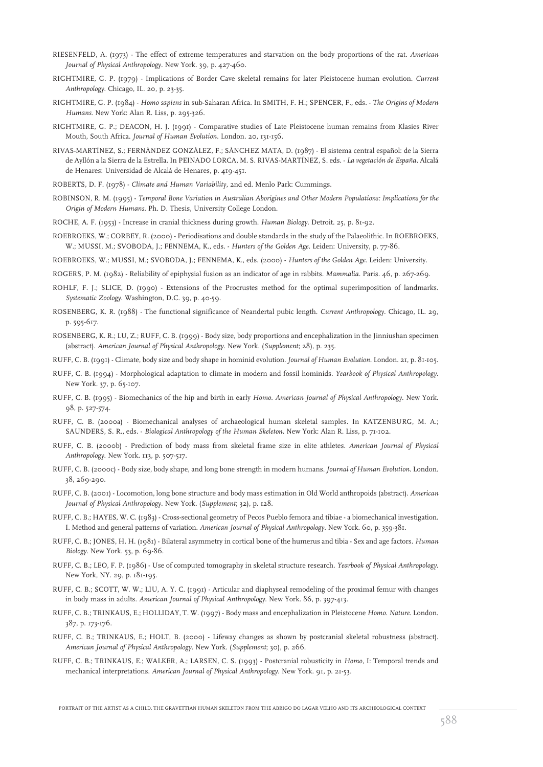RIESENFELD, A. (1973) - The effect of extreme temperatures and starvation on the body proportions of the rat. *American Journal of Physical Anthropology*. New York. 39, p. 427-460.

RIGHTMIRE, G. P. (1979) - Implications of Border Cave skeletal remains for later Pleistocene human evolution. *Current Anthropology*. Chicago, IL. 20, p. 23-35.

RIGHTMIRE, G. P. (1984) - *Homo sapiens* in sub-Saharan Africa. In SMITH, F. H.; SPENCER, F., eds. - *The Origins of Modern Humans*. New York: Alan R. Liss, p. 295-326.

RIGHTMIRE, G. P.; DEACON, H. J. (1991) - Comparative studies of Late Pleistocene human remains from Klasies River Mouth, South Africa. *Journal of Human Evolution*. London. 20, 131-156.

RIVAS-MARTÍNEZ, S.; FERNÁNDEZ GONZÁLEZ, F.; SÁNCHEZ MATA, D. (1987) - El sistema central español: de la Sierra de Ayllón a la Sierra de la Estrella. In PEINADO LORCA, M. S. RIVAS-MARTÍNEZ, S. eds. - *La vegetación de España*. Alcalá de Henares: Universidad de Alcalá de Henares, p. 419-451.

ROBERTS, D. F. (1978) - *Climate and Human Variability*, 2nd ed. Menlo Park: Cummings.

ROBINSON, R. M. (1995) - *Temporal Bone Variation in Australian Aborigines and Other Modern Populations: Implications for the Origin of Modern Humans*. Ph. D. Thesis, University College London.

ROCHE, A. F. (1953) - Increase in cranial thickness during growth. *Human Biology*. Detroit. 25, p. 81-92.

ROEBROEKS, W.; CORBEY, R. (2000) - Periodisations and double standards in the study of the Palaeolithic. In ROEBROEKS, W.; MUSSI, M.; SVOBODA, J.; FENNEMA, K., eds. - *Hunters of the Golden Age*. Leiden: University, p. 77-86.

ROEBROEKS, W.; MUSSI, M.; SVOBODA, J.; FENNEMA, K., eds. (2000) - *Hunters of the Golden Age*. Leiden: University.

ROGERS, P. M. (1982) - Reliability of epiphysial fusion as an indicator of age in rabbits. *Mammalia*. Paris. 46, p. 267-269.

ROHLF, F. J.; SLICE, D. (1990) - Extensions of the Procrustes method for the optimal superimposition of landmarks. *Systematic Zoology*. Washington, D.C. 39, p. 40-59.

ROSENBERG, K. R. (1988) - The functional significance of Neandertal pubic length. *Current Anthropology*. Chicago, IL. 29, p. 595-617.

ROSENBERG, K. R.; LU, Z.; RUFF, C. B. (1999) - Body size, body proportions and encephalization in the Jinniushan specimen (abstract). *American Journal of Physical Anthropology*. New York. (*Supplement*; 28), p. 235.

RUFF, C. B. (1991) - Climate, body size and body shape in hominid evolution. *Journal of Human Evolution*. London. 21, p. 81-105.

RUFF, C. B. (1994) - Morphological adaptation to climate in modern and fossil hominids. *Yearbook of Physical Anthropology*. New York. 37, p. 65-107.

RUFF, C. B. (1995) - Biomechanics of the hip and birth in early *Homo*. *American Journal of Physical Anthropology*. New York. 98, p. 527-574.

RUFF, C. B. (2000a) - Biomechanical analyses of archaeological human skeletal samples. In KATZENBURG, M. A.; SAUNDERS, S. R., eds. - *Biological Anthropology of the Human Skeleton*. New York: Alan R. Liss, p. 71-102.

RUFF, C. B. (2000b) - Prediction of body mass from skeletal frame size in elite athletes. *American Journal of Physical Anthropology*. New York. 113, p. 507-517.

RUFF, C. B. (2000c) - Body size, body shape, and long bone strength in modern humans. *Journal of Human Evolution*. London. 38, 269-290.

RUFF, C. B. (2001) - Locomotion, long bone structure and body mass estimation in Old World anthropoids (abstract). *American Journal of Physical Anthropology*. New York. (*Supplement*; 32), p. 128.

RUFF, C. B.; HAYES, W. C. (1983) - Cross-sectional geometry of Pecos Pueblo femora and tibiae - a biomechanical investigation. I. Method and general patterns of variation. *American Journal of Physical Anthropology*. New York. 60, p. 359-381.

RUFF, C. B.; JONES, H. H. (1981) - Bilateral asymmetry in cortical bone of the humerus and tibia - Sex and age factors. *Human Biology*. New York. 53, p. 69-86.

RUFF, C. B.; LEO, F. P. (1986) - Use of computed tomography in skeletal structure research. *Yearbook of Physical Anthropology*. New York, NY. 29, p. 181-195.

RUFF, C. B.; SCOTT, W. W.; LIU, A. Y. C. (1991) - Articular and diaphyseal remodeling of the proximal femur with changes in body mass in adults. *American Journal of Physical Anthropology*. New York. 86, p. 397-413.

RUFF, C. B.; TRINKAUS, E.; HOLLIDAY, T. W. (1997) - Body mass and encephalization in Pleistocene *Homo*. *Nature*. London. 387, p. 173-176.

RUFF, C. B.; TRINKAUS, E.; HOLT, B. (2000) - Lifeway changes as shown by postcranial skeletal robustness (abstract). *American Journal of Physical Anthropology*. New York. (*Supplement*; 30), p. 266.

RUFF, C. B.; TRINKAUS, E.; WALKER, A.; LARSEN, C. S. (1993) - Postcranial robusticity in *Homo*, I: Temporal trends and mechanical interpretations. *American Journal of Physical Anthropology*. New York. 91, p. 21-53.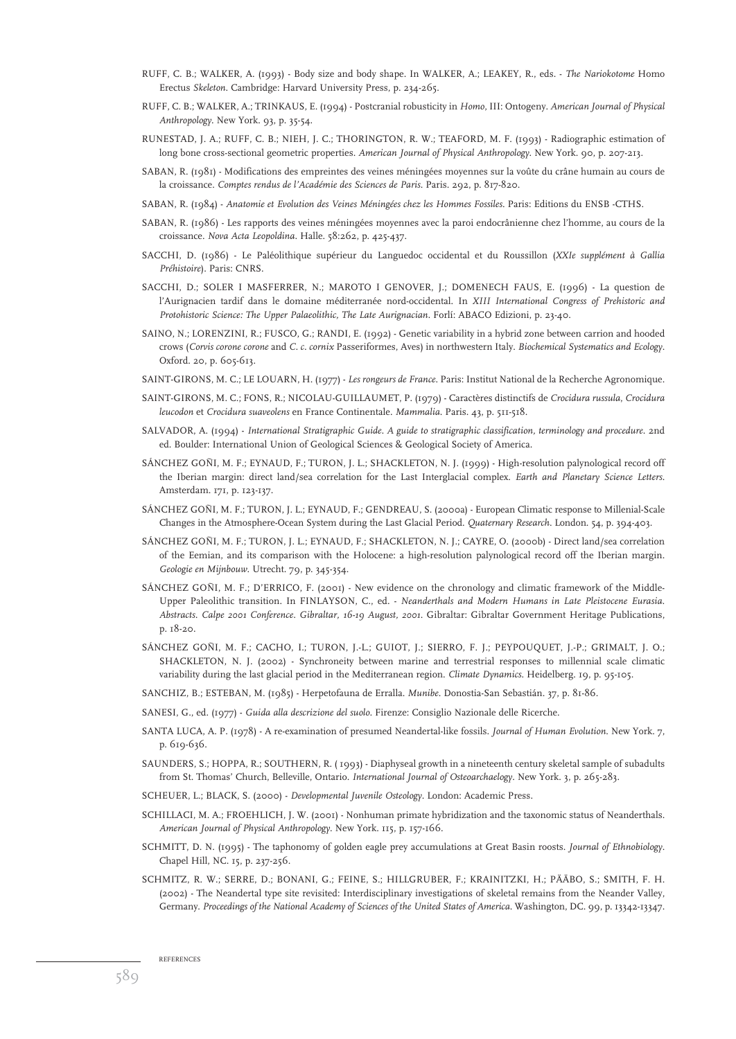RUFF, C. B.; WALKER, A. (1993) - Body size and body shape. In WALKER, A.; LEAKEY, R., eds. - *The Nariokotome* Homo Erectus *Skeleton*. Cambridge: Harvard University Press, p. 234-265.

RUFF, C. B.; WALKER, A.; TRINKAUS, E. (1994) - Postcranial robusticity in *Homo*, III: Ontogeny. *American Journal of Physical Anthropology*. New York. 93, p. 35-54.

RUNESTAD, J. A.; RUFF, C. B.; NIEH, J. C.; THORINGTON, R. W.; TEAFORD, M. F. (1993) - Radiographic estimation of long bone cross-sectional geometric properties. *American Journal of Physical Anthropology*. New York. 90, p. 207-213.

SABAN, R. (1981) - Modifications des empreintes des veines méningées moyennes sur la voûte du crâne humain au cours de la croissance. *Comptes rendus de l'Académie des Sciences de Paris*. Paris. 292, p. 817-820.

SABAN, R. (1984) - *Anatomie et Evolution des Veines Méningées chez les Hommes Fossiles*. Paris: Editions du ENSB -CTHS.

SABAN, R. (1986) - Les rapports des veines méningées moyennes avec la paroi endocrânienne chez l'homme, au cours de la croissance. *Nova Acta Leopoldina*. Halle. 58:262, p. 425-437.

SACCHI, D. (1986) - Le Paléolithique supérieur du Languedoc occidental et du Roussillon (*XXIe supplément à Gallia Préhistoire*). Paris: CNRS.

SACCHI, D.; SOLER I MASFERRER, N.; MAROTO I GENOVER, J.; DOMENECH FAUS, E. (1996) - La question de l'Aurignacien tardif dans le domaine méditerranée nord-occidental. In *XIII International Congress of Prehistoric and Protohistoric Science: The Upper Palaeolithic, The Late Aurignacian*. Forlí: ABACO Edizioni, p. 23-40.

SAINO, N.; LORENZINI, R.; FUSCO, G.; RANDI, E. (1992) - Genetic variability in a hybrid zone between carrion and hooded crows (*Corvis corone corone* and *C. c. cornix* Passeriformes, Aves) in northwestern Italy. *Biochemical Systematics and Ecology*. Oxford. 20, p. 605-613.

SAINT-GIRONS, M. C.; LE LOUARN, H. (1977) - *Les rongeurs de France*. Paris: Institut National de la Recherche Agronomique.

SAINT-GIRONS, M. C.; FONS, R.; NICOLAU-GUILLAUMET, P. (1979) - Caractères distinctifs de *Crocidura russula*, *Crocidura leucodon* et *Crocidura suaveolens* en France Continentale. *Mammalia*. Paris. 43, p. 511-518.

SALVADOR, A. (1994) - *International Stratigraphic Guide. A guide to stratigraphic classification, terminology and procedure*. 2nd ed. Boulder: International Union of Geological Sciences & Geological Society of America.

SÁNCHEZ GOÑI, M. F.; EYNAUD, F.; TURON, J. L.; SHACKLETON, N. J. (1999) - High-resolution palynological record off the Iberian margin: direct land/sea correlation for the Last Interglacial complex. *Earth and Planetary Science Letters*. Amsterdam. 171, p. 123-137.

SÁNCHEZ GOÑI, M. F.; TURON, J. L.; EYNAUD, F.; GENDREAU, S. (2000a) - European Climatic response to Millenial-Scale Changes in the Atmosphere-Ocean System during the Last Glacial Period. *Quaternary Research*. London. 54, p. 394-403.

SÁNCHEZ GOÑI, M. F.; TURON, J. L.; EYNAUD, F.; SHACKLETON, N. J.; CAYRE, O. (2000b) - Direct land/sea correlation of the Eemian, and its comparison with the Holocene: a high-resolution palynological record off the Iberian margin. *Geologie en Mijnbouw*. Utrecht. 79, p. 345-354.

SÁNCHEZ GOÑI, M. F.; D'ERRICO, F. (2001) - New evidence on the chronology and climatic framework of the Middle-Upper Paleolithic transition. In FINLAYSON, C., ed. - *Neanderthals and Modern Humans in Late Pleistocene Eurasia. Abstracts. Calpe 2001 Conference. Gibraltar, 16-19 August, 2001*. Gibraltar: Gibraltar Government Heritage Publications, p. 18-20.

SÁNCHEZ GOÑI, M. F.; CACHO, I.; TURON, J.-L.; GUIOT, J.; SIERRO, F. J.; PEYPOUQUET, J.-P.; GRIMALT, J. O.; SHACKLETON, N. J. (2002) - Synchroneity between marine and terrestrial responses to millennial scale climatic variability during the last glacial period in the Mediterranean region. *Climate Dynamics*. Heidelberg. 19, p. 95-105.

SANCHIZ, B.; ESTEBAN, M. (1985) - Herpetofauna de Erralla. *Munibe*. Donostia-San Sebastián. 37, p. 81-86.

SANESI, G., ed. (1977) - *Guida alla descrizione del suolo*. Firenze: Consiglio Nazionale delle Ricerche.

SANTA LUCA, A. P. (1978) - A re-examination of presumed Neandertal-like fossils. *Journal of Human Evolution*. New York. 7, p. 619-636.

SAUNDERS, S.; HOPPA, R.; SOUTHERN, R. ( 1993) - Diaphyseal growth in a nineteenth century skeletal sample of subadults from St. Thomas' Church, Belleville, Ontario. *International Journal of Osteoarchaelogy*. New York. 3, p. 265-283.

SCHEUER, L.; BLACK, S. (2000) - *Developmental Juvenile Osteology*. London: Academic Press.

SCHILLACI, M. A.; FROEHLICH, J. W. (2001) - Nonhuman primate hybridization and the taxonomic status of Neanderthals. *American Journal of Physical Anthropology*. New York. 115, p. 157-166.

SCHMITT, D. N. (1995) - The taphonomy of golden eagle prey accumulations at Great Basin roosts. *Journal of Ethnobiology*. Chapel Hill, NC. 15, p. 237-256.

SCHMITZ, R. W.; SERRE, D.; BONANI, G.; FEINE, S.; HILLGRUBER, F.; KRAINITZKI, H.; PÄÄBO, S.; SMITH, F. H. (2002) - The Neandertal type site revisited: Interdisciplinary investigations of skeletal remains from the Neander Valley, Germany. *Proceedings of the National Academy of Sciences of the United States of America*. Washington, DC. 99, p. 13342-13347.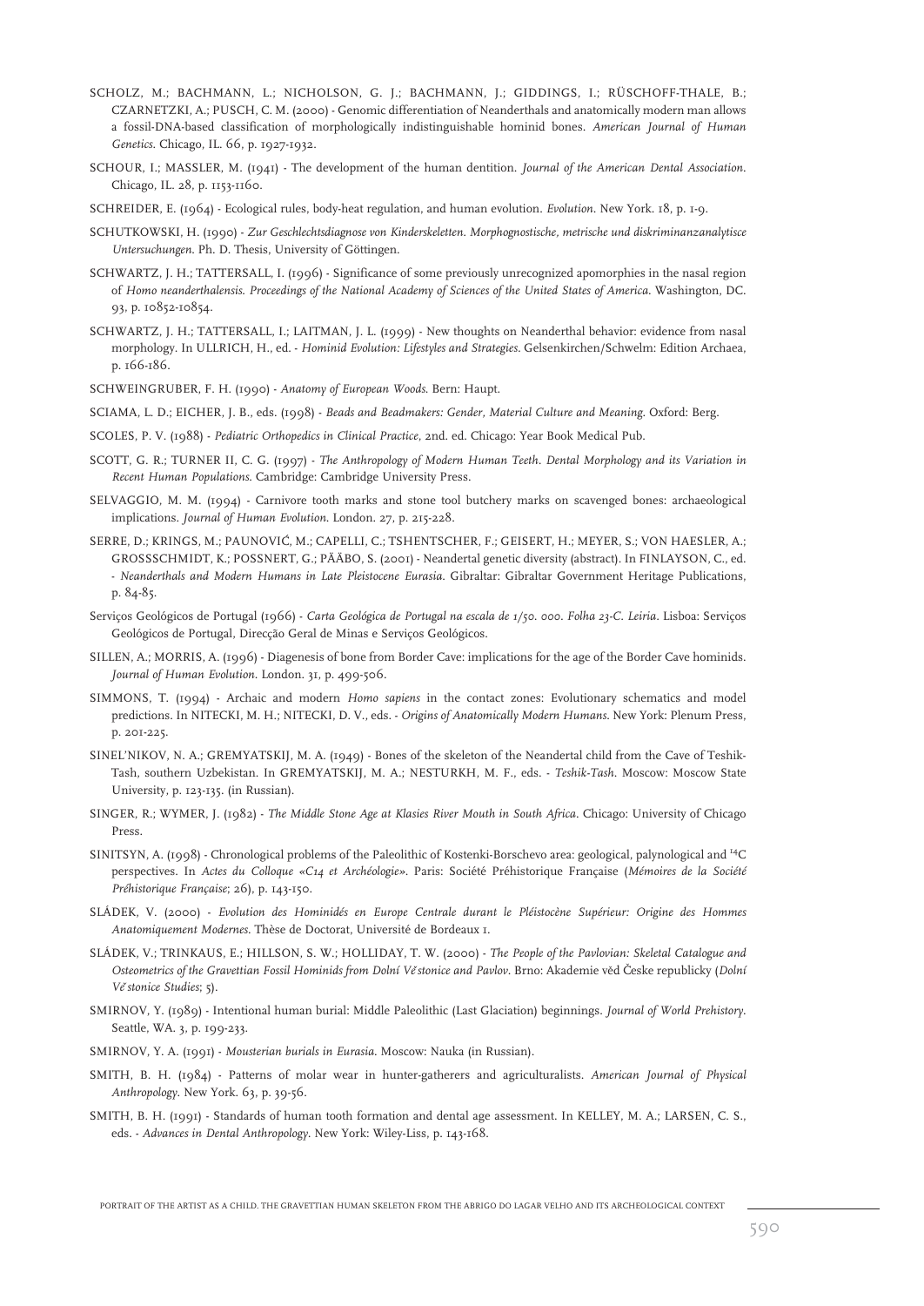SCHOLZ, M.; BACHMANN, L.; NICHOLSON, G. J.; BACHMANN, J.; GIDDINGS, I.; RÜSCHOFF-THALE, B.; CZARNETZKI, A.; PUSCH, C. M. (2000) - Genomic differentiation of Neanderthals and anatomically modern man allows a fossil-DNA-based classification of morphologically indistinguishable hominid bones. *American Journal of Human Genetics*. Chicago, IL. 66, p. 1927-1932.

SCHOUR, I.; MASSLER, M. (1941) - The development of the human dentition. *Journal of the American Dental Association*. Chicago, IL. 28, p. 1153-1160.

SCHREIDER, E. (1964) - Ecological rules, body-heat regulation, and human evolution. *Evolution*. New York. 18, p. 1-9.

SCHUTKOWSKI, H. (1990) - *Zur Geschlechtsdiagnose von Kinderskeletten. Morphognostische, metrische und diskriminanzanalytisce Untersuchungen*. Ph. D. Thesis, University of Göttingen.

SCHWARTZ, J. H.; TATTERSALL, I. (1996) - Significance of some previously unrecognized apomorphies in the nasal region of *Homo neanderthalensis*. *Proceedings of the National Academy of Sciences of the United States of America*. Washington, DC. 93, p. 10852-10854.

SCHWARTZ, J. H.; TATTERSALL, I.; LAITMAN, J. L. (1999) - New thoughts on Neanderthal behavior: evidence from nasal morphology. In ULLRICH, H., ed. - *Hominid Evolution: Lifestyles and Strategies*. Gelsenkirchen/Schwelm: Edition Archaea, p. 166-186.

SCHWEINGRUBER, F. H. (1990) - *Anatomy of European Woods*. Bern: Haupt.

SCIAMA, L. D.; EICHER, J. B., eds. (1998) - *Beads and Beadmakers: Gender, Material Culture and Meaning*. Oxford: Berg.

SCOLES, P. V. (1988) - *Pediatric Orthopedics in Clinical Practice*, 2nd. ed. Chicago: Year Book Medical Pub.

SCOTT, G. R.; TURNER II, C. G. (1997) - *The Anthropology of Modern Human Teeth. Dental Morphology and its Variation in Recent Human Populations*. Cambridge: Cambridge University Press.

SELVAGGIO, M. M. (1994) - Carnivore tooth marks and stone tool butchery marks on scavenged bones: archaeological implications. *Journal of Human Evolution*. London. 27, p. 215-228.

SERRE, D.; KRINGS, M.; PAUNOVIĆ, M.; CAPELLI, C.; TSHENTSCHER, F.; GEISERT, H.; MEYER, S.; VON HAESLER, A.; GROSSSCHMIDT, K.; POSSNERT, G.; PÄÄBO, S. (2001) - Neandertal genetic diversity (abstract). In FINLAYSON, C., ed. - *Neanderthals and Modern Humans in Late Pleistocene Eurasia*. Gibraltar: Gibraltar Government Heritage Publications, p. 84-85.

Serviços Geológicos de Portugal (1966) - *Carta Geológica de Portugal na escala de 1/50. 000. Folha 23-C. Leiria*. Lisboa: Serviços Geológicos de Portugal, Direcção Geral de Minas e Serviços Geológicos.

SILLEN, A.; MORRIS, A. (1996) - Diagenesis of bone from Border Cave: implications for the age of the Border Cave hominids. *Journal of Human Evolution*. London. 31, p. 499-506.

SIMMONS, T. (1994) - Archaic and modern *Homo sapiens* in the contact zones: Evolutionary schematics and model predictions. In NITECKI, M. H.; NITECKI, D. V., eds. - *Origins of Anatomically Modern Humans*. New York: Plenum Press, p. 201-225.

SINEL'NIKOV, N. A.; GREMYATSKIJ, M. A. (1949) - Bones of the skeleton of the Neandertal child from the Cave of Teshik-Tash, southern Uzbekistan. In GREMYATSKIJ, M. A.; NESTURKH, M. F., eds. - *Teshik-Tash*. Moscow: Moscow State University, p. 123-135. (in Russian).

SINGER, R.; WYMER, J. (1982) - *The Middle Stone Age at Klasies River Mouth in South Africa*. Chicago: University of Chicago Press.

SINITSYN, A. (1998) - Chronological problems of the Paleolithic of Kostenki-Borschevo area: geological, palynological and $^{14}$C perspectives. In *Actes du Colloque «C14 et Archéologie»*. Paris: Société Préhistorique Française (*Mémoires de la Société Préhistorique Française*; 26), p. 143-150.

SLÁDEK, V. (2000) - *Evolution des Hominidés en Europe Centrale durant le Pléistocène Supérieur: Origine des Hommes Anatomiquement Modernes*. Thèse de Doctorat, Université de Bordeaux 1.

SLÁDEK, V.; TRINKAUS, E.; HILLSON, S. W.; HOLLIDAY, T. W. (2000) - *The People of the Pavlovian: Skeletal Catalogue and Osteometrics of the Gravettian Fossil Hominids from Dolní Věstonice and Pavlov*. Brno: Akademie věd Česke republicky (*Dolní Věstonice Studies*; 5).

SMIRNOV, Y. (1989) - Intentional human burial: Middle Paleolithic (Last Glaciation) beginnings. *Journal of World Prehistory*. Seattle, WA. 3, p. 199-233.

SMIRNOV, Y. A. (1991) - *Mousterian burials in Eurasia*. Moscow: Nauka (in Russian).

SMITH, B. H. (1984) - Patterns of molar wear in hunter-gatherers and agriculturalists. *American Journal of Physical Anthropology*. New York. 63, p. 39-56.

SMITH, B. H. (1991) - Standards of human tooth formation and dental age assessment. In KELLEY, M. A.; LARSEN, C. S., eds. - *Advances in Dental Anthropology*. New York: Wiley-Liss, p. 143-168.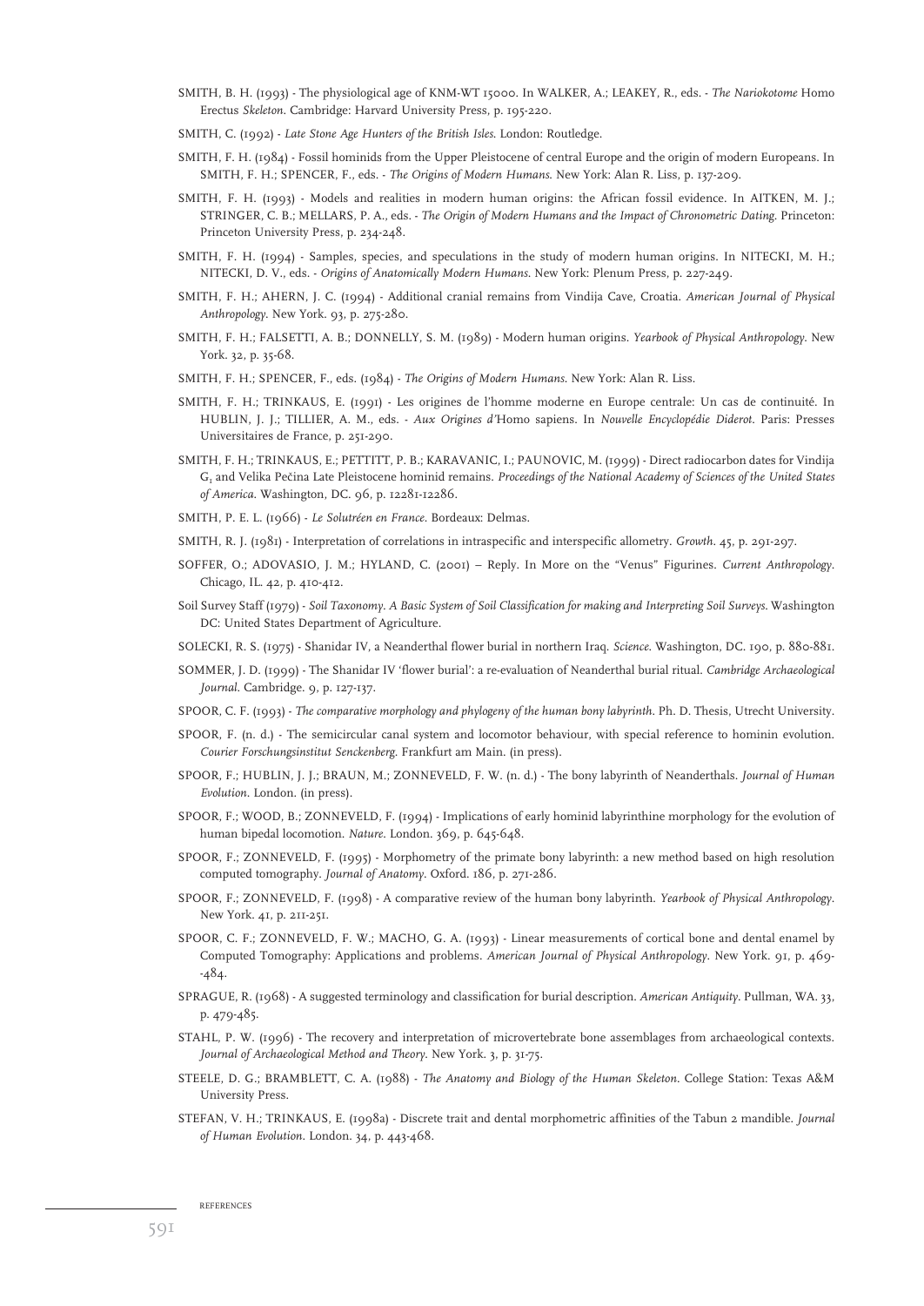SMITH, B. H. (1993) - The physiological age of KNM-WT 15000. In WALKER, A.; LEAKEY, R., eds. - *The Nariokotome* Homo Erectus *Skeleton*. Cambridge: Harvard University Press, p. 195-220.

SMITH, C. (1992) - *Late Stone Age Hunters of the British Isles*. London: Routledge.

SMITH, F. H. (1984) - Fossil hominids from the Upper Pleistocene of central Europe and the origin of modern Europeans. In SMITH, F. H.; SPENCER, F., eds. - *The Origins of Modern Humans*. New York: Alan R. Liss, p. 137-209.

SMITH, F. H. (1993) - Models and realities in modern human origins: the African fossil evidence. In AITKEN, M. J.; STRINGER, C. B.; MELLARS, P. A., eds. - *The Origin of Modern Humans and the Impact of Chronometric Dating*. Princeton: Princeton University Press, p. 234-248.

SMITH, F. H. (1994) - Samples, species, and speculations in the study of modern human origins. In NITECKI, M. H.; NITECKI, D. V., eds. - *Origins of Anatomically Modern Humans*. New York: Plenum Press, p. 227-249.

SMITH, F. H.; AHERN, J. C. (1994) - Additional cranial remains from Vindija Cave, Croatia. *American Journal of Physical Anthropology*. New York. 93, p. 275-280.

SMITH, F. H.; FALSETTI, A. B.; DONNELLY, S. M. (1989) - Modern human origins. *Yearbook of Physical Anthropology*. New York. 32, p. 35-68.

SMITH, F. H.; SPENCER, F., eds. (1984) - *The Origins of Modern Humans*. New York: Alan R. Liss.

SMITH, F. H.; TRINKAUS, E. (1991) - Les origines de l'homme moderne en Europe centrale: Un cas de continuité. In HUBLIN, J. J.; TILLIER, A. M., eds. - *Aux Origines d'*Homo sapiens. In *Nouvelle Encyclopédie Diderot*. Paris: Presses Universitaires de France, p. 251-290.

SMITH, F. H.; TRINKAUS, E.; PETTITT, P. B.; KARAVANIC, I.; PAUNOVIC, M. (1999) - Direct radiocarbon dates for Vindija $G_1$ and Velika Pečina Late Pleistocene hominid remains. *Proceedings of the National Academy of Sciences of the United States of America*. Washington, DC. 96, p. 12281-12286.

SMITH, P. E. L. (1966) - *Le Solutréen en France*. Bordeaux: Delmas.

SMITH, R. J. (1981) - Interpretation of correlations in intraspecific and interspecific allometry. *Growth*. 45, p. 291-297.

SOFFER, O.; ADOVASIO, J. M.; HYLAND, C. (2001) – Reply. In More on the "Venus" Figurines. *Current Anthropology*. Chicago, IL. 42, p. 410-412.

Soil Survey Staff (1979) - *Soil Taxonomy. A Basic System of Soil Classification for making and Interpreting Soil Surveys*. Washington DC: United States Department of Agriculture.

SOLECKI, R. S. (1975) - Shanidar IV, a Neanderthal flower burial in northern Iraq. *Science*. Washington, DC. 190, p. 880-881.

SOMMER, J. D. (1999) - The Shanidar IV 'flower burial': a re-evaluation of Neanderthal burial ritual. *Cambridge Archaeological Journal*. Cambridge. 9, p. 127-137.

SPOOR, C. F. (1993) - *The comparative morphology and phylogeny of the human bony labyrinth*. Ph. D. Thesis, Utrecht University.

SPOOR, F. (n. d.) - The semicircular canal system and locomotor behaviour, with special reference to hominin evolution. *Courier Forschungsinstitut Senckenberg*. Frankfurt am Main. (in press).

SPOOR, F.; HUBLIN, J. J.; BRAUN, M.; ZONNEVELD, F. W. (n. d.) - The bony labyrinth of Neanderthals. *Journal of Human Evolution*. London. (in press).

SPOOR, F.; WOOD, B.; ZONNEVELD, F. (1994) - Implications of early hominid labyrinthine morphology for the evolution of human bipedal locomotion. *Nature*. London. 369, p. 645-648.

SPOOR, F.; ZONNEVELD, F. (1995) - Morphometry of the primate bony labyrinth: a new method based on high resolution computed tomography. *Journal of Anatomy*. Oxford. 186, p. 271-286.

SPOOR, F.; ZONNEVELD, F. (1998) - A comparative review of the human bony labyrinth. *Yearbook of Physical Anthropology*. New York. 41, p. 211-251.

SPOOR, C. F.; ZONNEVELD, F. W.; MACHO, G. A. (1993) - Linear measurements of cortical bone and dental enamel by Computed Tomography: Applications and problems. *American Journal of Physical Anthropology*. New York. 91, p. 469--484.

SPRAGUE, R. (1968) - A suggested terminology and classification for burial description. *American Antiquity*. Pullman, WA. 33, p. 479-485.

STAHL, P. W. (1996) - The recovery and interpretation of microvertebrate bone assemblages from archaeological contexts. *Journal of Archaeological Method and Theory*. New York. 3, p. 31-75.

STEELE, D. G.; BRAMBLETT, C. A. (1988) - *The Anatomy and Biology of the Human Skeleton*. College Station: Texas A&M University Press.

STEFAN, V. H.; TRINKAUS, E. (1998a) - Discrete trait and dental morphometric affinities of the Tabun 2 mandible. *Journal of Human Evolution*. London. 34, p. 443-468.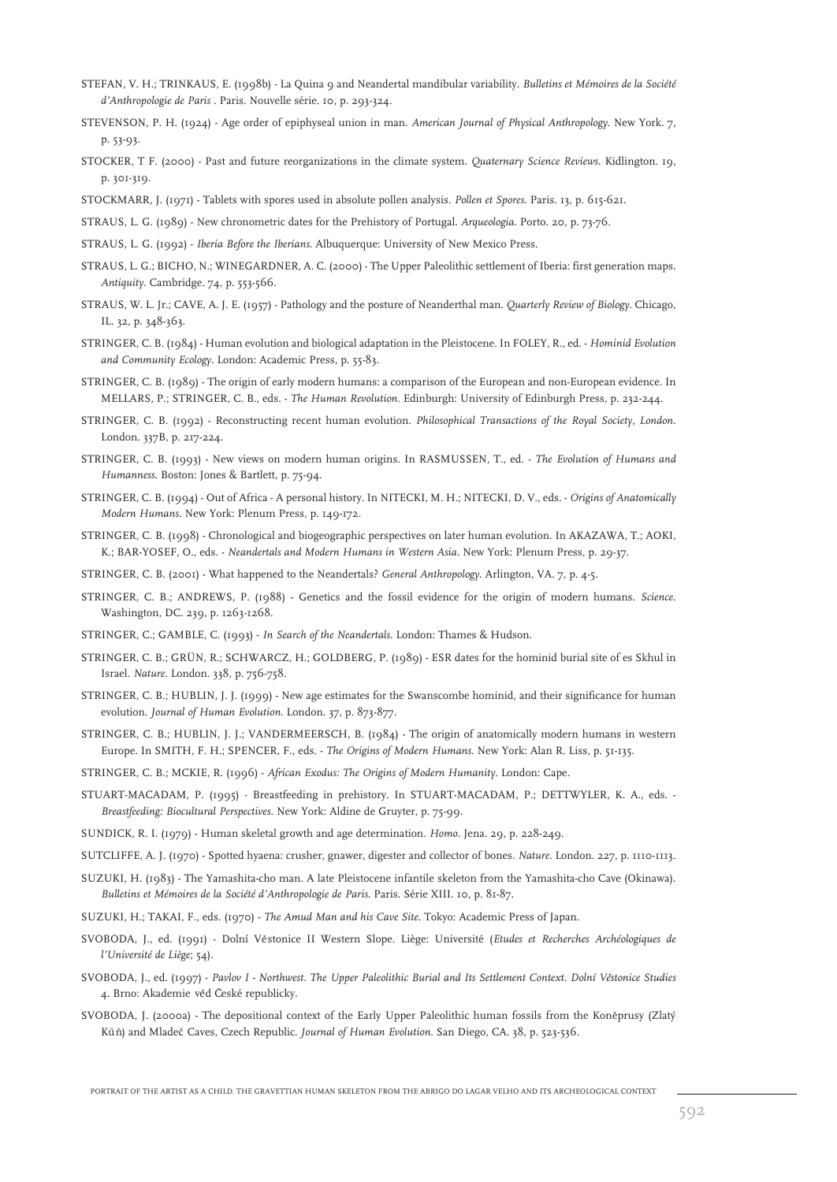STEFAN, V. H.; TRINKAUS, E. (1998b) - La Quina 9 and Neandertal mandibular variability. *Bulletins et Mémoires de la Société d'Anthropologie de Paris* . Paris. Nouvelle série. 10, p. 293-324.

STEVENSON, P. H. (1924) - Age order of epiphyseal union in man. *American Journal of Physical Anthropology*. New York. 7, p. 53-93.

STOCKER, T F. (2000) - Past and future reorganizations in the climate system. *Quaternary Science Reviews*. Kidlington. 19, p. 301-319.

STOCKMARR, J. (1971) - Tablets with spores used in absolute pollen analysis. *Pollen et Spores*. Paris. 13, p. 615-621.

STRAUS, L. G. (1989) - New chronometric dates for the Prehistory of Portugal. *Arqueologia*. Porto. 20, p. 73-76.

STRAUS, L. G. (1992) - *Iberia Before the Iberians*. Albuquerque: University of New Mexico Press.

STRAUS, L. G.; BICHO, N.; WINEGARDNER, A. C. (2000) - The Upper Paleolithic settlement of Iberia: first generation maps. *Antiquity*. Cambridge. 74, p. 553-566.

STRAUS, W. L. Jr.; CAVE, A. J. E. (1957) - Pathology and the posture of Neanderthal man. *Quarterly Review of Biology*. Chicago, IL. 32, p. 348-363.

STRINGER, C. B. (1984) - Human evolution and biological adaptation in the Pleistocene. In FOLEY, R., ed. - *Hominid Evolution and Community Ecology*. London: Academic Press, p. 55-83.

STRINGER, C. B. (1989) - The origin of early modern humans: a comparison of the European and non-European evidence. In MELLARS, P.; STRINGER, C. B., eds. - *The Human Revolution*. Edinburgh: University of Edinburgh Press, p. 232-244.

STRINGER, C. B. (1992) - Reconstructing recent human evolution. *Philosophical Transactions of the Royal Society, London*. London. 337B, p. 217-224.

STRINGER, C. B. (1993) - New views on modern human origins. In RASMUSSEN, T., ed. - *The Evolution of Humans and Humanness*. Boston: Jones & Bartlett, p. 75-94.

STRINGER, C. B. (1994) - Out of Africa - A personal history. In NITECKI, M. H.; NITECKI, D. V., eds. - *Origins of Anatomically Modern Humans*. New York: Plenum Press, p. 149-172.

STRINGER, C. B. (1998) - Chronological and biogeographic perspectives on later human evolution. In AKAZAWA, T.; AOKI, K.; BAR-YOSEF, O., eds. - *Neandertals and Modern Humans in Western Asia*. New York: Plenum Press, p. 29-37.

STRINGER, C. B. (2001) - What happened to the Neandertals? *General Anthropology*. Arlington, VA. 7, p. 4-5.

STRINGER, C. B.; ANDREWS, P. (1988) - Genetics and the fossil evidence for the origin of modern humans. *Science*. Washington, DC. 239, p. 1263-1268.

STRINGER, C.; GAMBLE, C. (1993) - *In Search of the Neandertals*. London: Thames & Hudson.

STRINGER, C. B.; GRÜN, R.; SCHWARCZ, H.; GOLDBERG, P. (1989) - ESR dates for the hominid burial site of es Skhul in Israel. *Nature*. London. 338, p. 756-758.

STRINGER, C. B.; HUBLIN, J. J. (1999) - New age estimates for the Swanscombe hominid, and their significance for human evolution. *Journal of Human Evolution*. London. 37, p. 873-877.

STRINGER, C. B.; HUBLIN, J. J.; VANDERMEERSCH, B. (1984) - The origin of anatomically modern humans in western Europe. In SMITH, F. H.; SPENCER, F., eds. - *The Origins of Modern Humans*. New York: Alan R. Liss, p. 51-135.

STRINGER, C. B.; MCKIE, R. (1996) - *African Exodus: The Origins of Modern Humanity*. London: Cape.

STUART-MACADAM, P. (1995) - Breastfeeding in prehistory. In STUART-MACADAM, P.; DETTWYLER, K. A., eds. - *Breastfeeding: Biocultural Perspectives*. New York: Aldine de Gruyter, p. 75-99.

SUNDICK, R. I. (1979) - Human skeletal growth and age determination. *Homo*. Jena. 29, p. 228-249.

SUTCLIFFE, A. J. (1970) - Spotted hyaena: crusher, gnawer, digester and collector of bones. *Nature*. London. 227, p. 1110-1113.

SUZUKI, H. (1983) - The Yamashita-cho man. A late Pleistocene infantile skeleton from the Yamashita-cho Cave (Okinawa). *Bulletins et Mémoires de la Société d'Anthropologie de Paris*. Paris. Série XIII. 10, p. 81-87.

SUZUKI, H.; TAKAI, F., eds. (1970) - *The Amud Man and his Cave Site*. Tokyo: Academic Press of Japan.

SVOBODA, J., ed. (1991) - Dolní Věstonice II Western Slope. Liège: Université (*Etudes et Recherches Archéologiques de l'Université de Liège*; 54).

SVOBODA, J., ed. (1997) - *Pavlov I - Northwest. The Upper Paleolithic Burial and Its Settlement Context. Dolní Věstonice Studies* 4. Brno: Akademie věd České republicky.

SVOBODA, J. (2000a) - The depositional context of the Early Upper Paleolithic human fossils from the Koněprusy (Zlatý Kůň) and Mladeč Caves, Czech Republic. *Journal of Human Evolution*. San Diego, CA. 38, p. 523-536.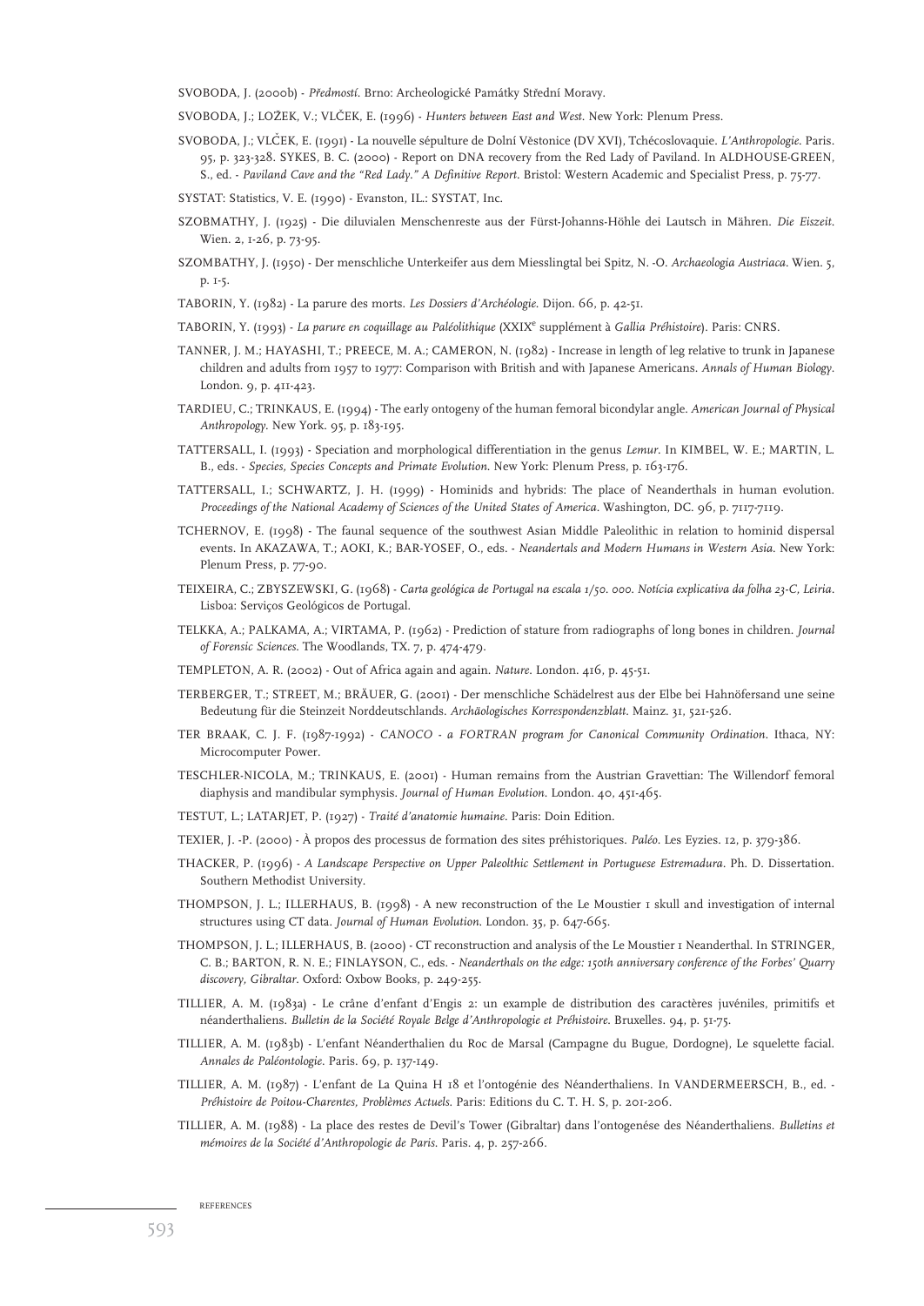SVOBODA, J. (2000b) - *Předmostí*. Brno: Archeologické Památky Střední Moravy.

SVOBODA, J.; LOŽEK, V.; VLČEK, E. (1996) - *Hunters between East and West*. New York: Plenum Press.

SVOBODA, J.; VLČEK, E. (1991) - La nouvelle sépulture de Dolní Věstonice (DV XVI), Tchécoslovaquie. *L'Anthropologie*. Paris. 95, p. 323-328. SYKES, B. C. (2000) - Report on DNA recovery from the Red Lady of Paviland. In ALDHOUSE-GREEN, S., ed. - *Paviland Cave and the "Red Lady." A Definitive Report*. Bristol: Western Academic and Specialist Press, p. 75-77.

SYSTAT: Statistics, V. E. (1990) - Evanston, IL.: SYSTAT, Inc.

SZOBMATHY, J. (1925) - Die diluvialen Menschenreste aus der Fürst-Johanns-Höhle dei Lautsch in Mähren. *Die Eiszeit*. Wien. 2, 1-26, p. 73-95.

SZOMBATHY, J. (1950) - Der menschliche Unterkeifer aus dem Miesslingtal bei Spitz, N. -O. *Archaeologia Austriaca*. Wien. 5, p. 1-5.

TABORIN, Y. (1982) - La parure des morts. *Les Dossiers d'Archéologie*. Dijon. 66, p. 42-51.

TABORIN, Y. (1993) - *La parure en coquillage au Paléolithique* (XXIX^e supplément à *Gallia Préhistoire*). Paris: CNRS.

TANNER, J. M.; HAYASHI, T.; PREECE, M. A.; CAMERON, N. (1982) - Increase in length of leg relative to trunk in Japanese children and adults from 1957 to 1977: Comparison with British and with Japanese Americans. *Annals of Human Biology*. London. 9, p. 411-423.

TARDIEU, C.; TRINKAUS, E. (1994) - The early ontogeny of the human femoral bicondylar angle. *American Journal of Physical Anthropology*. New York. 95, p. 183-195.

TATTERSALL, I. (1993) - Speciation and morphological differentiation in the genus *Lemur*. In KIMBEL, W. E.; MARTIN, L. B., eds. - *Species, Species Concepts and Primate Evolution*. New York: Plenum Press, p. 163-176.

TATTERSALL, I.; SCHWARTZ, J. H. (1999) - Hominids and hybrids: The place of Neanderthals in human evolution. *Proceedings of the National Academy of Sciences of the United States of America*. Washington, DC. 96, p. 7117-7119.

TCHERNOV, E. (1998) - The faunal sequence of the southwest Asian Middle Paleolithic in relation to hominid dispersal events. In AKAZAWA, T.; AOKI, K.; BAR-YOSEF, O., eds. - *Neandertals and Modern Humans in Western Asia*. New York: Plenum Press, p. 77-90.

TEIXEIRA, C.; ZBYSZEWSKI, G. (1968) - *Carta geológica de Portugal na escala 1/50. 000. Notícia explicativa da folha 23-C, Leiria*. Lisboa: Serviços Geológicos de Portugal.

TELKKA, A.; PALKAMA, A.; VIRTAMA, P. (1962) - Prediction of stature from radiographs of long bones in children. *Journal of Forensic Sciences*. The Woodlands, TX. 7, p. 474-479.

TEMPLETON, A. R. (2002) - Out of Africa again and again. *Nature*. London. 416, p. 45-51.

TERBERGER, T.; STREET, M.; BRÄUER, G. (2001) - Der menschliche Schädelrest aus der Elbe bei Hahnöfersand une seine Bedeutung für die Steinzeit Norddeutschlands. *Archäologisches Korrespondenzblatt*. Mainz. 31, 521-526.

TER BRAAK, C. J. F. (1987-1992) - *CANOCO - a FORTRAN program for Canonical Community Ordination*. Ithaca, NY: Microcomputer Power.

TESCHLER-NICOLA, M.; TRINKAUS, E. (2001) - Human remains from the Austrian Gravettian: The Willendorf femoral diaphysis and mandibular symphysis. *Journal of Human Evolution*. London. 40, 451-465.

TESTUT, L.; LATARJET, P. (1927) - *Traité d'anatomie humaine*. Paris: Doin Edition.

TEXIER, J. -P. (2000) - À propos des processus de formation des sites préhistoriques. *Paléo*. Les Eyzies. 12, p. 379-386.

THACKER, P. (1996) - *A Landscape Perspective on Upper Paleolthic Settlement in Portuguese Estremadura*. Ph. D. Dissertation. Southern Methodist University.

THOMPSON, J. L.; ILLERHAUS, B. (1998) - A new reconstruction of the Le Moustier 1 skull and investigation of internal structures using CT data. *Journal of Human Evolution*. London. 35, p. 647-665.

THOMPSON, J. L.; ILLERHAUS, B. (2000) - CT reconstruction and analysis of the Le Moustier 1 Neanderthal. In STRINGER, C. B.; BARTON, R. N. E.; FINLAYSON, C., eds. - *Neanderthals on the edge: 150th anniversary conference of the Forbes' Quarry discovery, Gibraltar*. Oxford: Oxbow Books, p. 249-255.

TILLIER, A. M. (1983a) - Le crâne d'enfant d'Engis 2: un example de distribution des caractères juvéniles, primitifs et néanderthaliens. *Bulletin de la Société Royale Belge d'Anthropologie et Préhistoire*. Bruxelles. 94, p. 51-75.

TILLIER, A. M. (1983b) - L'enfant Néanderthalien du Roc de Marsal (Campagne du Bugue, Dordogne), Le squelette facial. *Annales de Paléontologie*. Paris. 69, p. 137-149.

TILLIER, A. M. (1987) - L'enfant de La Quina H 18 et l'ontogénie des Néanderthaliens. In VANDERMEERSCH, B., ed. - *Préhistoire de Poitou-Charentes, Problèmes Actuels*. Paris: Editions du C. T. H. S, p. 201-206.

TILLIER, A. M. (1988) - La place des restes de Devil's Tower (Gibraltar) dans l'ontogenése des Néanderthaliens. *Bulletins et mémoires de la Société d'Anthropologie de Paris*. Paris. 4, p. 257-266.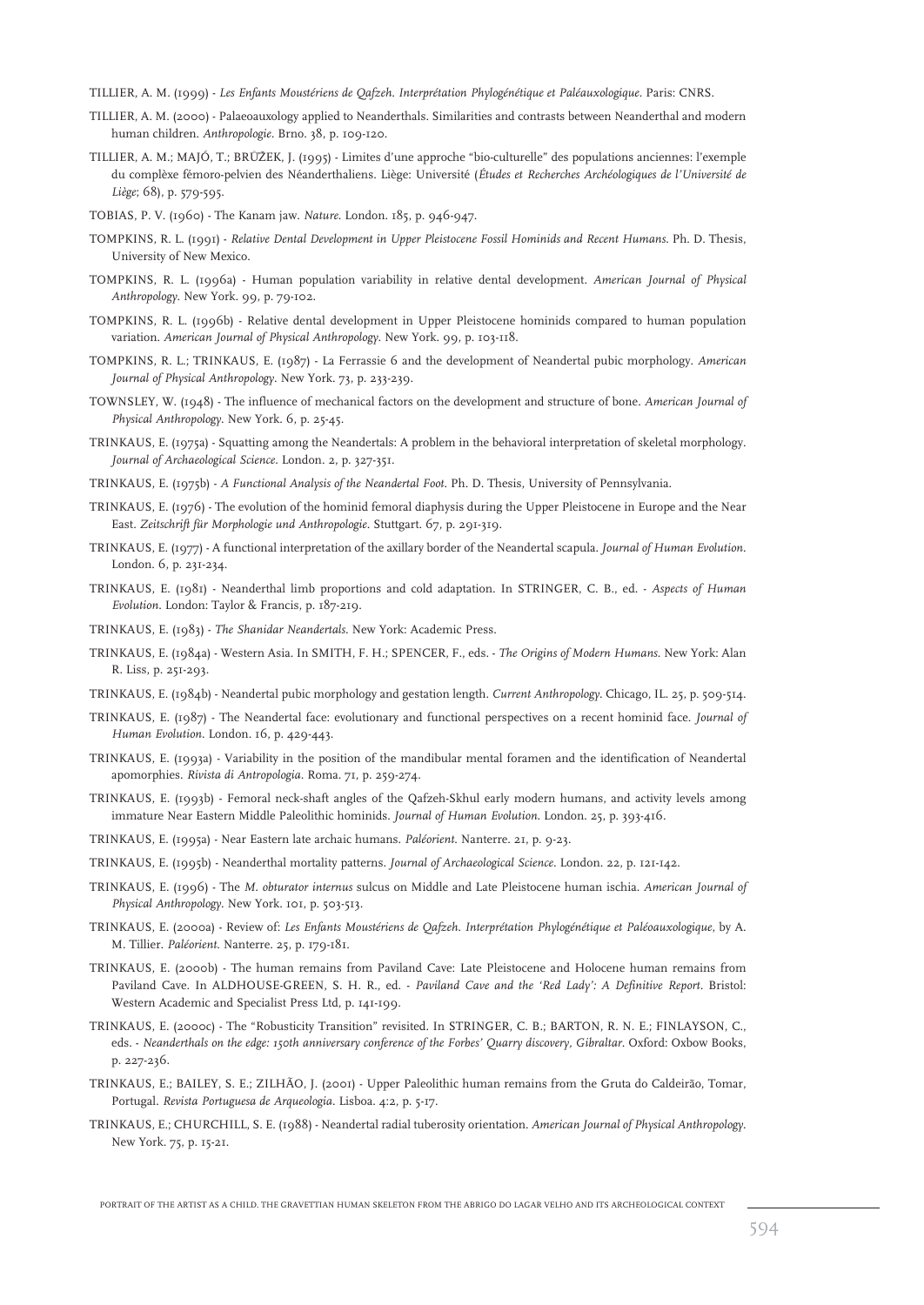TILLIER, A. M. (1999) - *Les Enfants Moustériens de Qafzeh. Interprétation Phylogénétique et Paléauxologique*. Paris: CNRS.

TILLIER, A. M. (2000) - Palaeoauxology applied to Neanderthals. Similarities and contrasts between Neanderthal and modern human children. *Anthropologie*. Brno. 38, p. 109-120.

TILLIER, A. M.; MAJÓ, T.; BRŮŽEK, J. (1995) - Limites d'une approche "bio-culturelle" des populations anciennes: l'exemple du complèxe fémoro-pelvien des Néanderthaliens. Liège: Université (*Études et Recherches Archéologiques de l'Université de Liège*; 68), p. 579-595.

TOBIAS, P. V. (1960) - The Kanam jaw. *Nature*. London. 185, p. 946-947.

TOMPKINS, R. L. (1991) - *Relative Dental Development in Upper Pleistocene Fossil Hominids and Recent Humans*. Ph. D. Thesis, University of New Mexico.

TOMPKINS, R. L. (1996a) - Human population variability in relative dental development. *American Journal of Physical Anthropology*. New York. 99, p. 79-102.

TOMPKINS, R. L. (1996b) - Relative dental development in Upper Pleistocene hominids compared to human population variation. *American Journal of Physical Anthropology*. New York. 99, p. 103-118.

TOMPKINS, R. L.; TRINKAUS, E. (1987) - La Ferrassie 6 and the development of Neandertal pubic morphology. *American Journal of Physical Anthropology*. New York. 73, p. 233-239.

TOWNSLEY, W. (1948) - The influence of mechanical factors on the development and structure of bone. *American Journal of Physical Anthropology*. New York. 6, p. 25-45.

TRINKAUS, E. (1975a) - Squatting among the Neandertals: A problem in the behavioral interpretation of skeletal morphology. *Journal of Archaeological Science*. London. 2, p. 327-351.

TRINKAUS, E. (1975b) - *A Functional Analysis of the Neandertal Foot*. Ph. D. Thesis, University of Pennsylvania.

TRINKAUS, E. (1976) - The evolution of the hominid femoral diaphysis during the Upper Pleistocene in Europe and the Near East. *Zeitschrift für Morphologie und Anthropologie*. Stuttgart. 67, p. 291-319.

TRINKAUS, E. (1977) - A functional interpretation of the axillary border of the Neandertal scapula. *Journal of Human Evolution*. London. 6, p. 231-234.

TRINKAUS, E. (1981) - Neanderthal limb proportions and cold adaptation. In STRINGER, C. B., ed. - *Aspects of Human Evolution*. London: Taylor & Francis, p. 187-219.

TRINKAUS, E. (1983) - *The Shanidar Neandertals*. New York: Academic Press.

TRINKAUS, E. (1984a) - Western Asia. In SMITH, F. H.; SPENCER, F., eds. - *The Origins of Modern Humans*. New York: Alan R. Liss, p. 251-293.

TRINKAUS, E. (1984b) - Neandertal pubic morphology and gestation length. *Current Anthropology*. Chicago, IL. 25, p. 509-514.

TRINKAUS, E. (1987) - The Neandertal face: evolutionary and functional perspectives on a recent hominid face. *Journal of Human Evolution*. London. 16, p. 429-443.

TRINKAUS, E. (1993a) - Variability in the position of the mandibular mental foramen and the identification of Neandertal apomorphies. *Rivista di Antropologia*. Roma. 71, p. 259-274.

TRINKAUS, E. (1993b) - Femoral neck-shaft angles of the Qafzeh-Skhul early modern humans, and activity levels among immature Near Eastern Middle Paleolithic hominids. *Journal of Human Evolution*. London. 25, p. 393-416.

TRINKAUS, E. (1995a) - Near Eastern late archaic humans. *Paléorient*. Nanterre. 21, p. 9-23.

TRINKAUS, E. (1995b) - Neanderthal mortality patterns. *Journal of Archaeological Science*. London. 22, p. 121-142.

TRINKAUS, E. (1996) - The *M. obturator internus* sulcus on Middle and Late Pleistocene human ischia. *American Journal of Physical Anthropology*. New York. 101, p. 503-513.

TRINKAUS, E. (2000a) - Review of: *Les Enfants Moustériens de Qafzeh. Interprétation Phylogénétique et Paléoauxologique*, by A. M. Tillier. *Paléorient*. Nanterre. 25, p. 179-181.

TRINKAUS, E. (2000b) - The human remains from Paviland Cave: Late Pleistocene and Holocene human remains from Paviland Cave. In ALDHOUSE-GREEN, S. H. R., ed. - *Paviland Cave and the 'Red Lady': A Definitive Report*. Bristol: Western Academic and Specialist Press Ltd, p. 141-199.

TRINKAUS, E. (2000c) - The "Robusticity Transition" revisited. In STRINGER, C. B.; BARTON, R. N. E.; FINLAYSON, C., eds. - *Neanderthals on the edge: 150th anniversary conference of the Forbes' Quarry discovery, Gibraltar*. Oxford: Oxbow Books, p. 227-236.

TRINKAUS, E.; BAILEY, S. E.; ZILHÃO, J. (2001) - Upper Paleolithic human remains from the Gruta do Caldeirão, Tomar, Portugal. *Revista Portuguesa de Arqueologia*. Lisboa. 4:2, p. 5-17.

TRINKAUS, E.; CHURCHILL, S. E. (1988) - Neandertal radial tuberosity orientation. *American Journal of Physical Anthropology*. New York. 75, p. 15-21.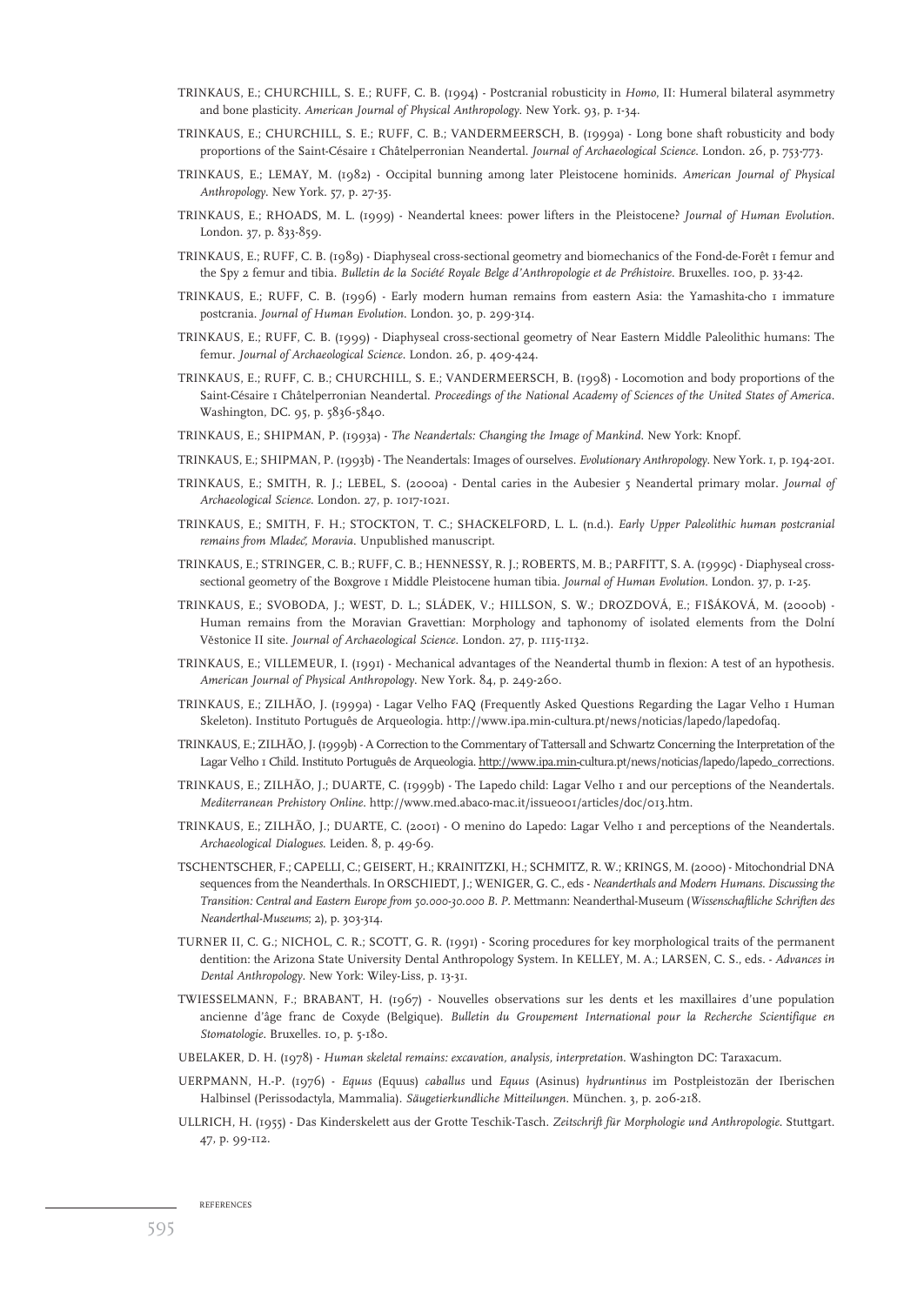TRINKAUS, E.; CHURCHILL, S. E.; RUFF, C. B. (1994) - Postcranial robusticity in *Homo*, II: Humeral bilateral asymmetry and bone plasticity. *American Journal of Physical Anthropology*. New York. 93, p. 1-34.

TRINKAUS, E.; CHURCHILL, S. E.; RUFF, C. B.; VANDERMEERSCH, B. (1999a) - Long bone shaft robusticity and body proportions of the Saint-Césaire 1 Châtelperronian Neandertal. *Journal of Archaeological Science*. London. 26, p. 753-773.

TRINKAUS, E.; LEMAY, M. (1982) - Occipital bunning among later Pleistocene hominids. *American Journal of Physical Anthropology*. New York. 57, p. 27-35.

TRINKAUS, E.; RHOADS, M. L. (1999) - Neandertal knees: power lifters in the Pleistocene? *Journal of Human Evolution*. London. 37, p. 833-859.

TRINKAUS, E.; RUFF, C. B. (1989) - Diaphyseal cross-sectional geometry and biomechanics of the Fond-de-Forêt 1 femur and the Spy 2 femur and tibia. *Bulletin de la Société Royale Belge d'Anthropologie et de Préhistoire*. Bruxelles. 100, p. 33-42.

TRINKAUS, E.; RUFF, C. B. (1996) - Early modern human remains from eastern Asia: the Yamashita-cho 1 immature postcrania. *Journal of Human Evolution*. London. 30, p. 299-314.

TRINKAUS, E.; RUFF, C. B. (1999) - Diaphyseal cross-sectional geometry of Near Eastern Middle Paleolithic humans: The femur. *Journal of Archaeological Science*. London. 26, p. 409-424.

TRINKAUS, E.; RUFF, C. B.; CHURCHILL, S. E.; VANDERMEERSCH, B. (1998) - Locomotion and body proportions of the Saint-Césaire 1 Châtelperronian Neandertal. *Proceedings of the National Academy of Sciences of the United States of America*. Washington, DC. 95, p. 5836-5840.

TRINKAUS, E.; SHIPMAN, P. (1993a) - *The Neandertals: Changing the Image of Mankind*. New York: Knopf.

TRINKAUS, E.; SHIPMAN, P. (1993b) - The Neandertals: Images of ourselves. *Evolutionary Anthropology*. New York. 1, p. 194-201.

TRINKAUS, E.; SMITH, R. J.; LEBEL, S. (2000a) - Dental caries in the Aubesier 5 Neandertal primary molar. *Journal of Archaeological Science*. London. 27, p. 1017-1021.

TRINKAUS, E.; SMITH, F. H.; STOCKTON, T. C.; SHACKELFORD, L. L. (n.d.). *Early Upper Paleolithic human postcranial remains from Mladeč, Moravia*. Unpublished manuscript.

TRINKAUS, E.; STRINGER, C. B.; RUFF, C. B.; HENNESSY, R. J.; ROBERTS, M. B.; PARFITT, S. A. (1999c) - Diaphyseal cross-sectional geometry of the Boxgrove 1 Middle Pleistocene human tibia. *Journal of Human Evolution*. London. 37, p. 1-25.

TRINKAUS, E.; SVOBODA, J.; WEST, D. L.; SLÁDEK, V.; HILLSON, S. W.; DROZDOVÁ, E.; FIŠÁKOVÁ, M. (2000b) - Human remains from the Moravian Gravettian: Morphology and taphonomy of isolated elements from the Dolní Věstonice II site. *Journal of Archaeological Science*. London. 27, p. 1115-1132.

TRINKAUS, E.; VILLEMEUR, I. (1991) - Mechanical advantages of the Neandertal thumb in flexion: A test of an hypothesis. *American Journal of Physical Anthropology*. New York. 84, p. 249-260.

TRINKAUS, E.; ZILHÃO, J. (1999a) - Lagar Velho FAQ (Frequently Asked Questions Regarding the Lagar Velho 1 Human Skeleton). Instituto Português de Arqueologia. http://www.ipa.min-cultura.pt/news/noticias/lapedo/lapedofaq.

TRINKAUS, E.; ZILHÃO, J. (1999b) - A Correction to the Commentary of Tattersall and Schwartz Concerning the Interpretation of the Lagar Velho 1 Child. Instituto Português de Arqueologia. http://www.ipa.min-cultura.pt/news/noticias/lapedo/lapedo_corrections.

TRINKAUS, E.; ZILHÃO, J.; DUARTE, C. (1999b) - The Lapedo child: Lagar Velho 1 and our perceptions of the Neandertals. *Mediterranean Prehistory Online*. http://www.med.abaco-mac.it/issue001/articles/doc/013.htm.

TRINKAUS, E.; ZILHÃO, J.; DUARTE, C. (2001) - O menino do Lapedo: Lagar Velho 1 and perceptions of the Neandertals. *Archaeological Dialogues*. Leiden. 8, p. 49-69.

TSCHENTSCHER, F.; CAPELLI, C.; GEISERT, H.; KRAINITZKI, H.; SCHMITZ, R. W.; KRINGS, M. (2000) - Mitochondrial DNA sequences from the Neanderthals. In ORSCHIEDT, J.; WENIGER, G. C., eds - *Neanderthals and Modern Humans. Discussing the Transition: Central and Eastern Europe from 50.000-30.000 B. P*. Mettmann: Neanderthal-Museum (*Wissenschaftliche Schriften des Neanderthal-Museums*; 2), p. 303-314.

TURNER II, C. G.; NICHOL, C. R.; SCOTT, G. R. (1991) - Scoring procedures for key morphological traits of the permanent dentition: the Arizona State University Dental Anthropology System. In KELLEY, M. A.; LARSEN, C. S., eds. - *Advances in Dental Anthropology*. New York: Wiley-Liss, p. 13-31.

TWIESSELMANN, F.; BRABANT, H. (1967) - Nouvelles observations sur les dents et les maxillaires d'une population ancienne d'âge franc de Coxyde (Belgique). *Bulletin du Groupement International pour la Recherche Scientifique en Stomatologie*. Bruxelles. 10, p. 5-180.

UBELAKER, D. H. (1978) - *Human skeletal remains: excavation, analysis, interpretation*. Washington DC: Taraxacum.

UERPMANN, H.-P. (1976) - *Equus* (Equus) *caballus* und *Equus* (Asinus) *hydruntinus* im Postpleistozän der Iberischen Halbinsel (Perissodactyla, Mammalia). *Säugetierkundliche Mitteilungen*. München. 3, p. 206-218.

ULLRICH, H. (1955) - Das Kinderskelett aus der Grotte Teschik-Tasch. *Zeitschrift für Morphologie und Anthropologie*. Stuttgart. 47, p. 99-112.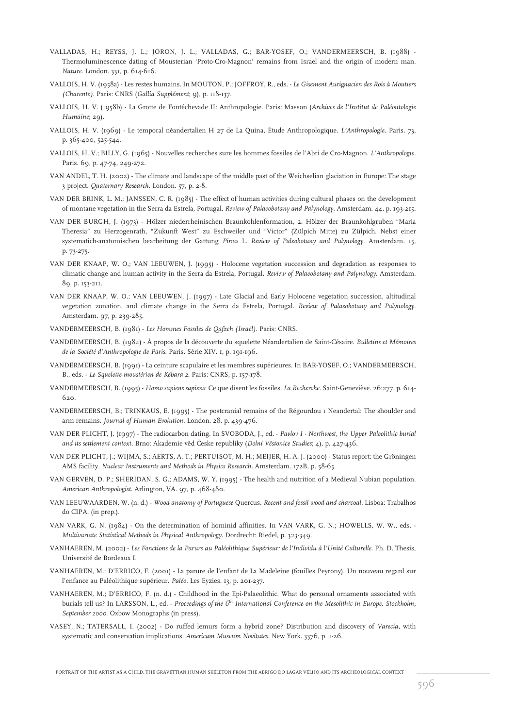VALLADAS, H.; REYSS, J. L.; JORON, J. L.; VALLADAS, G.; BAR-YOSEF, O.; VANDERMEERSCH, B. (1988) - Thermoluminescence dating of Mousterian 'Proto-Cro-Magnon' remains from Israel and the origin of modern man. *Nature*. London. 331, p. 614-616.

VALLOIS, H. V. (1958a) - Les restes humains. In MOUTON, P.; JOFFROY, R., eds. - *Le Gisement Aurignacien des Rois à Moutiers (Charente)*. Paris: CNRS (*Gallia Supplément*; 9), p. 118-137.

VALLOIS, H. V. (1958b) - La Grotte de Fontéchevade II: Anthropologie. Paris: Masson (*Archives de l'Institut de Paléontologie Humaine*; 29).

VALLOIS, H. V. (1969) - Le temporal néandertalien H 27 de La Quina, Étude Anthropologique. *L'Anthropologie*. Paris. 73, p. 365-400, 525-544.

VALLOIS, H. V.; BILLY, G. (1965) - Nouvelles recherches sure les hommes fossiles de l'Abri de Cro-Magnon. *L'Anthropologie*. Paris. 69, p. 47-74, 249-272.

VAN ANDEL, T. H. (2002) - The climate and landscape of the middle past of the Weichselian glaciation in Europe: The stage 3 project. *Quaternary Research*. London. 57, p. 2-8.

VAN DER BRINK, L. M.; JANSSEN, C. R. (1985) - The effect of human activities during cultural phases on the development of montane vegetation in the Serra da Estrela, Portugal. *Review of Palaeobotany and Palynology*. Amsterdam. 44, p. 193-215.

VAN DER BURGH, J. (1973) - Hölzer niederrheinischen Braunkohlenformation, 2. Hölzer der Braunkohlgruben "Maria Theresia" zu Herzogenrath, "Zukunft West" zu Eschweiler und "Victor" (Zülpich Mitte) zu Zülpich. Nebst einer systematich-anatomischen bearbeitung der Gattung *Pinus* L. *Review of Paleobotany and Palynology*. Amsterdam. 15, p. 73-275.

VAN DER KNAAP, W. O.; VAN LEEUWEN, J. (1995) - Holocene vegetation succession and degradation as responses to climatic change and human activity in the Serra da Estrela, Portugal. *Review of Palaeobotany and Palynology*. Amsterdam. 89, p. 153-211.

VAN DER KNAAP, W. O.; VAN LEEUWEN, J. (1997) - Late Glacial and Early Holocene vegetation succession, altitudinal vegetation zonation, and climate change in the Serra da Estrela, Portugal. *Review of Palaeobotany and Palynology*. Amsterdam. 97, p. 239-285.

VANDERMEERSCH, B. (1981) - *Les Hommes Fossiles de Qafzeh (Israël)*. Paris: CNRS.

VANDERMEERSCH, B. (1984) - À propos de la découverte du squelette Néandertalien de Saint-Césaire. *Bulletins et Mémoires de la Société d'Anthropologie de Paris*. Paris. Série XIV. 1, p. 191-196.

VANDERMEERSCH, B. (1991) - La ceinture scapulaire et les membres supérieures. In BAR-YOSEF, O.; VANDERMEERSCH, B., eds. - *Le Squelette moustérien de Kébara 2*. Paris: CNRS, p. 157-178.

VANDERMEERSCH, B. (1995) - *Homo sapiens sapiens*: Ce que disent les fossiles. *La Recherche*. Saint-Geneviève. 26:277, p. 614-620.

VANDERMEERSCH, B.; TRINKAUS, E. (1995) - The postcranial remains of the Régourdou 1 Neandertal: The shoulder and arm remains. *Journal of Human Evolution*. London. 28, p. 439-476.

VAN DER PLICHT, J. (1997) - The radiocarbon dating. In SVOBODA, J., ed. - *Pavlov I - Northwest, the Upper Paleolithic burial and its settlement context*. Brno: Akademie věd Česke republiky (*Dolní Věstonice Studies*; 4), p. 427-436.

VAN DER PLICHT, J.; WIJMA, S.; AERTS, A. T.; PERTUISOT, M. H.; MEIJER, H. A. J. (2000) - Status report: the Gröningen AMS facility. *Nuclear Instruments and Methods in Physics Research*. Amsterdam. 172B, p. 58-65.

VAN GERVEN, D. P.; SHERIDAN, S. G.; ADAMS, W. Y. (1995) - The health and nutrition of a Medieval Nubian population. *American Anthropologist*. Arlington, VA. 97, p. 468-480.

VAN LEEUWAARDEN, W. (n. d.) - *Wood anatomy of Portuguese* Quercus. *Recent and fossil wood and charcoal*. Lisboa: Trabalhos do CIPA. (in prep.).

VAN VARK, G. N. (1984) - On the determination of hominid affinities. In VAN VARK, G. N.; HOWELLS, W. W., eds. - *Multivariate Statistical Methods in Physical Anthropology*. Dordrecht: Riedel, p. 323-349.

VANHAEREN, M. (2002) - *Les Fonctions de la Parure au Paléolithique Supérieur: de l'Individu à l'Unité Culturelle*. Ph. D. Thesis, Université de Bordeaux I.

VANHAEREN, M.; D'ERRICO, F. (2001) - La parure de l'enfant de La Madeleine (fouilles Peyrony). Un nouveau regard sur l'enfance au Paléolithique supérieur. *Paléo*. Les Eyzies. 13, p. 201-237.

VANHAEREN, M.; D'ERRICO, F. (n. d.) - Childhood in the Epi-Palaeolithic. What do personal ornaments associated with burials tell us? In LARSSON, L., ed. - *Proceedings of the 6th International Conference on the Mesolithic in Europe. Stockholm, September 2000*. Oxbow Monographs (in press).

VASEY, N.; TATERSALL, I. (2002) - Do ruffed lemurs form a hybrid zone? Distribution and discovery of *Varecia*, with systematic and conservation implications. *Americam Museum Novitates*. New York. 3376, p. 1-26.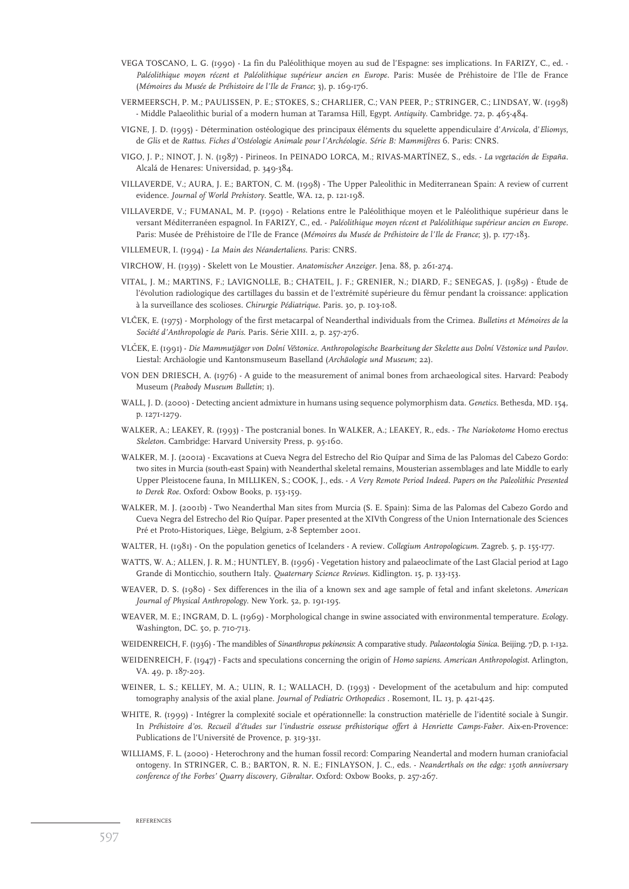VEGA TOSCANO, L. G. (1990) - La fin du Paléolithique moyen au sud de l'Espagne: ses implications. In FARIZY, C., ed. - *Paléolithique moyen récent et Paléolithique supérieur ancien en Europe*. Paris: Musée de Préhistoire de l'Ile de France (*Mémoires du Musée de Préhistoire de l'Ile de France*; 3), p. 169-176.

VERMEERSCH, P. M.; PAULISSEN, P. E.; STOKES, S.; CHARLIER, C.; VAN PEER, P.; STRINGER, C.; LINDSAY, W. (1998) - Middle Palaeolithic burial of a modern human at Taramsa Hill, Egypt. *Antiquity*. Cambridge. 72, p. 465-484.

VIGNE, J. D. (1995) - Détermination ostéologique des principaux éléments du squelette appendiculaire d'*Arvicola*, d'*Eliomys*, de *Glis* et de *Rattus*. *Fiches d'Ostéologie Animale pour l'Archéologie. Série B: Mammifères* 6. Paris: CNRS.

VIGO, J. P.; NINOT, J. N. (1987) - Pirineos. In PEINADO LORCA, M.; RIVAS-MARTÍNEZ, S., eds. - *La vegetación de España*. Alcalá de Henares: Universidad, p. 349-384.

VILLAVERDE, V.; AURA, J. E.; BARTON, C. M. (1998) - The Upper Paleolithic in Mediterranean Spain: A review of current evidence. *Journal of World Prehistory*. Seattle, WA. 12, p. 121-198.

VILLAVERDE, V.; FUMANAL, M. P. (1990) - Relations entre le Paléolithique moyen et le Paléolithique supérieur dans le versant Méditerranéen espagnol. In FARIZY, C., ed. - *Paléolithique moyen récent et Paléolithique supérieur ancien en Europe*. Paris: Musée de Préhistoire de l'Ile de France (*Mémoires du Musée de Préhistoire de l'Ile de France*; 3), p. 177-183.

VILLEMEUR, I. (1994) - *La Main des Néandertaliens*. Paris: CNRS.

VIRCHOW, H. (1939) - Skelett von Le Moustier. *Anatomischer Anzeiger*. Jena. 88, p. 261-274.

VITAL, J. M.; MARTINS, F.; LAVIGNOLLE, B.; CHATEIL, J. F.; GRENIER, N.; DIARD, F.; SENEGAS, J. (1989) - Étude de l'évolution radiologique des cartillages du bassin et de l'extrémité supérieure du fémur pendant la croissance: application à la surveillance des scolioses. *Chirurgie Pédiatrique*. Paris. 30, p. 103-108.

VLČEK, E. (1975) - Morphology of the first metacarpal of Neanderthal individuals from the Crimea. *Bulletins et Mémoires de la Société d'Anthropologie de Paris*. Paris. Série XIII. 2, p. 257-276.

VLČEK, E. (1991) - *Die Mammutjäger von Dolní Věstonice. Anthropologische Bearbeitung der Skelette aus Dolní Věstonice und Pavlov*. Liestal: Archäologie und Kantonsmuseum Baselland (*Archäologie und Museum*; 22).

VON DEN DRIESCH, A. (1976) - A guide to the measurement of animal bones from archaeological sites. Harvard: Peabody Museum (*Peabody Museum Bulletin*; 1).

WALL, J. D. (2000) - Detecting ancient admixture in humans using sequence polymorphism data. *Genetics*. Bethesda, MD. 154, p. 1271-1279.

WALKER, A.; LEAKEY, R. (1993) - The postcranial bones. In WALKER, A.; LEAKEY, R., eds. - *The Nariokotome* Homo erectus *Skeleton*. Cambridge: Harvard University Press, p. 95-160.

WALKER, M. J. (2001a) - Excavations at Cueva Negra del Estrecho del Rio Quípar and Sima de las Palomas del Cabezo Gordo: two sites in Murcia (south-east Spain) with Neanderthal skeletal remains, Mousterian assemblages and late Middle to early Upper Pleistocene fauna, In MILLIKEN, S.; COOK, J., eds. - *A Very Remote Period Indeed. Papers on the Paleolithic Presented to Derek Roe*. Oxford: Oxbow Books, p. 153-159.

WALKER, M. J. (2001b) - Two Neanderthal Man sites from Murcia (S. E. Spain): Sima de las Palomas del Cabezo Gordo and Cueva Negra del Estrecho del Rio Quípar. Paper presented at the XIVth Congress of the Union Internationale des Sciences Pré et Proto-Historiques, Liège, Belgium, 2-8 September 2001.

WALTER, H. (1981) - On the population genetics of Icelanders - A review. *Collegium Antropologicum*. Zagreb. 5, p. 155-177.

WATTS, W. A.; ALLEN, J. R. M.; HUNTLEY, B. (1996) - Vegetation history and palaeoclimate of the Last Glacial period at Lago Grande di Monticchio, southern Italy. *Quaternary Science Reviews*. Kidlington. 15, p. 133-153.

WEAVER, D. S. (1980) - Sex differences in the ilia of a known sex and age sample of fetal and infant skeletons. *American Journal of Physical Anthropology*. New York. 52, p. 191-195.

WEAVER, M. E.; INGRAM, D. L. (1969) - Morphological change in swine associated with environmental temperature. *Ecology*. Washington, DC. 50, p. 710-713.

WEIDENREICH, F. (1936) - The mandibles of *Sinanthropus pekinensis*: A comparative study. *Palaeontologia Sinica*. Beijing. 7D, p. 1-132.

WEIDENREICH, F. (1947) - Facts and speculations concerning the origin of *Homo sapiens*. *American Anthropologist*. Arlington, VA. 49, p. 187-203.

WEINER, L. S.; KELLEY, M. A.; ULIN, R. I.; WALLACH, D. (1993) - Development of the acetabulum and hip: computed tomography analysis of the axial plane. *Journal of Pediatric Orthopedics* . Rosemont, IL. 13, p. 421-425.

WHITE, R. (1999) - Intégrer la complexité sociale et opérationnelle: la construction matérielle de l'identité sociale à Sungir. In *Préhistoire d'os. Recueil d'études sur l'industrie osseuse préhistorique offert à Henriette Camps-Faber*. Aix-en-Provence: Publications de l'Université de Provence, p. 319-331.

WILLIAMS, F. L. (2000) - Heterochrony and the human fossil record: Comparing Neandertal and modern human craniofacial ontogeny. In STRINGER, C. B.; BARTON, R. N. E.; FINLAYSON, J. C., eds. - *Neanderthals on the edge: 150th anniversary conference of the Forbes' Quarry discovery, Gibraltar*. Oxford: Oxbow Books, p. 257-267.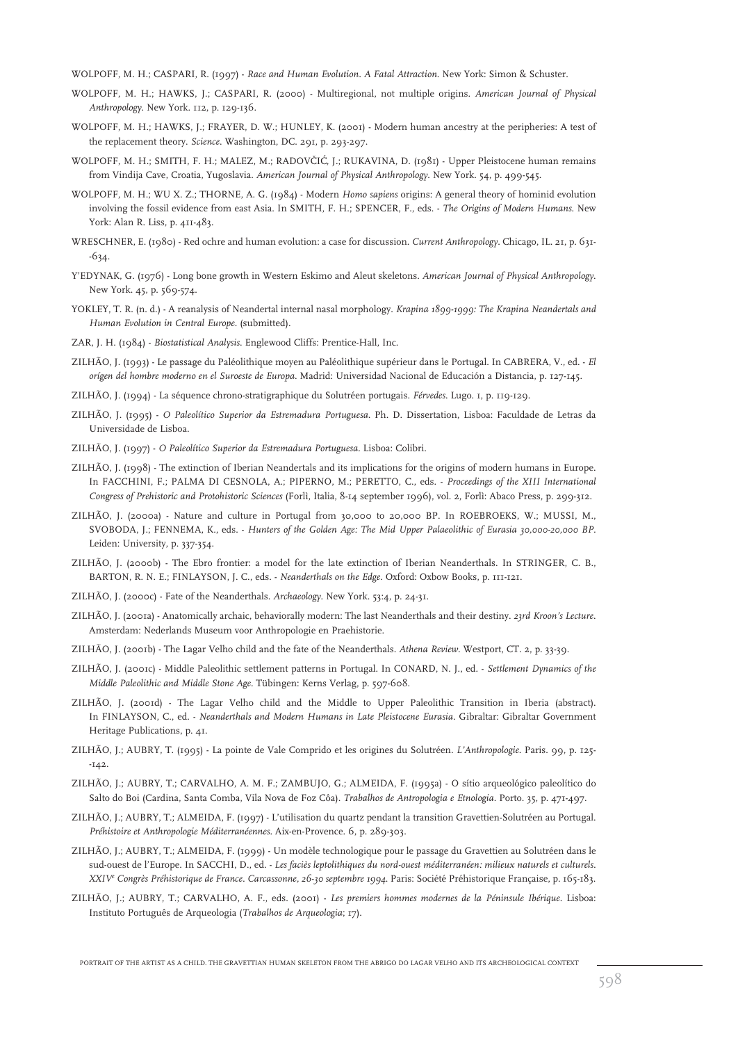WOLPOFF, M. H.; CASPARI, R. (1997) - *Race and Human Evolution. A Fatal Attraction*. New York: Simon & Schuster.

WOLPOFF, M. H.; HAWKS, J.; CASPARI, R. (2000) - Multiregional, not multiple origins. *American Journal of Physical Anthropology*. New York. 112, p. 129-136.

WOLPOFF, M. H.; HAWKS, J.; FRAYER, D. W.; HUNLEY, K. (2001) - Modern human ancestry at the peripheries: A test of the replacement theory. *Science*. Washington, DC. 291, p. 293-297.

WOLPOFF, M. H.; SMITH, F. H.; MALEZ, M.; RADOVČIĆ, J.; RUKAVINA, D. (1981) - Upper Pleistocene human remains from Vindija Cave, Croatia, Yugoslavia. *American Journal of Physical Anthropology*. New York. 54, p. 499-545.

WOLPOFF, M. H.; WU X. Z.; THORNE, A. G. (1984) - Modern *Homo sapiens* origins: A general theory of hominid evolution involving the fossil evidence from east Asia. In SMITH, F. H.; SPENCER, F., eds. - *The Origins of Modern Humans*. New York: Alan R. Liss, p. 411-483.

WRESCHNER, E. (1980) - Red ochre and human evolution: a case for discussion. *Current Anthropology*. Chicago, IL. 21, p. 631--634.

Y'EDYNAK, G. (1976) - Long bone growth in Western Eskimo and Aleut skeletons. *American Journal of Physical Anthropology*. New York. 45, p. 569-574.

YOKLEY, T. R. (n. d.) - A reanalysis of Neandertal internal nasal morphology. *Krapina 1899-1999: The Krapina Neandertals and Human Evolution in Central Europe*. (submitted).

ZAR, J. H. (1984) - *Biostatistical Analysis*. Englewood Cliffs: Prentice-Hall, Inc.

ZILHÃO, J. (1993) - Le passage du Paléolithique moyen au Paléolithique supérieur dans le Portugal. In CABRERA, V., ed. - *El orígen del hombre moderno en el Suroeste de Europa*. Madrid: Universidad Nacional de Educación a Distancia, p. 127-145.

ZILHÃO, J. (1994) - La séquence chrono-stratigraphique du Solutréen portugais. *Férvedes*. Lugo. 1, p. 119-129.

ZILHÃO, J. (1995) - *O Paleolítico Superior da Estremadura Portuguesa*. Ph. D. Dissertation, Lisboa: Faculdade de Letras da Universidade de Lisboa.

ZILHÃO, J. (1997) - *O Paleolítico Superior da Estremadura Portuguesa*. Lisboa: Colibri.

ZILHÃO, J. (1998) - The extinction of Iberian Neandertals and its implications for the origins of modern humans in Europe. In FACCHINI, F.; PALMA DI CESNOLA, A.; PIPERNO, M.; PERETTO, C., eds. - *Proceedings of the XIII International Congress of Prehistoric and Protohistoric Sciences* (Forlì, Italia, 8-14 september 1996), vol. 2, Forlì: Abaco Press, p. 299-312.

ZILHÃO, J. (2000a) - Nature and culture in Portugal from 30,000 to 20,000 BP. In ROEBROEKS, W.; MUSSI, M., SVOBODA, J.; FENNEMA, K., eds. - *Hunters of the Golden Age: The Mid Upper Palaeolithic of Eurasia 30,000-20,000 BP*. Leiden: University, p. 337-354.

ZILHÃO, J. (2000b) - The Ebro frontier: a model for the late extinction of Iberian Neanderthals. In STRINGER, C. B., BARTON, R. N. E.; FINLAYSON, J. C., eds. - *Neanderthals on the Edge*. Oxford: Oxbow Books, p. 111-121.

ZILHÃO, J. (2000c) - Fate of the Neanderthals. *Archaeology*. New York. 53:4, p. 24-31.

ZILHÃO, J. (2001a) - Anatomically archaic, behaviorally modern: The last Neanderthals and their destiny. *23rd Kroon's Lecture*. Amsterdam: Nederlands Museum voor Anthropologie en Praehistorie.

ZILHÃO, J. (2001b) - The Lagar Velho child and the fate of the Neanderthals. *Athena Review*. Westport, CT. 2, p. 33-39.

ZILHÃO, J. (2001c) - Middle Paleolithic settlement patterns in Portugal. In CONARD, N. J., ed. - *Settlement Dynamics of the Middle Paleolithic and Middle Stone Age*. Tübingen: Kerns Verlag, p. 597-608.

ZILHÃO, J. (2001d) - The Lagar Velho child and the Middle to Upper Paleolithic Transition in Iberia (abstract). In FINLAYSON, C., ed. - *Neanderthals and Modern Humans in Late Pleistocene Eurasia*. Gibraltar: Gibraltar Government Heritage Publications, p. 41.

ZILHÃO, J.; AUBRY, T. (1995) - La pointe de Vale Comprido et les origines du Solutréen. *L'Anthropologie*. Paris. 99, p. 125--142.

ZILHÃO, J.; AUBRY, T.; CARVALHO, A. M. F.; ZAMBUJO, G.; ALMEIDA, F. (1995a) - O sítio arqueológico paleolítico do Salto do Boi (Cardina, Santa Comba, Vila Nova de Foz Côa). *Trabalhos de Antropologia e Etnologia*. Porto. 35, p. 471-497.

ZILHÃO, J.; AUBRY, T.; ALMEIDA, F. (1997) - L'utilisation du quartz pendant la transition Gravettien-Solutréen au Portugal. *Préhistoire et Anthropologie Méditerranéennes*. Aix-en-Provence. 6, p. 289-303.

ZILHÃO, J.; AUBRY, T.; ALMEIDA, F. (1999) - Un modèle technologique pour le passage du Gravettien au Solutréen dans le sud-ouest de l'Europe. In SACCHI, D., ed. - *Les faciès leptolithiques du nord-ouest méditerranéen: milieux naturels et culturels. XXIV[e] Congrès Préhistorique de France. Carcassonne, 26-30 septembre 1994*. Paris: Société Préhistorique Française, p. 165-183.

ZILHÃO, J.; AUBRY, T.; CARVALHO, A. F., eds. (2001) - *Les premiers hommes modernes de la Péninsule Ibérique*. Lisboa: Instituto Português de Arqueologia (*Trabalhos de Arqueologia*; 17).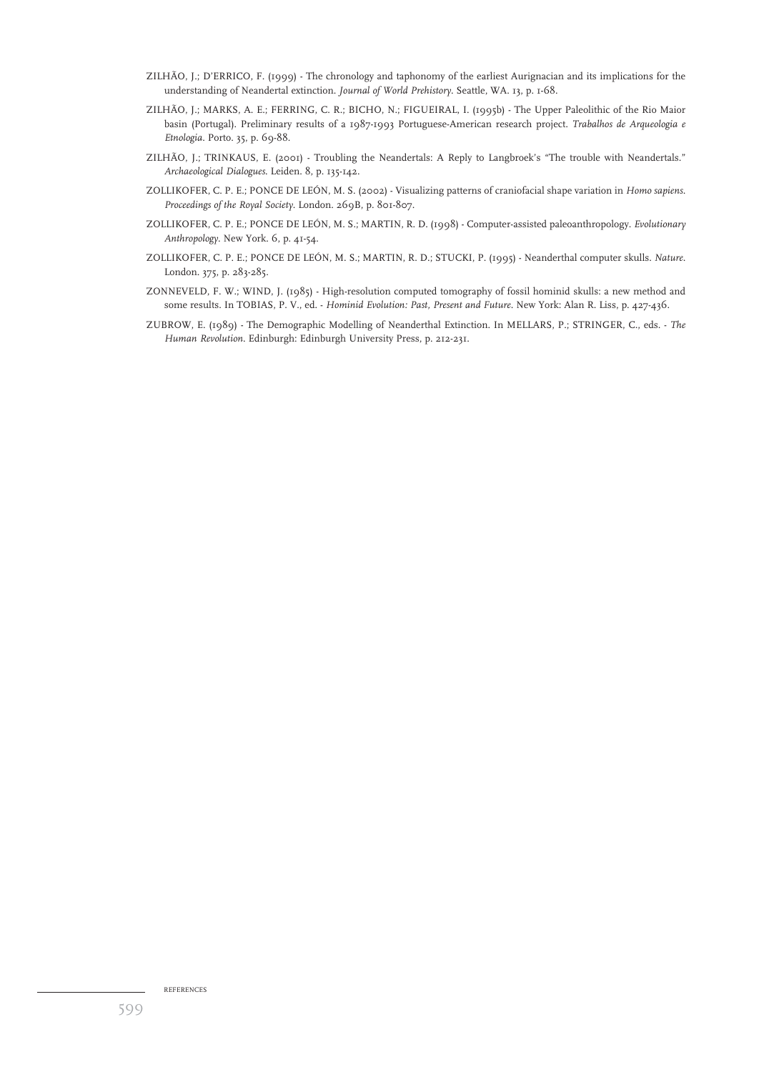ZILHÃO, J.; D'ERRICO, F. (1999) - The chronology and taphonomy of the earliest Aurignacian and its implications for the understanding of Neandertal extinction. *Journal of World Prehistory*. Seattle, WA. 13, p. 1-68.

ZILHÃO, J.; MARKS, A. E.; FERRING, C. R.; BICHO, N.; FIGUEIRAL, I. (1995b) - The Upper Paleolithic of the Rio Maior basin (Portugal). Preliminary results of a 1987-1993 Portuguese-American research project. *Trabalhos de Arqueologia e Etnologia*. Porto. 35, p. 69-88.

ZILHÃO, J.; TRINKAUS, E. (2001) - Troubling the Neandertals: A Reply to Langbroek's "The trouble with Neandertals." *Archaeological Dialogues*. Leiden. 8, p. 135-142.

ZOLLIKOFER, C. P. E.; PONCE DE LEÓN, M. S. (2002) - Visualizing patterns of craniofacial shape variation in *Homo sapiens*. *Proceedings of the Royal Society*. London. 269B, p. 801-807.

ZOLLIKOFER, C. P. E.; PONCE DE LEÓN, M. S.; MARTIN, R. D. (1998) - Computer-assisted paleoanthropology. *Evolutionary Anthropology*. New York. 6, p. 41-54.

ZOLLIKOFER, C. P. E.; PONCE DE LEÓN, M. S.; MARTIN, R. D.; STUCKI, P. (1995) - Neanderthal computer skulls. *Nature*. London. 375, p. 283-285.

ZONNEVELD, F. W.; WIND, J. (1985) - High-resolution computed tomography of fossil hominid skulls: a new method and some results. In TOBIAS, P. V., ed. - *Hominid Evolution: Past, Present and Future*. New York: Alan R. Liss, p. 427-436.

ZUBROW, E. (1989) - The Demographic Modelling of Neanderthal Extinction. In MELLARS, P.; STRINGER, C., eds. - *The Human Revolution*. Edinburgh: Edinburgh University Press, p. 212-231.